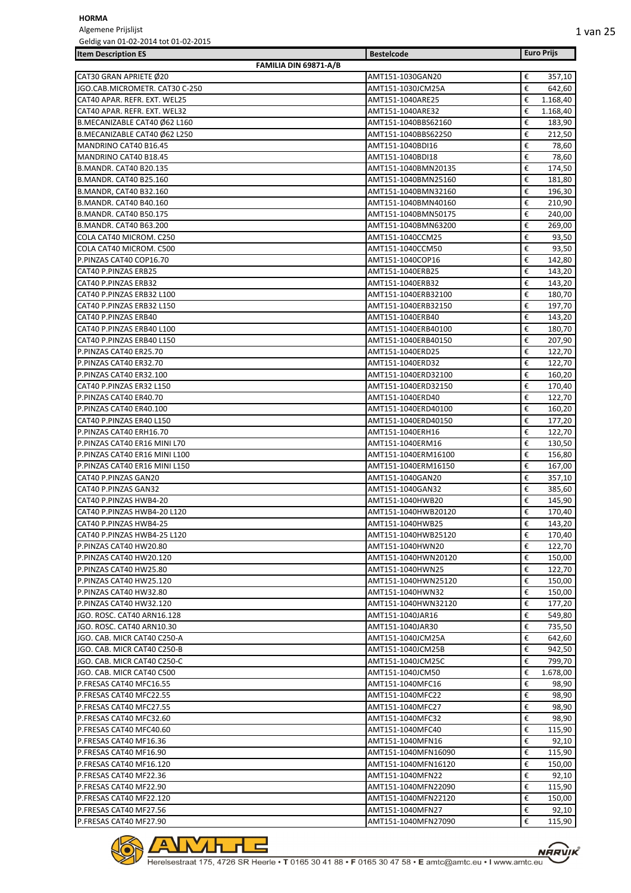**HORMA**

Algemene Prijslijst

Geldig van 01-02-2014 tot 01-02-2015

| Item Description ES | Bestelcode | Euro Prijs |
|---|---|---|
| **FAMILIA DIN 69871-A/B** | | |
| CAT30 GRAN APRIETE Ø20 | AMT151-1030GAN20 | € 357,10 |
| JGO.CAB.MICROMETR. CAT30 C-250 | AMT151-1030JCM25A | € 642,60 |
| CAT40 APAR. REFR. EXT. WEL25 | AMT151-1040ARE25 | € 1.168,40 |
| CAT40 APAR. REFR. EXT. WEL32 | AMT151-1040ARE32 | € 1.168,40 |
| B.MECANIZABLE CAT40 Ø62 L160 | AMT151-1040BBS62160 | € 183,90 |
| B.MECANIZABLE CAT40 Ø62 L250 | AMT151-1040BBS62250 | € 212,50 |
| MANDRINO CAT40 B16.45 | AMT151-1040BDI16 | € 78,60 |
| MANDRINO CAT40 B18.45 | AMT151-1040BDI18 | € 78,60 |
| B.MANDR. CAT40 B20.135 | AMT151-1040BMN20135 | € 174,50 |
| B.MANDR. CAT40 B25.160 | AMT151-1040BMN25160 | € 181,80 |
| B.MANDR, CAT40 B32.160 | AMT151-1040BMN32160 | € 196,30 |
| B.MANDR. CAT40 B40.160 | AMT151-1040BMN40160 | € 210,90 |
| B.MANDR. CAT40 B50.175 | AMT151-1040BMN50175 | € 240,00 |
| B.MANDR. CAT40 B63.200 | AMT151-1040BMN63200 | € 269,00 |
| COLA CAT40 MICROM. C250 | AMT151-1040CCM25 | € 93,50 |
| COLA CAT40 MICROM. C500 | AMT151-1040CCM50 | € 93,50 |
| P.PINZAS CAT40 COP16.70 | AMT151-1040COP16 | € 142,80 |
| CAT40 P.PINZAS ERB25 | AMT151-1040ERB25 | € 143,20 |
| CAT40 P.PINZAS ERB32 | AMT151-1040ERB32 | € 143,20 |
| CAT40 P.PINZAS ERB32 L100 | AMT151-1040ERB32100 | € 180,70 |
| CAT40 P.PINZAS ERB32 L150 | AMT151-1040ERB32150 | € 197,70 |
| CAT40 P.PINZAS ERB40 | AMT151-1040ERB40 | € 143,20 |
| CAT40 P.PINZAS ERB40 L100 | AMT151-1040ERB40100 | € 180,70 |
| CAT40 P.PINZAS ERB40 L150 | AMT151-1040ERB40150 | € 207,90 |
| P.PINZAS CAT40 ER25.70 | AMT151-1040ERD25 | € 122,70 |
| P.PINZAS CAT40 ER32.70 | AMT151-1040ERD32 | € 122,70 |
| P.PINZAS CAT40 ER32.100 | AMT151-1040ERD32100 | € 160,20 |
| CAT40 P.PINZAS ER32 L150 | AMT151-1040ERD32150 | € 170,40 |
| P.PINZAS CAT40 ER40.70 | AMT151-1040ERD40 | € 122,70 |
| P.PINZAS CAT40 ER40.100 | AMT151-1040ERD40100 | € 160,20 |
| CAT40 P.PINZAS ER40 L150 | AMT151-1040ERD40150 | € 177,20 |
| P.PINZAS CAT40 ERH16.70 | AMT151-1040ERH16 | € 122,70 |
| P.PINZAS CAT40 ER16 MINI L70 | AMT151-1040ERM16 | € 130,50 |
| P.PINZAS CAT40 ER16 MINI L100 | AMT151-1040ERM16100 | € 156,80 |
| P.PINZAS CAT40 ER16 MINI L150 | AMT151-1040ERM16150 | € 167,00 |
| CAT40 P.PINZAS GAN20 | AMT151-1040GAN20 | € 357,10 |
| CAT40 P.PINZAS GAN32 | AMT151-1040GAN32 | € 385,60 |
| CAT40 P.PINZAS HWB4-20 | AMT151-1040HWB20 | € 145,90 |
| CAT40 P.PINZAS HWB4-20 L120 | AMT151-1040HWB20120 | € 170,40 |
| CAT40 P.PINZAS HWB4-25 | AMT151-1040HWB25 | € 143,20 |
| CAT40 P.PINZAS HWB4-25 L120 | AMT151-1040HWB25120 | € 170,40 |
| P.PINZAS CAT40 HW20.80 | AMT151-1040HWN20 | € 122,70 |
| P.PINZAS CAT40 HW20.120 | AMT151-1040HWN20120 | € 150,00 |
| P.PINZAS CAT40 HW25.80 | AMT151-1040HWN25 | € 122,70 |
| P.PINZAS CAT40 HW25.120 | AMT151-1040HWN25120 | € 150,00 |
| P.PINZAS CAT40 HW32.80 | AMT151-1040HWN32 | € 150,00 |
| P.PINZAS CAT40 HW32.120 | AMT151-1040HWN32120 | € 177,20 |
| JGO. ROSC. CAT40 ARN16.128 | AMT151-1040JAR16 | € 549,80 |
| JGO. ROSC. CAT40 ARN10.30 | AMT151-1040JAR30 | € 735,50 |
| JGO. CAB. MICR CAT40 C250-A | AMT151-1040JCM25A | € 642,60 |
| JGO. CAB. MICR CAT40 C250-B | AMT151-1040JCM25B | € 942,50 |
| JGO. CAB. MICR CAT40 C250-C | AMT151-1040JCM25C | € 799,70 |
| JGO. CAB. MICR CAT40 C500 | AMT151-1040JCM50 | € 1.678,00 |
| P.FRESAS CAT40 MFC16.55 | AMT151-1040MFC16 | € 98,90 |
| P.FRESAS CAT40 MFC22.55 | AMT151-1040MFC22 | € 98,90 |
| P.FRESAS CAT40 MFC27.55 | AMT151-1040MFC27 | € 98,90 |
| P.FRESAS CAT40 MFC32.60 | AMT151-1040MFC32 | € 98,90 |
| P.FRESAS CAT40 MFC40.60 | AMT151-1040MFC40 | € 115,90 |
| P.FRESAS CAT40 MF16.36 | AMT151-1040MFN16 | € 92,10 |
| P.FRESAS CAT40 MF16.90 | AMT151-1040MFN16090 | € 115,90 |
| P.FRESAS CAT40 MF16.120 | AMT151-1040MFN16120 | € 150,00 |
| P.FRESAS CAT40 MF22.36 | AMT151-1040MFN22 | € 92,10 |
| P.FRESAS CAT40 MF22.90 | AMT151-1040MFN22090 | € 115,90 |
| P.FRESAS CAT40 MF22.120 | AMT151-1040MFN22120 | € 150,00 |
| P.FRESAS CAT40 MF27.56 | AMT151-1040MFN27 | € 92,10 |
| P.FRESAS CAT40 MF27.90 | AMT151-1040MFN27090 | € 115,90 |

Herelsestraat 175, 4726 SR Heerle • T 0165 30 41 88 • F 0165 30 47 58 • E amtc@amtc.eu • I www.amtc.eu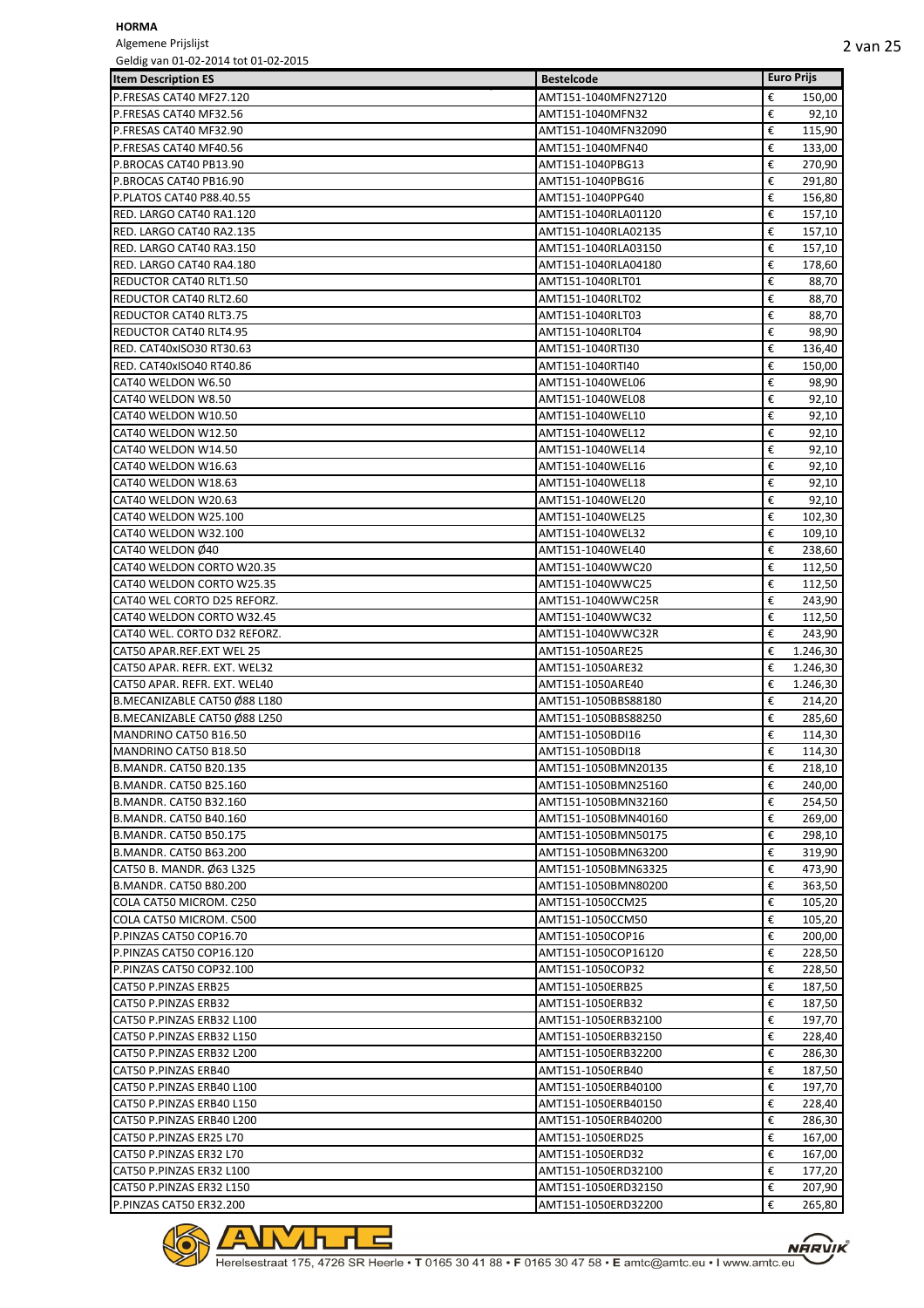**HORMA**

Algemene Prijslijst

Geldig van 01-02-2014 tot 01-02-2015

| Item Description ES | Bestelcode | Euro Prijs |
|---|---|---|
| P.FRESAS CAT40 MF27.120 | AMT151-1040MFN27120 | € 150,00 |
| P.FRESAS CAT40 MF32.56 | AMT151-1040MFN32 | € 92,10 |
| P.FRESAS CAT40 MF32.90 | AMT151-1040MFN32090 | € 115,90 |
| P.FRESAS CAT40 MF40.56 | AMT151-1040MFN40 | € 133,00 |
| P.BROCAS CAT40 PB13.90 | AMT151-1040PBG13 | € 270,90 |
| P.BROCAS CAT40 PB16.90 | AMT151-1040PBG16 | € 291,80 |
| P.PLATOS CAT40 P88.40.55 | AMT151-1040PPG40 | € 156,80 |
| RED. LARGO CAT40 RA1.120 | AMT151-1040RLA01120 | € 157,10 |
| RED. LARGO CAT40 RA2.135 | AMT151-1040RLA02135 | € 157,10 |
| RED. LARGO CAT40 RA3.150 | AMT151-1040RLA03150 | € 157,10 |
| RED. LARGO CAT40 RA4.180 | AMT151-1040RLA04180 | € 178,60 |
| REDUCTOR CAT40 RLT1.50 | AMT151-1040RLT01 | € 88,70 |
| REDUCTOR CAT40 RLT2.60 | AMT151-1040RLT02 | € 88,70 |
| REDUCTOR CAT40 RLT3.75 | AMT151-1040RLT03 | € 88,70 |
| REDUCTOR CAT40 RLT4.95 | AMT151-1040RLT04 | € 98,90 |
| RED. CAT40xISO30 RT30.63 | AMT151-1040RTI30 | € 136,40 |
| RED. CAT40xISO40 RT40.86 | AMT151-1040RTI40 | € 150,00 |
| CAT40 WELDON W6.50 | AMT151-1040WEL06 | € 98,90 |
| CAT40 WELDON W8.50 | AMT151-1040WEL08 | € 92,10 |
| CAT40 WELDON W10.50 | AMT151-1040WEL10 | € 92,10 |
| CAT40 WELDON W12.50 | AMT151-1040WEL12 | € 92,10 |
| CAT40 WELDON W14.50 | AMT151-1040WEL14 | € 92,10 |
| CAT40 WELDON W16.63 | AMT151-1040WEL16 | € 92,10 |
| CAT40 WELDON W18.63 | AMT151-1040WEL18 | € 92,10 |
| CAT40 WELDON W20.63 | AMT151-1040WEL20 | € 92,10 |
| CAT40 WELDON W25.100 | AMT151-1040WEL25 | € 102,30 |
| CAT40 WELDON W32.100 | AMT151-1040WEL32 | € 109,10 |
| CAT40 WELDON Ø40 | AMT151-1040WEL40 | € 238,60 |
| CAT40 WELDON CORTO W20.35 | AMT151-1040WWC20 | € 112,50 |
| CAT40 WELDON CORTO W25.35 | AMT151-1040WWC25 | € 112,50 |
| CAT40 WEL CORTO D25 REFORZ. | AMT151-1040WWC25R | € 243,90 |
| CAT40 WELDON CORTO W32.45 | AMT151-1040WWC32 | € 112,50 |
| CAT40 WEL. CORTO D32 REFORZ. | AMT151-1040WWC32R | € 243,90 |
| CAT50 APAR.REF.EXT WEL 25 | AMT151-1050ARE25 | € 1.246,30 |
| CAT50 APAR. REFR. EXT. WEL32 | AMT151-1050ARE32 | € 1.246,30 |
| CAT50 APAR. REFR. EXT. WEL40 | AMT151-1050ARE40 | € 1.246,30 |
| B.MECANIZABLE CAT50 Ø88 L180 | AMT151-1050BBS88180 | € 214,20 |
| B.MECANIZABLE CAT50 Ø88 L250 | AMT151-1050BBS88250 | € 285,60 |
| MANDRINO CAT50 B16.50 | AMT151-1050BDI16 | € 114,30 |
| MANDRINO CAT50 B18.50 | AMT151-1050BDI18 | € 114,30 |
| B.MANDR. CAT50 B20.135 | AMT151-1050BMN20135 | € 218,10 |
| B.MANDR. CAT50 B25.160 | AMT151-1050BMN25160 | € 240,00 |
| B.MANDR. CAT50 B32.160 | AMT151-1050BMN32160 | € 254,50 |
| B.MANDR. CAT50 B40.160 | AMT151-1050BMN40160 | € 269,00 |
| B.MANDR. CAT50 B50.175 | AMT151-1050BMN50175 | € 298,10 |
| B.MANDR. CAT50 B63.200 | AMT151-1050BMN63200 | € 319,90 |
| CAT50 B. MANDR. Ø63 L325 | AMT151-1050BMN63325 | € 473,90 |
| B.MANDR. CAT50 B80.200 | AMT151-1050BMN80200 | € 363,50 |
| COLA CAT50 MICROM. C250 | AMT151-1050CCM25 | € 105,20 |
| COLA CAT50 MICROM. C500 | AMT151-1050CCM50 | € 105,20 |
| P.PINZAS CAT50 COP16.70 | AMT151-1050COP16 | € 200,00 |
| P.PINZAS CAT50 COP16.120 | AMT151-1050COP16120 | € 228,50 |
| P.PINZAS CAT50 COP32.100 | AMT151-1050COP32 | € 228,50 |
| CAT50 P.PINZAS ERB25 | AMT151-1050ERB25 | € 187,50 |
| CAT50 P.PINZAS ERB32 | AMT151-1050ERB32 | € 187,50 |
| CAT50 P.PINZAS ERB32 L100 | AMT151-1050ERB32100 | € 197,70 |
| CAT50 P.PINZAS ERB32 L150 | AMT151-1050ERB32150 | € 228,40 |
| CAT50 P.PINZAS ERB32 L200 | AMT151-1050ERB32200 | € 286,30 |
| CAT50 P.PINZAS ERB40 | AMT151-1050ERB40 | € 187,50 |
| CAT50 P.PINZAS ERB40 L100 | AMT151-1050ERB40100 | € 197,70 |
| CAT50 P.PINZAS ERB40 L150 | AMT151-1050ERB40150 | € 228,40 |
| CAT50 P.PINZAS ERB40 L200 | AMT151-1050ERB40200 | € 286,30 |
| CAT50 P.PINZAS ER25 L70 | AMT151-1050ERD25 | € 167,00 |
| CAT50 P.PINZAS ER32 L70 | AMT151-1050ERD32 | € 167,00 |
| CAT50 P.PINZAS ER32 L100 | AMT151-1050ERD32100 | € 177,20 |
| CAT50 P.PINZAS ER32 L150 | AMT151-1050ERD32150 | € 207,90 |
| P.PINZAS CAT50 ER32.200 | AMT151-1050ERD32200 | € 265,80 |

Herelsestraat 175, 4726 SR Heerle • T 0165 30 41 88 • F 0165 30 47 58 • E amtc@amtc.eu • I www.amtc.eu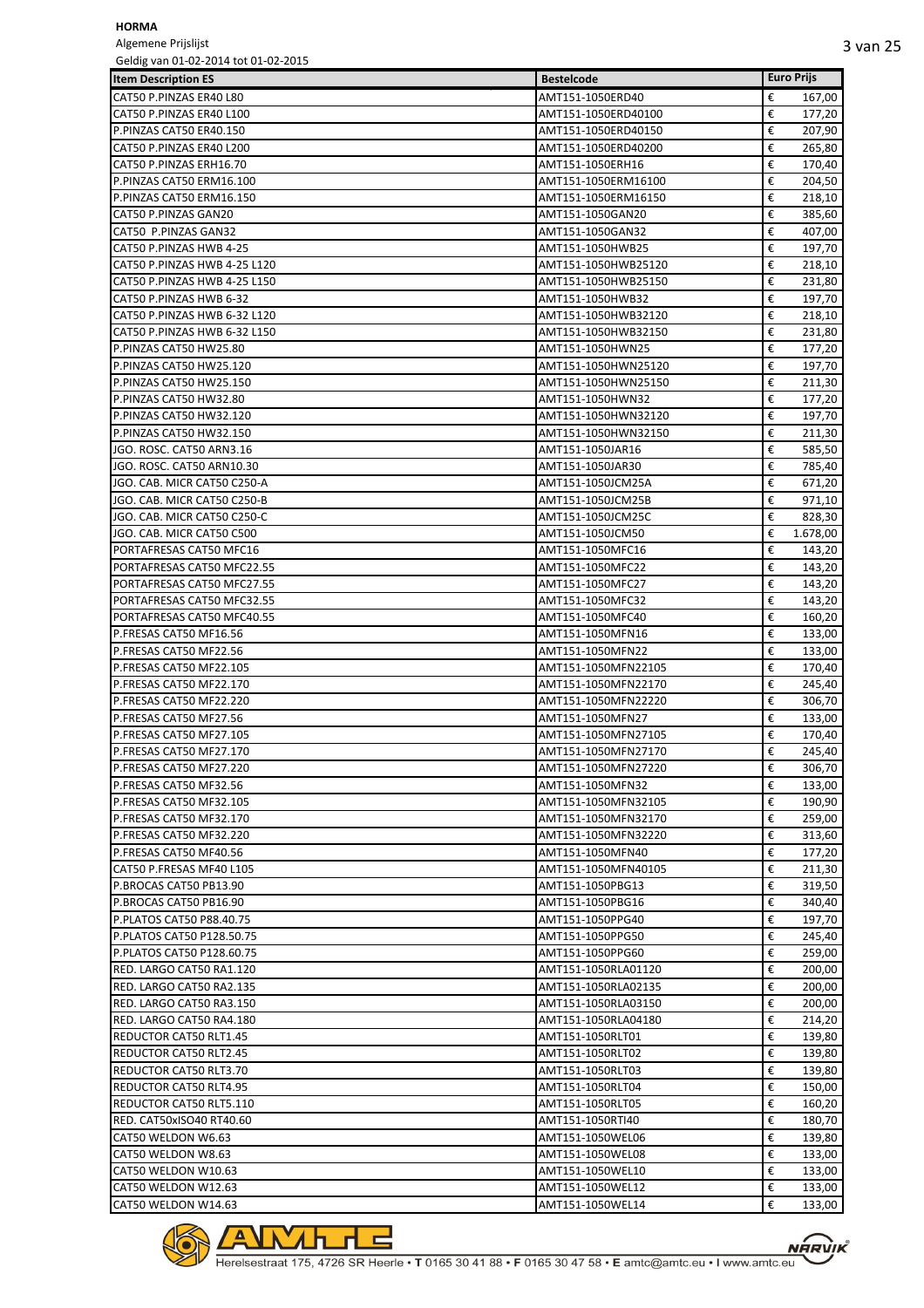**HORMA**

Algemene Prijslijst

Geldig van 01-02-2014 tot 01-02-2015

| Item Description ES | Bestelcode | Euro Prijs |
|---|---|---|
| CAT50 P.PINZAS ER40 L80 | AMT151-1050ERD40 | € 167,00 |
| CAT50 P.PINZAS ER40 L100 | AMT151-1050ERD40100 | € 177,20 |
| P.PINZAS CAT50 ER40.150 | AMT151-1050ERD40150 | € 207,90 |
| CAT50 P.PINZAS ER40 L200 | AMT151-1050ERD40200 | € 265,80 |
| CAT50 P.PINZAS ERH16.70 | AMT151-1050ERH16 | € 170,40 |
| P.PINZAS CAT50 ERM16.100 | AMT151-1050ERM16100 | € 204,50 |
| P.PINZAS CAT50 ERM16.150 | AMT151-1050ERM16150 | € 218,10 |
| CAT50 P.PINZAS GAN20 | AMT151-1050GAN20 | € 385,60 |
| CAT50 P.PINZAS GAN32 | AMT151-1050GAN32 | € 407,00 |
| CAT50 P.PINZAS HWB 4-25 | AMT151-1050HWB25 | € 197,70 |
| CAT50 P.PINZAS HWB 4-25 L120 | AMT151-1050HWB25120 | € 218,10 |
| CAT50 P.PINZAS HWB 4-25 L150 | AMT151-1050HWB25150 | € 231,80 |
| CAT50 P.PINZAS HWB 6-32 | AMT151-1050HWB32 | € 197,70 |
| CAT50 P.PINZAS HWB 6-32 L120 | AMT151-1050HWB32120 | € 218,10 |
| CAT50 P.PINZAS HWB 6-32 L150 | AMT151-1050HWB32150 | € 231,80 |
| P.PINZAS CAT50 HW25.80 | AMT151-1050HWN25 | € 177,20 |
| P.PINZAS CAT50 HW25.120 | AMT151-1050HWN25120 | € 197,70 |
| P.PINZAS CAT50 HW25.150 | AMT151-1050HWN25150 | € 211,30 |
| P.PINZAS CAT50 HW32.80 | AMT151-1050HWN32 | € 177,20 |
| P.PINZAS CAT50 HW32.120 | AMT151-1050HWN32120 | € 197,70 |
| P.PINZAS CAT50 HW32.150 | AMT151-1050HWN32150 | € 211,30 |
| JGO. ROSC. CAT50 ARN3.16 | AMT151-1050JAR16 | € 585,50 |
| JGO. ROSC. CAT50 ARN10.30 | AMT151-1050JAR30 | € 785,40 |
| JGO. CAB. MICR CAT50 C250-A | AMT151-1050JCM25A | € 671,20 |
| JGO. CAB. MICR CAT50 C250-B | AMT151-1050JCM25B | € 971,10 |
| JGO. CAB. MICR CAT50 C250-C | AMT151-1050JCM25C | € 828,30 |
| JGO. CAB. MICR CAT50 C500 | AMT151-1050JCM50 | € 1.678,00 |
| PORTAFRESAS CAT50 MFC16 | AMT151-1050MFC16 | € 143,20 |
| PORTAFRESAS CAT50 MFC22.55 | AMT151-1050MFC22 | € 143,20 |
| PORTAFRESAS CAT50 MFC27.55 | AMT151-1050MFC27 | € 143,20 |
| PORTAFRESAS CAT50 MFC32.55 | AMT151-1050MFC32 | € 143,20 |
| PORTAFRESAS CAT50 MFC40.55 | AMT151-1050MFC40 | € 160,20 |
| P.FRESAS CAT50 MF16.56 | AMT151-1050MFN16 | € 133,00 |
| P.FRESAS CAT50 MF22.56 | AMT151-1050MFN22 | € 133,00 |
| P.FRESAS CAT50 MF22.105 | AMT151-1050MFN22105 | € 170,40 |
| P.FRESAS CAT50 MF22.170 | AMT151-1050MFN22170 | € 245,40 |
| P.FRESAS CAT50 MF22.220 | AMT151-1050MFN22220 | € 306,70 |
| P.FRESAS CAT50 MF27.56 | AMT151-1050MFN27 | € 133,00 |
| P.FRESAS CAT50 MF27.105 | AMT151-1050MFN27105 | € 170,40 |
| P.FRESAS CAT50 MF27.170 | AMT151-1050MFN27170 | € 245,40 |
| P.FRESAS CAT50 MF27.220 | AMT151-1050MFN27220 | € 306,70 |
| P.FRESAS CAT50 MF32.56 | AMT151-1050MFN32 | € 133,00 |
| P.FRESAS CAT50 MF32.105 | AMT151-1050MFN32105 | € 190,90 |
| P.FRESAS CAT50 MF32.170 | AMT151-1050MFN32170 | € 259,00 |
| P.FRESAS CAT50 MF32.220 | AMT151-1050MFN32220 | € 313,60 |
| P.FRESAS CAT50 MF40.56 | AMT151-1050MFN40 | € 177,20 |
| CAT50 P.FRESAS MF40 L105 | AMT151-1050MFN40105 | € 211,30 |
| P.BROCAS CAT50 PB13.90 | AMT151-1050PBG13 | € 319,50 |
| P.BROCAS CAT50 PB16.90 | AMT151-1050PBG16 | € 340,40 |
| P.PLATOS CAT50 P88.40.75 | AMT151-1050PPG40 | € 197,70 |
| P.PLATOS CAT50 P128.50.75 | AMT151-1050PPG50 | € 245,40 |
| P.PLATOS CAT50 P128.60.75 | AMT151-1050PPG60 | € 259,00 |
| RED. LARGO CAT50 RA1.120 | AMT151-1050RLA01120 | € 200,00 |
| RED. LARGO CAT50 RA2.135 | AMT151-1050RLA02135 | € 200,00 |
| RED. LARGO CAT50 RA3.150 | AMT151-1050RLA03150 | € 200,00 |
| RED. LARGO CAT50 RA4.180 | AMT151-1050RLA04180 | € 214,20 |
| REDUCTOR CAT50 RLT1.45 | AMT151-1050RLT01 | € 139,80 |
| REDUCTOR CAT50 RLT2.45 | AMT151-1050RLT02 | € 139,80 |
| REDUCTOR CAT50 RLT3.70 | AMT151-1050RLT03 | € 139,80 |
| REDUCTOR CAT50 RLT4.95 | AMT151-1050RLT04 | € 150,00 |
| REDUCTOR CAT50 RLT5.110 | AMT151-1050RLT05 | € 160,20 |
| RED. CAT50xISO40 RT40.60 | AMT151-1050RTI40 | € 180,70 |
| CAT50 WELDON W6.63 | AMT151-1050WEL06 | € 139,80 |
| CAT50 WELDON W8.63 | AMT151-1050WEL08 | € 133,00 |
| CAT50 WELDON W10.63 | AMT151-1050WEL10 | € 133,00 |
| CAT50 WELDON W12.63 | AMT151-1050WEL12 | € 133,00 |
| CAT50 WELDON W14.63 | AMT151-1050WEL14 | € 133,00 |

Herelsestraat 175, 4726 SR Heerle • **T** 0165 30 41 88 • **F** 0165 30 47 58 • **E** amtc@amtc.eu • **I** www.amtc.eu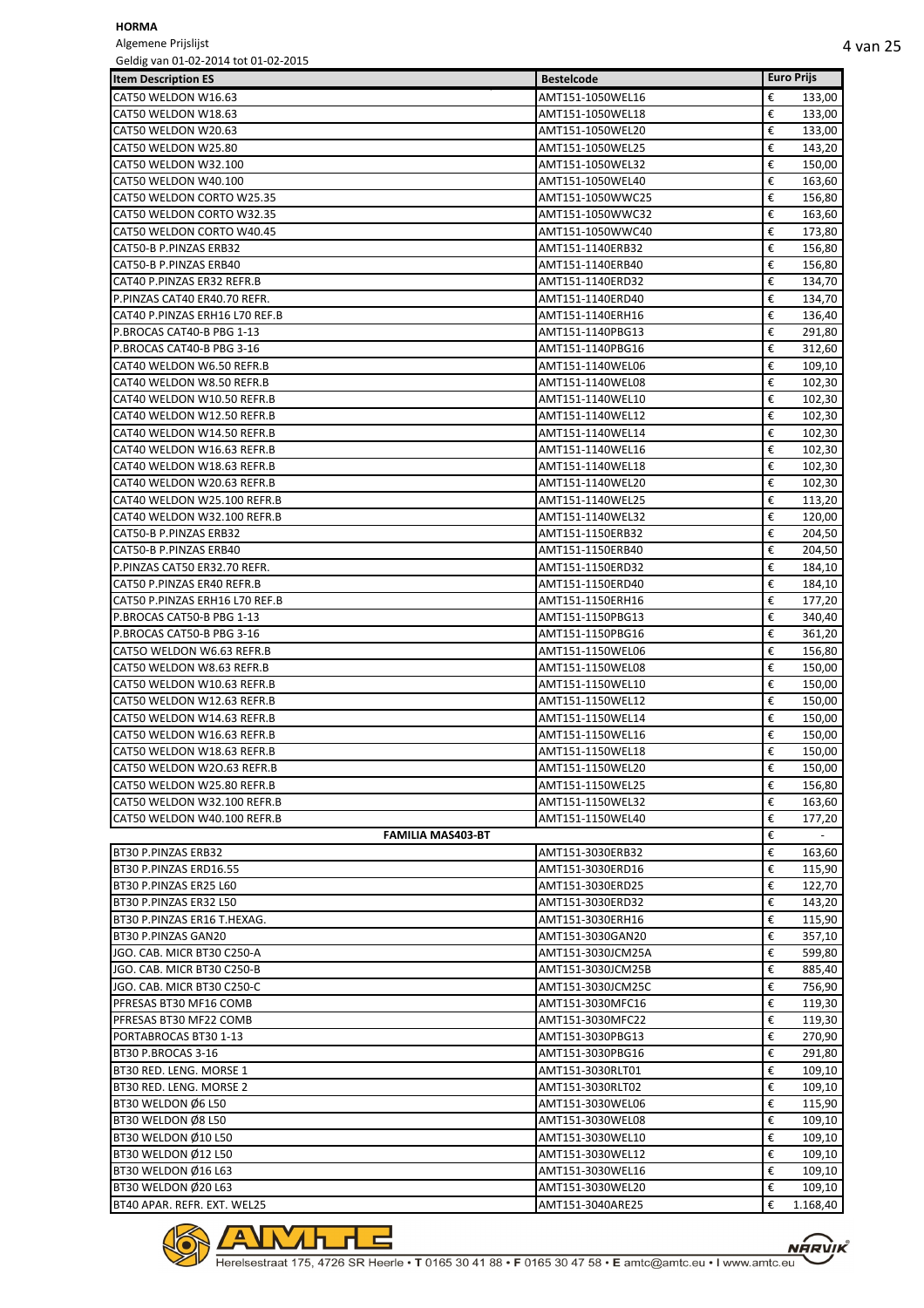**HORMA**

Algemene Prijslijst

Geldig van 01-02-2014 tot 01-02-2015

| Item Description ES | Bestelcode | Euro Prijs |
|---|---|---|
| CAT50 WELDON W16.63 | AMT151-1050WEL16 | € 133,00 |
| CAT50 WELDON W18.63 | AMT151-1050WEL18 | € 133,00 |
| CAT50 WELDON W20.63 | AMT151-1050WEL20 | € 133,00 |
| CAT50 WELDON W25.80 | AMT151-1050WEL25 | € 143,20 |
| CAT50 WELDON W32.100 | AMT151-1050WEL32 | € 150,00 |
| CAT50 WELDON W40.100 | AMT151-1050WEL40 | € 163,60 |
| CAT50 WELDON CORTO W25.35 | AMT151-1050WWC25 | € 156,80 |
| CAT50 WELDON CORTO W32.35 | AMT151-1050WWC32 | € 163,60 |
| CAT50 WELDON CORTO W40.45 | AMT151-1050WWC40 | € 173,80 |
| CAT50-B P.PINZAS ERB32 | AMT151-1140ERB32 | € 156,80 |
| CAT50-B P.PINZAS ERB40 | AMT151-1140ERB40 | € 156,80 |
| CAT40 P.PINZAS ER32 REFR.B | AMT151-1140ERD32 | € 134,70 |
| P.PINZAS CAT40 ER40.70 REFR. | AMT151-1140ERD40 | € 134,70 |
| CAT40 P.PINZAS ERH16 L70 REF.B | AMT151-1140ERH16 | € 136,40 |
| P.BROCAS CAT40-B PBG 1-13 | AMT151-1140PBG13 | € 291,80 |
| P.BROCAS CAT40-B PBG 3-16 | AMT151-1140PBG16 | € 312,60 |
| CAT40 WELDON W6.50 REFR.B | AMT151-1140WEL06 | € 109,10 |
| CAT40 WELDON W8.50 REFR.B | AMT151-1140WEL08 | € 102,30 |
| CAT40 WELDON W10.50 REFR.B | AMT151-1140WEL10 | € 102,30 |
| CAT40 WELDON W12.50 REFR.B | AMT151-1140WEL12 | € 102,30 |
| CAT40 WELDON W14.50 REFR.B | AMT151-1140WEL14 | € 102,30 |
| CAT40 WELDON W16.63 REFR.B | AMT151-1140WEL16 | € 102,30 |
| CAT40 WELDON W18.63 REFR.B | AMT151-1140WEL18 | € 102,30 |
| CAT40 WELDON W20.63 REFR.B | AMT151-1140WEL20 | € 102,30 |
| CAT40 WELDON W25.100 REFR.B | AMT151-1140WEL25 | € 113,20 |
| CAT40 WELDON W32.100 REFR.B | AMT151-1140WEL32 | € 120,00 |
| CAT50-B P.PINZAS ERB32 | AMT151-1150ERB32 | € 204,50 |
| CAT50-B P.PINZAS ERB40 | AMT151-1150ERB40 | € 204,50 |
| P.PINZAS CAT50 ER32.70 REFR. | AMT151-1150ERD32 | € 184,10 |
| CAT50 P.PINZAS ER40 REFR.B | AMT151-1150ERD40 | € 184,10 |
| CAT50 P.PINZAS ERH16 L70 REF.B | AMT151-1150ERH16 | € 177,20 |
| P.BROCAS CAT50-B PBG 1-13 | AMT151-1150PBG13 | € 340,40 |
| P.BROCAS CAT50-B PBG 3-16 | AMT151-1150PBG16 | € 361,20 |
| CAT5O WELDON W6.63 REFR.B | AMT151-1150WEL06 | € 156,80 |
| CAT50 WELDON W8.63 REFR.B | AMT151-1150WEL08 | € 150,00 |
| CAT50 WELDON W10.63 REFR.B | AMT151-1150WEL10 | € 150,00 |
| CAT50 WELDON W12.63 REFR.B | AMT151-1150WEL12 | € 150,00 |
| CAT50 WELDON W14.63 REFR.B | AMT151-1150WEL14 | € 150,00 |
| CAT50 WELDON W16.63 REFR.B | AMT151-1150WEL16 | € 150,00 |
| CAT50 WELDON W18.63 REFR.B | AMT151-1150WEL18 | € 150,00 |
| CAT50 WELDON W2O.63 REFR.B | AMT151-1150WEL20 | € 150,00 |
| CAT50 WELDON W25.80 REFR.B | AMT151-1150WEL25 | € 156,80 |
| CAT50 WELDON W32.100 REFR.B | AMT151-1150WEL32 | € 163,60 |
| CAT50 WELDON W40.100 REFR.B | AMT151-1150WEL40 | € 177,20 |
| **FAMILIA MAS403-BT** | | € - |
| BT30 P.PINZAS ERB32 | AMT151-3030ERB32 | € 163,60 |
| BT30 P.PINZAS ERD16.55 | AMT151-3030ERD16 | € 115,90 |
| BT30 P.PINZAS ER25 L60 | AMT151-3030ERD25 | € 122,70 |
| BT30 P.PINZAS ER32 L50 | AMT151-3030ERD32 | € 143,20 |
| BT30 P.PINZAS ER16 T.HEXAG. | AMT151-3030ERH16 | € 115,90 |
| BT30 P.PINZAS GAN20 | AMT151-3030GAN20 | € 357,10 |
| JGO. CAB. MICR BT30 C250-A | AMT151-3030JCM25A | € 599,80 |
| JGO. CAB. MICR BT30 C250-B | AMT151-3030JCM25B | € 885,40 |
| JGO. CAB. MICR BT30 C250-C | AMT151-3030JCM25C | € 756,90 |
| PFRESAS BT30 MF16 COMB | AMT151-3030MFC16 | € 119,30 |
| PFRESAS BT30 MF22 COMB | AMT151-3030MFC22 | € 119,30 |
| PORTABROCAS BT30 1-13 | AMT151-3030PBG13 | € 270,90 |
| BT30 P.BROCAS 3-16 | AMT151-3030PBG16 | € 291,80 |
| BT30 RED. LENG. MORSE 1 | AMT151-3030RLT01 | € 109,10 |
| BT30 RED. LENG. MORSE 2 | AMT151-3030RLT02 | € 109,10 |
| BT30 WELDON Ø6 L50 | AMT151-3030WEL06 | € 115,90 |
| BT30 WELDON Ø8 L50 | AMT151-3030WEL08 | € 109,10 |
| BT30 WELDON Ø10 L50 | AMT151-3030WEL10 | € 109,10 |
| BT30 WELDON Ø12 L50 | AMT151-3030WEL12 | € 109,10 |
| BT30 WELDON Ø16 L63 | AMT151-3030WEL16 | € 109,10 |
| BT30 WELDON Ø20 L63 | AMT151-3030WEL20 | € 109,10 |
| BT40 APAR. REFR. EXT. WEL25 | AMT151-3040ARE25 | € 1.168,40 |

Herelsestraat 175, 4726 SR Heerle • T 0165 30 41 88 • F 0165 30 47 58 • E amtc@amtc.eu • I www.amtc.eu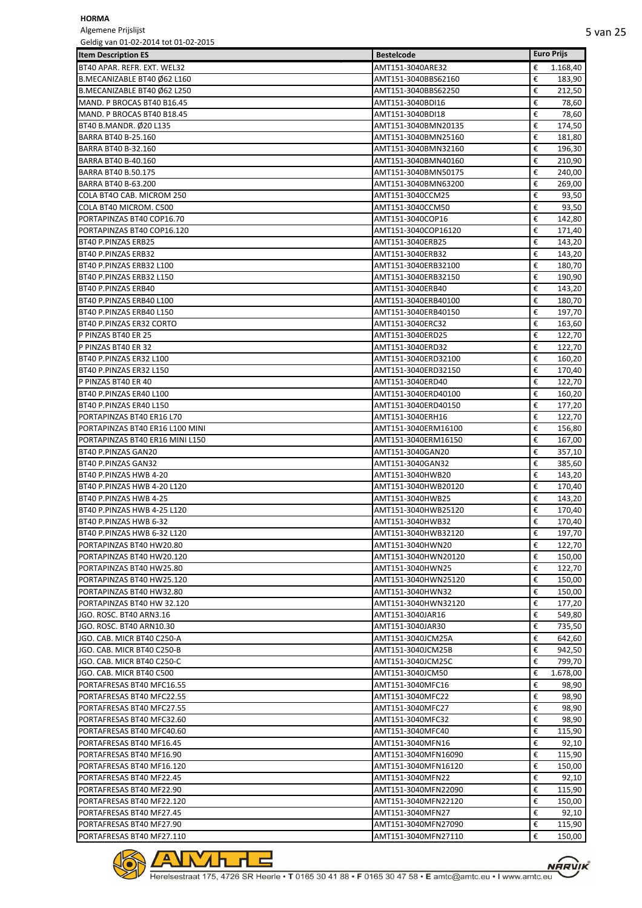**HORMA**

Algemene Prijslijst

Geldig van 01-02-2014 tot 01-02-2015

| Item Description ES | Bestelcode | Euro Prijs |
|---|---|---|
| BT40 APAR. REFR. EXT. WEL32 | AMT151-3040ARE32 | € 1.168,40 |
| B.MECANIZABLE BT40 Ø62 L160 | AMT151-3040BBS62160 | € 183,90 |
| B.MECANIZABLE BT40 Ø62 L250 | AMT151-3040BBS62250 | € 212,50 |
| MAND. P BROCAS BT40 B16.45 | AMT151-3040BDI16 | € 78,60 |
| MAND. P BROCAS BT40 B18.45 | AMT151-3040BDI18 | € 78,60 |
| BT40 B.MANDR. Ø20 L135 | AMT151-3040BMN20135 | € 174,50 |
| BARRA BT40 B-25.160 | AMT151-3040BMN25160 | € 181,80 |
| BARRA BT40 B-32.160 | AMT151-3040BMN32160 | € 196,30 |
| BARRA BT40 B-40.160 | AMT151-3040BMN40160 | € 210,90 |
| BARRA BT40 B.50.175 | AMT151-3040BMN50175 | € 240,00 |
| BARRA BT40 B-63.200 | AMT151-3040BMN63200 | € 269,00 |
| COLA BT4O CAB. MICROM 250 | AMT151-3040CCM25 | € 93,50 |
| COLA BT40 MICROM. C500 | AMT151-3040CCM50 | € 93,50 |
| PORTAPINZAS BT40 COP16.70 | AMT151-3040COP16 | € 142,80 |
| PORTAPINZAS BT40 COP16.120 | AMT151-3040COP16120 | € 171,40 |
| BT40 P.PINZAS ERB25 | AMT151-3040ERB25 | € 143,20 |
| BT40 P.PINZAS ERB32 | AMT151-3040ERB32 | € 143,20 |
| BT40 P.PINZAS ERB32 L100 | AMT151-3040ERB32100 | € 180,70 |
| BT40 P.PINZAS ERB32 L150 | AMT151-3040ERB32150 | € 190,90 |
| BT40 P.PINZAS ERB40 | AMT151-3040ERB40 | € 143,20 |
| BT40 P.PINZAS ERB40 L100 | AMT151-3040ERB40100 | € 180,70 |
| BT40 P.PINZAS ERB40 L150 | AMT151-3040ERB40150 | € 197,70 |
| BT40 P.PINZAS ER32 CORTO | AMT151-3040ERC32 | € 163,60 |
| P PINZAS BT40 ER 25 | AMT151-3040ERD25 | € 122,70 |
| P PINZAS BT40 ER 32 | AMT151-3040ERD32 | € 122,70 |
| BT40 P.PINZAS ER32 L100 | AMT151-3040ERD32100 | € 160,20 |
| BT40 P.PINZAS ER32 L150 | AMT151-3040ERD32150 | € 170,40 |
| P PINZAS BT40 ER 40 | AMT151-3040ERD40 | € 122,70 |
| BT40 P.PINZAS ER40 L100 | AMT151-3040ERD40100 | € 160,20 |
| BT40 P.PINZAS ER40 L150 | AMT151-3040ERD40150 | € 177,20 |
| PORTAPINZAS BT40 ER16 L70 | AMT151-3040ERH16 | € 122,70 |
| PORTAPINZAS BT40 ER16 L100 MINI | AMT151-3040ERM16100 | € 156,80 |
| PORTAPINZAS BT40 ER16 MINI L150 | AMT151-3040ERM16150 | € 167,00 |
| BT40 P.PINZAS GAN20 | AMT151-3040GAN20 | € 357,10 |
| BT40 P.PINZAS GAN32 | AMT151-3040GAN32 | € 385,60 |
| BT40 P.PINZAS HWB 4-20 | AMT151-3040HWB20 | € 143,20 |
| BT40 P.PINZAS HWB 4-20 L120 | AMT151-3040HWB20120 | € 170,40 |
| BT40 P.PINZAS HWB 4-25 | AMT151-3040HWB25 | € 143,20 |
| BT40 P.PINZAS HWB 4-25 L120 | AMT151-3040HWB25120 | € 170,40 |
| BT40 P.PINZAS HWB 6-32 | AMT151-3040HWB32 | € 170,40 |
| BT40 P.PINZAS HWB 6-32 L120 | AMT151-3040HWB32120 | € 197,70 |
| PORTAPINZAS BT40 HW20.80 | AMT151-3040HWN20 | € 122,70 |
| PORTAPINZAS BT40 HW20.120 | AMT151-3040HWN20120 | € 150,00 |
| PORTAPINZAS BT40 HW25.80 | AMT151-3040HWN25 | € 122,70 |
| PORTAPINZAS BT40 HW25.120 | AMT151-3040HWN25120 | € 150,00 |
| PORTAPINZAS BT40 HW32.80 | AMT151-3040HWN32 | € 150,00 |
| PORTAPINZAS BT40 HW 32.120 | AMT151-3040HWN32120 | € 177,20 |
| JGO. ROSC. BT40 ARN3.16 | AMT151-3040JAR16 | € 549,80 |
| JGO. ROSC. BT40 ARN10.30 | AMT151-3040JAR30 | € 735,50 |
| JGO. CAB. MICR BT40 C250-A | AMT151-3040JCM25A | € 642,60 |
| JGO. CAB. MICR BT40 C250-B | AMT151-3040JCM25B | € 942,50 |
| JGO. CAB. MICR BT40 C250-C | AMT151-3040JCM25C | € 799,70 |
| JGO. CAB. MICR BT40 C500 | AMT151-3040JCM50 | € 1.678,00 |
| PORTAFRESAS BT40 MFC16.55 | AMT151-3040MFC16 | € 98,90 |
| PORTAFRESAS BT40 MFC22.55 | AMT151-3040MFC22 | € 98,90 |
| PORTAFRESAS BT40 MFC27.55 | AMT151-3040MFC27 | € 98,90 |
| PORTAFRESAS BT40 MFC32.60 | AMT151-3040MFC32 | € 98,90 |
| PORTAFRESAS BT40 MFC40.60 | AMT151-3040MFC40 | € 115,90 |
| PORTAFRESAS BT40 MF16.45 | AMT151-3040MFN16 | € 92,10 |
| PORTAFRESAS BT40 MF16.90 | AMT151-3040MFN16090 | € 115,90 |
| PORTAFRESAS BT40 MF16.120 | AMT151-3040MFN16120 | € 150,00 |
| PORTAFRESAS BT40 MF22.45 | AMT151-3040MFN22 | € 92,10 |
| PORTAFRESAS BT40 MF22.90 | AMT151-3040MFN22090 | € 115,90 |
| PORTAFRESAS BT40 MF22.120 | AMT151-3040MFN22120 | € 150,00 |
| PORTAFRESAS BT40 MF27.45 | AMT151-3040MFN27 | € 92,10 |
| PORTAFRESAS BT40 MF27.90 | AMT151-3040MFN27090 | € 115,90 |
| PORTAFRESAS BT40 MF27.110 | AMT151-3040MFN27110 | € 150,00 |

AMTC — Herelsestraat 175, 4726 SR Heerle • T 0165 30 41 88 • F 0165 30 47 58 • E amtc@amtc.eu • I www.amtc.eu — NARVIK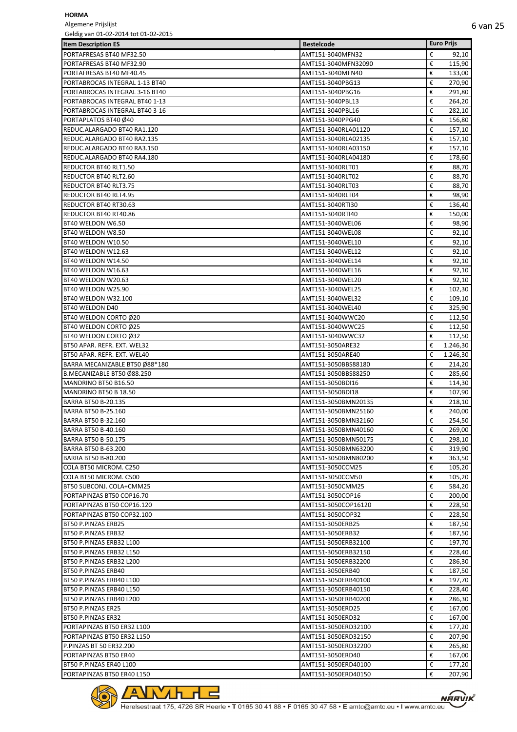**HORMA**

Algemene Prijslijst

Geldig van 01-02-2014 tot 01-02-2015

| Item Description ES | Bestelcode | Euro Prijs |
|---|---|---|
| PORTAFRESAS BT40 MF32.50 | AMT151-3040MFN32 | € 92,10 |
| PORTAFRESAS BT40 MF32.90 | AMT151-3040MFN32090 | € 115,90 |
| PORTAFRESAS BT40 MF40.45 | AMT151-3040MFN40 | € 133,00 |
| PORTABROCAS INTEGRAL 1-13 BT40 | AMT151-3040PBG13 | € 270,90 |
| PORTABROCAS INTEGRAL 3-16 BT40 | AMT151-3040PBG16 | € 291,80 |
| PORTABROCAS INTEGRAL BT40 1-13 | AMT151-3040PBL13 | € 264,20 |
| PORTABROCAS INTEGRAL BT40 3-16 | AMT151-3040PBL16 | € 282,10 |
| PORTAPLATOS BT40 Ø40 | AMT151-3040PPG40 | € 156,80 |
| REDUC.ALARGADO BT40 RA1.120 | AMT151-3040RLA01120 | € 157,10 |
| REDUC.ALARGADO BT40 RA2.135 | AMT151-3040RLA02135 | € 157,10 |
| REDUC.ALARGADO BT40 RA3.150 | AMT151-3040RLA03150 | € 157,10 |
| REDUC.ALARGADO BT40 RA4.180 | AMT151-3040RLA04180 | € 178,60 |
| REDUCTOR BT40 RLT1.50 | AMT151-3040RLT01 | € 88,70 |
| REDUCTOR BT40 RLT2.60 | AMT151-3040RLT02 | € 88,70 |
| REDUCTOR BT40 RLT3.75 | AMT151-3040RLT03 | € 88,70 |
| REDUCTOR BT40 RLT4.95 | AMT151-3040RLT04 | € 98,90 |
| REDUCTOR BT40 RT30.63 | AMT151-3040RTI30 | € 136,40 |
| REDUCTOR BT40 RT40.86 | AMT151-3040RTI40 | € 150,00 |
| BT40 WELDON W6.50 | AMT151-3040WEL06 | € 98,90 |
| BT40 WELDON W8.50 | AMT151-3040WEL08 | € 92,10 |
| BT40 WELDON W10.50 | AMT151-3040WEL10 | € 92,10 |
| BT40 WELDON W12.63 | AMT151-3040WEL12 | € 92,10 |
| BT40 WELDON W14.50 | AMT151-3040WEL14 | € 92,10 |
| BT40 WELDON W16.63 | AMT151-3040WEL16 | € 92,10 |
| BT40 WELDON W20.63 | AMT151-3040WEL20 | € 92,10 |
| BT40 WELDON W25.90 | AMT151-3040WEL25 | € 102,30 |
| BT40 WELDON W32.100 | AMT151-3040WEL32 | € 109,10 |
| BT40 WELDON D40 | AMT151-3040WEL40 | € 325,90 |
| BT40 WELDON CORTO Ø20 | AMT151-3040WWC20 | € 112,50 |
| BT40 WELDON CORTO Ø25 | AMT151-3040WWC25 | € 112,50 |
| BT40 WELDON CORTO Ø32 | AMT151-3040WWC32 | € 112,50 |
| BT50 APAR. REFR. EXT. WEL32 | AMT151-3050ARE32 | € 1.246,30 |
| BT50 APAR. REFR. EXT. WEL40 | AMT151-3050ARE40 | € 1.246,30 |
| BARRA MECANIZABLE BT50 Ø88*180 | AMT151-3050BBS88180 | € 214,20 |
| B.MECANIZABLE BT50 Ø88.250 | AMT151-3050BBS88250 | € 285,60 |
| MANDRINO BT50 B16.50 | AMT151-3050BDI16 | € 114,30 |
| MANDRINO BT50 B 18.50 | AMT151-3050BDI18 | € 107,90 |
| BARRA BT50 B-20.135 | AMT151-3050BMN20135 | € 218,10 |
| BARRA BT50 B-25.160 | AMT151-3050BMN25160 | € 240,00 |
| BARRA BT50 B-32.160 | AMT151-3050BMN32160 | € 254,50 |
| BARRA BT50 B-40.160 | AMT151-3050BMN40160 | € 269,00 |
| BARRA BT50 B-50.175 | AMT151-3050BMN50175 | € 298,10 |
| BARRA BT50 B-63.200 | AMT151-3050BMN63200 | € 319,90 |
| BARRA BT50 B-80.200 | AMT151-3050BMN80200 | € 363,50 |
| COLA BT50 MICROM. C250 | AMT151-3050CCM25 | € 105,20 |
| COLA BT50 MICROM. C500 | AMT151-3050CCM50 | € 105,20 |
| BT50 SUBCONJ. COLA+CMM25 | AMT151-3050CMM25 | € 584,20 |
| PORTAPINZAS BT50 COP16.70 | AMT151-3050COP16 | € 200,00 |
| PORTAPINZAS BT50 COP16.120 | AMT151-3050COP16120 | € 228,50 |
| PORTAPINZAS BT50 COP32.100 | AMT151-3050COP32 | € 228,50 |
| BT50 P.PINZAS ERB25 | AMT151-3050ERB25 | € 187,50 |
| BT50 P.PINZAS ERB32 | AMT151-3050ERB32 | € 187,50 |
| BT50 P.PINZAS ERB32 L100 | AMT151-3050ERB32100 | € 197,70 |
| BT50 P.PINZAS ERB32 L150 | AMT151-3050ERB32150 | € 228,40 |
| BT50 P.PINZAS ERB32 L200 | AMT151-3050ERB32200 | € 286,30 |
| BT50 P.PINZAS ERB40 | AMT151-3050ERB40 | € 187,50 |
| BT50 P.PINZAS ERB40 L100 | AMT151-3050ERB40100 | € 197,70 |
| BT50 P.PINZAS ERB40 L150 | AMT151-3050ERB40150 | € 228,40 |
| BT50 P.PINZAS ERB40 L200 | AMT151-3050ERB40200 | € 286,30 |
| BT50 P.PINZAS ER25 | AMT151-3050ERD25 | € 167,00 |
| BT50 P.PINZAS ER32 | AMT151-3050ERD32 | € 167,00 |
| PORTAPINZAS BT50 ER32 L100 | AMT151-3050ERD32100 | € 177,20 |
| PORTAPINZAS BT50 ER32 L150 | AMT151-3050ERD32150 | € 207,90 |
| P.PINZAS BT 50 ER32.200 | AMT151-3050ERD32200 | € 265,80 |
| PORTAPINZAS BT50 ER40 | AMT151-3050ERD40 | € 167,00 |
| BT50 P.PINZAS ER40 L100 | AMT151-3050ERD40100 | € 177,20 |
| PORTAPINZAS BT50 ER40 L150 | AMT151-3050ERD40150 | € 207,90 |

Herelsestraat 175, 4726 SR Heerle • T 0165 30 41 88 • F 0165 30 47 58 • E amtc@amtc.eu • I www.amtc.eu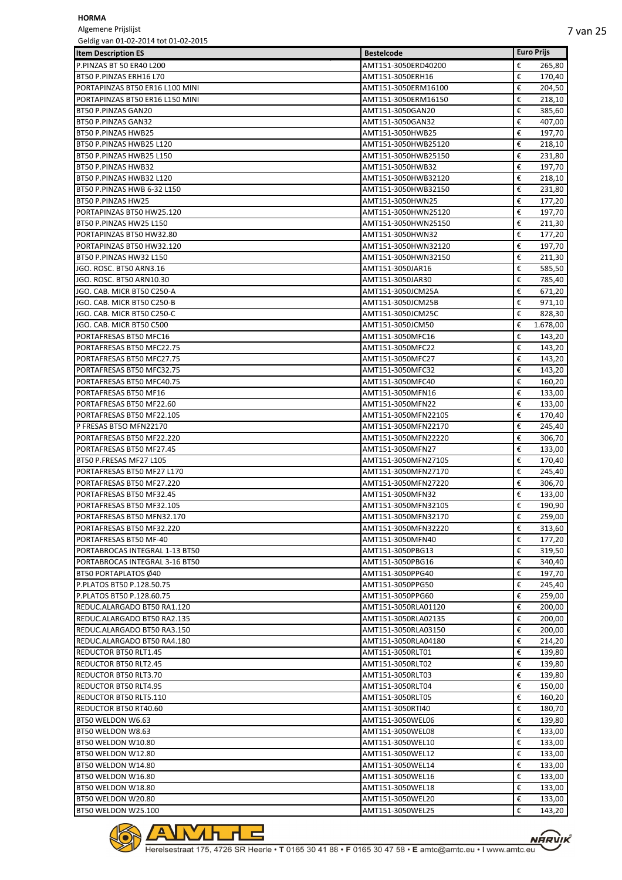**HORMA**

Algemene Prijslijst

Geldig van 01-02-2014 tot 01-02-2015

| Item Description ES | Bestelcode | Euro Prijs |
|---|---|---|
| P.PINZAS BT 50 ER40 L200 | AMT151-3050ERD40200 | € 265,80 |
| BT50 P.PINZAS ERH16 L70 | AMT151-3050ERH16 | € 170,40 |
| PORTAPINZAS BT50 ER16 L100 MINI | AMT151-3050ERM16100 | € 204,50 |
| PORTAPINZAS BT50 ER16 L150 MINI | AMT151-3050ERM16150 | € 218,10 |
| BT50 P.PINZAS GAN20 | AMT151-3050GAN20 | € 385,60 |
| BT50 P.PINZAS GAN32 | AMT151-3050GAN32 | € 407,00 |
| BT50 P.PINZAS HWB25 | AMT151-3050HWB25 | € 197,70 |
| BT50 P.PINZAS HWB25 L120 | AMT151-3050HWB25120 | € 218,10 |
| BT50 P.PINZAS HWB25 L150 | AMT151-3050HWB25150 | € 231,80 |
| BT50 P.PINZAS HWB32 | AMT151-3050HWB32 | € 197,70 |
| BT50 P.PINZAS HWB32 L120 | AMT151-3050HWB32120 | € 218,10 |
| BT50 P.PINZAS HWB 6-32 L150 | AMT151-3050HWB32150 | € 231,80 |
| BT50 P.PINZAS HW25 | AMT151-3050HWN25 | € 177,20 |
| PORTAPINZAS BT50 HW25.120 | AMT151-3050HWN25120 | € 197,70 |
| BT50 P.PINZAS HW25 L150 | AMT151-3050HWN25150 | € 211,30 |
| PORTAPINZAS BT50 HW32.80 | AMT151-3050HWN32 | € 177,20 |
| PORTAPINZAS BT50 HW32.120 | AMT151-3050HWN32120 | € 197,70 |
| BT50 P.PINZAS HW32 L150 | AMT151-3050HWN32150 | € 211,30 |
| JGO. ROSC. BT50 ARN3.16 | AMT151-3050JAR16 | € 585,50 |
| JGO. ROSC. BT50 ARN10.30 | AMT151-3050JAR30 | € 785,40 |
| JGO. CAB. MICR BT50 C250-A | AMT151-3050JCM25A | € 671,20 |
| JGO. CAB. MICR BT50 C250-B | AMT151-3050JCM25B | € 971,10 |
| JGO. CAB. MICR BT50 C250-C | AMT151-3050JCM25C | € 828,30 |
| JGO. CAB. MICR BT50 C500 | AMT151-3050JCM50 | € 1.678,00 |
| PORTAFRESAS BT50 MFC16 | AMT151-3050MFC16 | € 143,20 |
| PORTAFRESAS BT50 MFC22.75 | AMT151-3050MFC22 | € 143,20 |
| PORTAFRESAS BT50 MFC27.75 | AMT151-3050MFC27 | € 143,20 |
| PORTAFRESAS BT50 MFC32.75 | AMT151-3050MFC32 | € 143,20 |
| PORTAFRESAS BT50 MFC40.75 | AMT151-3050MFC40 | € 160,20 |
| PORTAFRESAS BT50 MF16 | AMT151-3050MFN16 | € 133,00 |
| PORTAFRESAS BT50 MF22.60 | AMT151-3050MFN22 | € 133,00 |
| PORTAFRESAS BT50 MF22.105 | AMT151-3050MFN22105 | € 170,40 |
| P FRESAS BT5O MFN22170 | AMT151-3050MFN22170 | € 245,40 |
| PORTAFRESAS BT50 MF22.220 | AMT151-3050MFN22220 | € 306,70 |
| PORTAFRESAS BT50 MF27.45 | AMT151-3050MFN27 | € 133,00 |
| BT50 P.FRESAS MF27 L105 | AMT151-3050MFN27105 | € 170,40 |
| PORTAFRESAS BT50 MF27 L170 | AMT151-3050MFN27170 | € 245,40 |
| PORTAFRESAS BT50 MF27.220 | AMT151-3050MFN27220 | € 306,70 |
| PORTAFRESAS BT50 MF32.45 | AMT151-3050MFN32 | € 133,00 |
| PORTAFRESAS BT50 MF32.105 | AMT151-3050MFN32105 | € 190,90 |
| PORTAFRESAS BT50 MFN32.170 | AMT151-3050MFN32170 | € 259,00 |
| PORTAFRESAS BT50 MF32.220 | AMT151-3050MFN32220 | € 313,60 |
| PORTAFRESAS BT50 MF-40 | AMT151-3050MFN40 | € 177,20 |
| PORTABROCAS INTEGRAL 1-13 BT50 | AMT151-3050PBG13 | € 319,50 |
| PORTABROCAS INTEGRAL 3-16 BT50 | AMT151-3050PBG16 | € 340,40 |
| BT50 PORTAPLATOS Ø40 | AMT151-3050PPG40 | € 197,70 |
| P.PLATOS BT50 P.128.50.75 | AMT151-3050PPG50 | € 245,40 |
| P.PLATOS BT50 P.128.60.75 | AMT151-3050PPG60 | € 259,00 |
| REDUC.ALARGADO BT50 RA1.120 | AMT151-3050RLA01120 | € 200,00 |
| REDUC.ALARGADO BT50 RA2.135 | AMT151-3050RLA02135 | € 200,00 |
| REDUC.ALARGADO BT50 RA3.150 | AMT151-3050RLA03150 | € 200,00 |
| REDUC.ALARGADO BT50 RA4.180 | AMT151-3050RLA04180 | € 214,20 |
| REDUCTOR BT50 RLT1.45 | AMT151-3050RLT01 | € 139,80 |
| REDUCTOR BT50 RLT2.45 | AMT151-3050RLT02 | € 139,80 |
| REDUCTOR BT50 RLT3.70 | AMT151-3050RLT03 | € 139,80 |
| REDUCTOR BT50 RLT4.95 | AMT151-3050RLT04 | € 150,00 |
| REDUCTOR BT50 RLT5.110 | AMT151-3050RLT05 | € 160,20 |
| REDUCTOR BT50 RT40.60 | AMT151-3050RTI40 | € 180,70 |
| BT50 WELDON W6.63 | AMT151-3050WEL06 | € 139,80 |
| BT50 WELDON W8.63 | AMT151-3050WEL08 | € 133,00 |
| BT50 WELDON W10.80 | AMT151-3050WEL10 | € 133,00 |
| BT50 WELDON W12.80 | AMT151-3050WEL12 | € 133,00 |
| BT50 WELDON W14.80 | AMT151-3050WEL14 | € 133,00 |
| BT50 WELDON W16.80 | AMT151-3050WEL16 | € 133,00 |
| BT50 WELDON W18.80 | AMT151-3050WEL18 | € 133,00 |
| BT50 WELDON W20.80 | AMT151-3050WEL20 | € 133,00 |
| BT50 WELDON W25.100 | AMT151-3050WEL25 | € 143,20 |

Herelsestraat 175, 4726 SR Heerle • T 0165 30 41 88 • F 0165 30 47 58 • E amtc@amtc.eu • I www.amtc.eu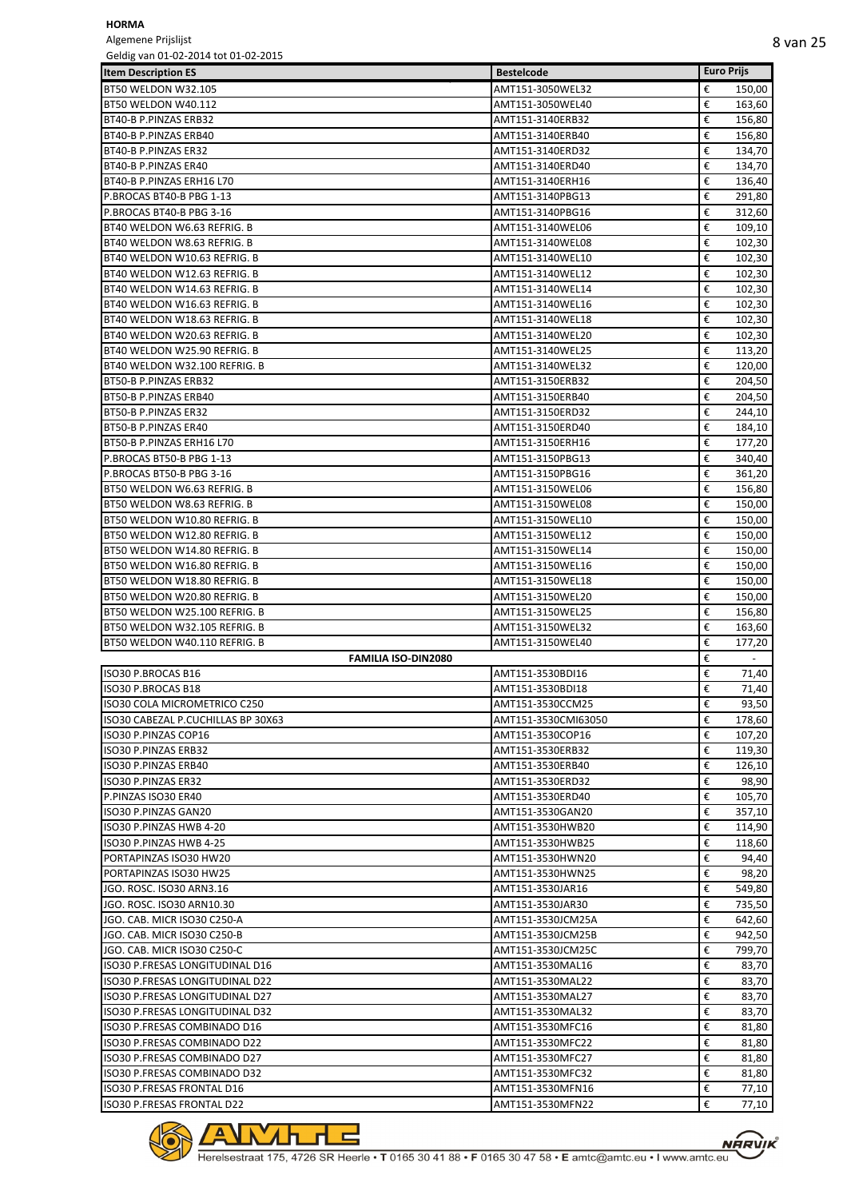**HORMA**

Algemene Prijslijst

Geldig van 01-02-2014 tot 01-02-2015

| Item Description ES | Bestelcode | Euro Prijs |
|---|---|---|
| BT50 WELDON W32.105 | AMT151-3050WEL32 | € 150,00 |
| BT50 WELDON W40.112 | AMT151-3050WEL40 | € 163,60 |
| BT40-B P.PINZAS ERB32 | AMT151-3140ERB32 | € 156,80 |
| BT40-B P.PINZAS ERB40 | AMT151-3140ERB40 | € 156,80 |
| BT40-B P.PINZAS ER32 | AMT151-3140ERD32 | € 134,70 |
| BT40-B P.PINZAS ER40 | AMT151-3140ERD40 | € 134,70 |
| BT40-B P.PINZAS ERH16 L70 | AMT151-3140ERH16 | € 136,40 |
| P.BROCAS BT40-B PBG 1-13 | AMT151-3140PBG13 | € 291,80 |
| P.BROCAS BT40-B PBG 3-16 | AMT151-3140PBG16 | € 312,60 |
| BT40 WELDON W6.63 REFRIG. B | AMT151-3140WEL06 | € 109,10 |
| BT40 WELDON W8.63 REFRIG. B | AMT151-3140WEL08 | € 102,30 |
| BT40 WELDON W10.63 REFRIG. B | AMT151-3140WEL10 | € 102,30 |
| BT40 WELDON W12.63 REFRIG. B | AMT151-3140WEL12 | € 102,30 |
| BT40 WELDON W14.63 REFRIG. B | AMT151-3140WEL14 | € 102,30 |
| BT40 WELDON W16.63 REFRIG. B | AMT151-3140WEL16 | € 102,30 |
| BT40 WELDON W18.63 REFRIG. B | AMT151-3140WEL18 | € 102,30 |
| BT40 WELDON W20.63 REFRIG. B | AMT151-3140WEL20 | € 102,30 |
| BT40 WELDON W25.90 REFRIG. B | AMT151-3140WEL25 | € 113,20 |
| BT40 WELDON W32.100 REFRIG. B | AMT151-3140WEL32 | € 120,00 |
| BT50-B P.PINZAS ERB32 | AMT151-3150ERB32 | € 204,50 |
| BT50-B P.PINZAS ERB40 | AMT151-3150ERB40 | € 204,50 |
| BT50-B P.PINZAS ER32 | AMT151-3150ERD32 | € 244,10 |
| BT50-B P.PINZAS ER40 | AMT151-3150ERD40 | € 184,10 |
| BT50-B P.PINZAS ERH16 L70 | AMT151-3150ERH16 | € 177,20 |
| P.BROCAS BT50-B PBG 1-13 | AMT151-3150PBG13 | € 340,40 |
| P.BROCAS BT50-B PBG 3-16 | AMT151-3150PBG16 | € 361,20 |
| BT50 WELDON W6.63 REFRIG. B | AMT151-3150WEL06 | € 156,80 |
| BT50 WELDON W8.63 REFRIG. B | AMT151-3150WEL08 | € 150,00 |
| BT50 WELDON W10.80 REFRIG. B | AMT151-3150WEL10 | € 150,00 |
| BT50 WELDON W12.80 REFRIG. B | AMT151-3150WEL12 | € 150,00 |
| BT50 WELDON W14.80 REFRIG. B | AMT151-3150WEL14 | € 150,00 |
| BT50 WELDON W16.80 REFRIG. B | AMT151-3150WEL16 | € 150,00 |
| BT50 WELDON W18.80 REFRIG. B | AMT151-3150WEL18 | € 150,00 |
| BT50 WELDON W20.80 REFRIG. B | AMT151-3150WEL20 | € 150,00 |
| BT50 WELDON W25.100 REFRIG. B | AMT151-3150WEL25 | € 156,80 |
| BT50 WELDON W32.105 REFRIG. B | AMT151-3150WEL32 | € 163,60 |
| BT50 WELDON W40.110 REFRIG. B | AMT151-3150WEL40 | € 177,20 |
| **FAMILIA ISO-DIN2080** | | € - |
| ISO30 P.BROCAS B16 | AMT151-3530BDI16 | € 71,40 |
| ISO30 P.BROCAS B18 | AMT151-3530BDI18 | € 71,40 |
| ISO30 COLA MICROMETRICO C250 | AMT151-3530CCM25 | € 93,50 |
| ISO30 CABEZAL P.CUCHILLAS BP 30X63 | AMT151-3530CMI63050 | € 178,60 |
| ISO30 P.PINZAS COP16 | AMT151-3530COP16 | € 107,20 |
| ISO30 P.PINZAS ERB32 | AMT151-3530ERB32 | € 119,30 |
| ISO30 P.PINZAS ERB40 | AMT151-3530ERB40 | € 126,10 |
| ISO30 P.PINZAS ER32 | AMT151-3530ERD32 | € 98,90 |
| P.PINZAS ISO30 ER40 | AMT151-3530ERD40 | € 105,70 |
| ISO30 P.PINZAS GAN20 | AMT151-3530GAN20 | € 357,10 |
| ISO30 P.PINZAS HWB 4-20 | AMT151-3530HWB20 | € 114,90 |
| ISO30 P.PINZAS HWB 4-25 | AMT151-3530HWB25 | € 118,60 |
| PORTAPINZAS ISO30 HW20 | AMT151-3530HWN20 | € 94,40 |
| PORTAPINZAS ISO30 HW25 | AMT151-3530HWN25 | € 98,20 |
| JGO. ROSC. ISO30 ARN3.16 | AMT151-3530JAR16 | € 549,80 |
| JGO. ROSC. ISO30 ARN10.30 | AMT151-3530JAR30 | € 735,50 |
| JGO. CAB. MICR ISO30 C250-A | AMT151-3530JCM25A | € 642,60 |
| JGO. CAB. MICR ISO30 C250-B | AMT151-3530JCM25B | € 942,50 |
| JGO. CAB. MICR ISO30 C250-C | AMT151-3530JCM25C | € 799,70 |
| ISO30 P.FRESAS LONGITUDINAL D16 | AMT151-3530MAL16 | € 83,70 |
| ISO30 P.FRESAS LONGITUDINAL D22 | AMT151-3530MAL22 | € 83,70 |
| ISO30 P.FRESAS LONGITUDINAL D27 | AMT151-3530MAL27 | € 83,70 |
| ISO30 P.FRESAS LONGITUDINAL D32 | AMT151-3530MAL32 | € 83,70 |
| ISO30 P.FRESAS COMBINADO D16 | AMT151-3530MFC16 | € 81,80 |
| ISO30 P.FRESAS COMBINADO D22 | AMT151-3530MFC22 | € 81,80 |
| ISO30 P.FRESAS COMBINADO D27 | AMT151-3530MFC27 | € 81,80 |
| ISO30 P.FRESAS COMBINADO D32 | AMT151-3530MFC32 | € 81,80 |
| ISO30 P.FRESAS FRONTAL D16 | AMT151-3530MFN16 | € 77,10 |
| ISO30 P.FRESAS FRONTAL D22 | AMT151-3530MFN22 | € 77,10 |

Herelsestraat 175, 4726 SR Heerle • T 0165 30 41 88 • F 0165 30 47 58 • E amtc@amtc.eu • I www.amtc.eu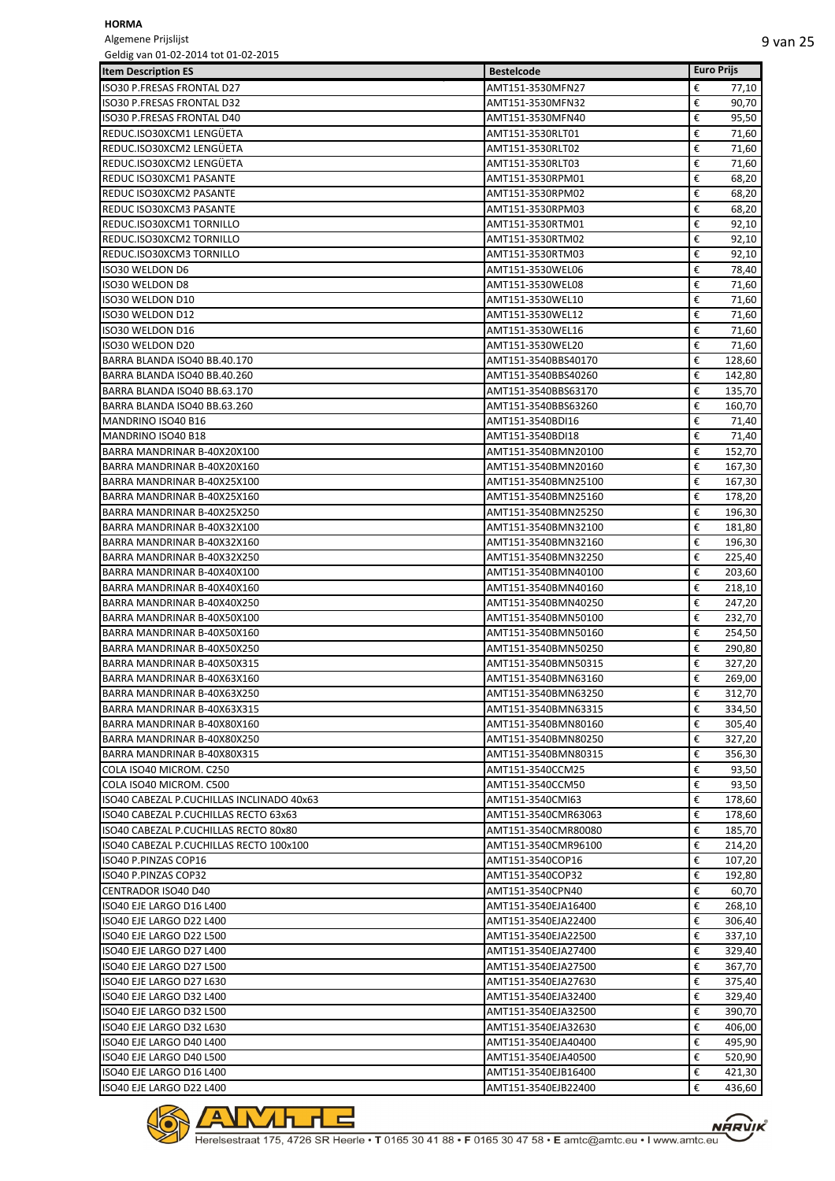**HORMA**

Algemene Prijslijst

Geldig van 01-02-2014 tot 01-02-2015

| Item Description ES | Bestelcode | Euro Prijs |
|---|---|---|
| ISO30 P.FRESAS FRONTAL D27 | AMT151-3530MFN27 | € 77,10 |
| ISO30 P.FRESAS FRONTAL D32 | AMT151-3530MFN32 | € 90,70 |
| ISO30 P.FRESAS FRONTAL D40 | AMT151-3530MFN40 | € 95,50 |
| REDUC.ISO30XCM1 LENGÜETA | AMT151-3530RLT01 | € 71,60 |
| REDUC.ISO30XCM2 LENGÜETA | AMT151-3530RLT02 | € 71,60 |
| REDUC.ISO30XCM2 LENGÜETA | AMT151-3530RLT03 | € 71,60 |
| REDUC ISO30XCM1 PASANTE | AMT151-3530RPM01 | € 68,20 |
| REDUC ISO30XCM2 PASANTE | AMT151-3530RPM02 | € 68,20 |
| REDUC ISO30XCM3 PASANTE | AMT151-3530RPM03 | € 68,20 |
| REDUC.ISO30XCM1 TORNILLO | AMT151-3530RTM01 | € 92,10 |
| REDUC.ISO30XCM2 TORNILLO | AMT151-3530RTM02 | € 92,10 |
| REDUC.ISO30XCM3 TORNILLO | AMT151-3530RTM03 | € 92,10 |
| ISO30 WELDON D6 | AMT151-3530WEL06 | € 78,40 |
| ISO30 WELDON D8 | AMT151-3530WEL08 | € 71,60 |
| ISO30 WELDON D10 | AMT151-3530WEL10 | € 71,60 |
| ISO30 WELDON D12 | AMT151-3530WEL12 | € 71,60 |
| ISO30 WELDON D16 | AMT151-3530WEL16 | € 71,60 |
| ISO30 WELDON D20 | AMT151-3530WEL20 | € 71,60 |
| BARRA BLANDA ISO40 BB.40.170 | AMT151-3540BBS40170 | € 128,60 |
| BARRA BLANDA ISO40 BB.40.260 | AMT151-3540BBS40260 | € 142,80 |
| BARRA BLANDA ISO40 BB.63.170 | AMT151-3540BBS63170 | € 135,70 |
| BARRA BLANDA ISO40 BB.63.260 | AMT151-3540BBS63260 | € 160,70 |
| MANDRINO ISO40 B16 | AMT151-3540BDI16 | € 71,40 |
| MANDRINO ISO40 B18 | AMT151-3540BDI18 | € 71,40 |
| BARRA MANDRINAR B-40X20X100 | AMT151-3540BMN20100 | € 152,70 |
| BARRA MANDRINAR B-40X20X160 | AMT151-3540BMN20160 | € 167,30 |
| BARRA MANDRINAR B-40X25X100 | AMT151-3540BMN25100 | € 167,30 |
| BARRA MANDRINAR B-40X25X160 | AMT151-3540BMN25160 | € 178,20 |
| BARRA MANDRINAR B-40X25X250 | AMT151-3540BMN25250 | € 196,30 |
| BARRA MANDRINAR B-40X32X100 | AMT151-3540BMN32100 | € 181,80 |
| BARRA MANDRINAR B-40X32X160 | AMT151-3540BMN32160 | € 196,30 |
| BARRA MANDRINAR B-40X32X250 | AMT151-3540BMN32250 | € 225,40 |
| BARRA MANDRINAR B-40X40X100 | AMT151-3540BMN40100 | € 203,60 |
| BARRA MANDRINAR B-40X40X160 | AMT151-3540BMN40160 | € 218,10 |
| BARRA MANDRINAR B-40X40X250 | AMT151-3540BMN40250 | € 247,20 |
| BARRA MANDRINAR B-40X50X100 | AMT151-3540BMN50100 | € 232,70 |
| BARRA MANDRINAR B-40X50X160 | AMT151-3540BMN50160 | € 254,50 |
| BARRA MANDRINAR B-40X50X250 | AMT151-3540BMN50250 | € 290,80 |
| BARRA MANDRINAR B-40X50X315 | AMT151-3540BMN50315 | € 327,20 |
| BARRA MANDRINAR B-40X63X160 | AMT151-3540BMN63160 | € 269,00 |
| BARRA MANDRINAR B-40X63X250 | AMT151-3540BMN63250 | € 312,70 |
| BARRA MANDRINAR B-40X63X315 | AMT151-3540BMN63315 | € 334,50 |
| BARRA MANDRINAR B-40X80X160 | AMT151-3540BMN80160 | € 305,40 |
| BARRA MANDRINAR B-40X80X250 | AMT151-3540BMN80250 | € 327,20 |
| BARRA MANDRINAR B-40X80X315 | AMT151-3540BMN80315 | € 356,30 |
| COLA ISO40 MICROM. C250 | AMT151-3540CCM25 | € 93,50 |
| COLA ISO40 MICROM. C500 | AMT151-3540CCM50 | € 93,50 |
| ISO40 CABEZAL P.CUCHILLAS INCLINADO 40x63 | AMT151-3540CMI63 | € 178,60 |
| ISO40 CABEZAL P.CUCHILLAS RECTO 63x63 | AMT151-3540CMR63063 | € 178,60 |
| ISO40 CABEZAL P.CUCHILLAS RECTO 80x80 | AMT151-3540CMR80080 | € 185,70 |
| ISO40 CABEZAL P.CUCHILLAS RECTO 100x100 | AMT151-3540CMR96100 | € 214,20 |
| ISO40 P.PINZAS COP16 | AMT151-3540COP16 | € 107,20 |
| ISO40 P.PINZAS COP32 | AMT151-3540COP32 | € 192,80 |
| CENTRADOR ISO40 D40 | AMT151-3540CPN40 | € 60,70 |
| ISO40 EJE LARGO D16 L400 | AMT151-3540EJA16400 | € 268,10 |
| ISO40 EJE LARGO D22 L400 | AMT151-3540EJA22400 | € 306,40 |
| ISO40 EJE LARGO D22 L500 | AMT151-3540EJA22500 | € 337,10 |
| ISO40 EJE LARGO D27 L400 | AMT151-3540EJA27400 | € 329,40 |
| ISO40 EJE LARGO D27 L500 | AMT151-3540EJA27500 | € 367,70 |
| ISO40 EJE LARGO D27 L630 | AMT151-3540EJA27630 | € 375,40 |
| ISO40 EJE LARGO D32 L400 | AMT151-3540EJA32400 | € 329,40 |
| ISO40 EJE LARGO D32 L500 | AMT151-3540EJA32500 | € 390,70 |
| ISO40 EJE LARGO D32 L630 | AMT151-3540EJA32630 | € 406,00 |
| ISO40 EJE LARGO D40 L400 | AMT151-3540EJA40400 | € 495,90 |
| ISO40 EJE LARGO D40 L500 | AMT151-3540EJA40500 | € 520,90 |
| ISO40 EJE LARGO D16 L400 | AMT151-3540EJB16400 | € 421,30 |
| ISO40 EJE LARGO D22 L400 | AMT151-3540EJB22400 | € 436,60 |

Herelsestraat 175, 4726 SR Heerle • T 0165 30 41 88 • F 0165 30 47 58 • E amtc@amtc.eu • I www.amtc.eu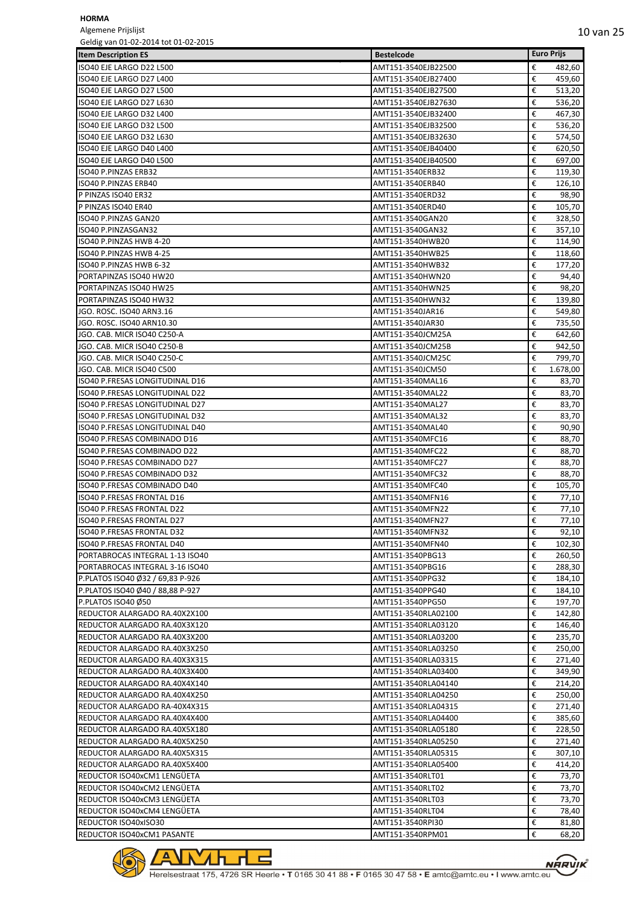**HORMA**

Algemene Prijslijst

Geldig van 01-02-2014 tot 01-02-2015

| Item Description ES | Bestelcode | Euro Prijs |
|---|---|---|
| ISO40 EJE LARGO D22 L500 | AMT151-3540EJB22500 | € 482,60 |
| ISO40 EJE LARGO D27 L400 | AMT151-3540EJB27400 | € 459,60 |
| ISO40 EJE LARGO D27 L500 | AMT151-3540EJB27500 | € 513,20 |
| ISO40 EJE LARGO D27 L630 | AMT151-3540EJB27630 | € 536,20 |
| ISO40 EJE LARGO D32 L400 | AMT151-3540EJB32400 | € 467,30 |
| ISO40 EJE LARGO D32 L500 | AMT151-3540EJB32500 | € 536,20 |
| ISO40 EJE LARGO D32 L630 | AMT151-3540EJB32630 | € 574,50 |
| ISO40 EJE LARGO D40 L400 | AMT151-3540EJB40400 | € 620,50 |
| ISO40 EJE LARGO D40 L500 | AMT151-3540EJB40500 | € 697,00 |
| ISO40 P.PINZAS ERB32 | AMT151-3540ERB32 | € 119,30 |
| ISO40 P.PINZAS ERB40 | AMT151-3540ERB40 | € 126,10 |
| P PINZAS ISO40 ER32 | AMT151-3540ERD32 | € 98,90 |
| P PINZAS ISO40 ER40 | AMT151-3540ERD40 | € 105,70 |
| ISO40 P.PINZAS GAN20 | AMT151-3540GAN20 | € 328,50 |
| ISO40 P.PINZASGAN32 | AMT151-3540GAN32 | € 357,10 |
| ISO40 P.PINZAS HWB 4-20 | AMT151-3540HWB20 | € 114,90 |
| ISO40 P.PINZAS HWB 4-25 | AMT151-3540HWB25 | € 118,60 |
| ISO40 P.PINZAS HWB 6-32 | AMT151-3540HWB32 | € 177,20 |
| PORTAPINZAS ISO40 HW20 | AMT151-3540HWN20 | € 94,40 |
| PORTAPINZAS ISO40 HW25 | AMT151-3540HWN25 | € 98,20 |
| PORTAPINZAS ISO40 HW32 | AMT151-3540HWN32 | € 139,80 |
| JGO. ROSC. ISO40 ARN3.16 | AMT151-3540JAR16 | € 549,80 |
| JGO. ROSC. ISO40 ARN10.30 | AMT151-3540JAR30 | € 735,50 |
| JGO. CAB. MICR ISO40 C250-A | AMT151-3540JCM25A | € 642,60 |
| JGO. CAB. MICR ISO40 C250-B | AMT151-3540JCM25B | € 942,50 |
| JGO. CAB. MICR ISO40 C250-C | AMT151-3540JCM25C | € 799,70 |
| JGO. CAB. MICR ISO40 C500 | AMT151-3540JCM50 | € 1.678,00 |
| ISO40 P.FRESAS LONGITUDINAL D16 | AMT151-3540MAL16 | € 83,70 |
| ISO40 P.FRESAS LONGITUDINAL D22 | AMT151-3540MAL22 | € 83,70 |
| ISO40 P.FRESAS LONGITUDINAL D27 | AMT151-3540MAL27 | € 83,70 |
| ISO40 P.FRESAS LONGITUDINAL D32 | AMT151-3540MAL32 | € 83,70 |
| ISO40 P.FRESAS LONGITUDINAL D40 | AMT151-3540MAL40 | € 90,90 |
| ISO40 P.FRESAS COMBINADO D16 | AMT151-3540MFC16 | € 88,70 |
| ISO40 P.FRESAS COMBINADO D22 | AMT151-3540MFC22 | € 88,70 |
| ISO40 P.FRESAS COMBINADO D27 | AMT151-3540MFC27 | € 88,70 |
| ISO40 P.FRESAS COMBINADO D32 | AMT151-3540MFC32 | € 88,70 |
| ISO40 P.FRESAS COMBINADO D40 | AMT151-3540MFC40 | € 105,70 |
| ISO40 P.FRESAS FRONTAL D16 | AMT151-3540MFN16 | € 77,10 |
| ISO40 P.FRESAS FRONTAL D22 | AMT151-3540MFN22 | € 77,10 |
| ISO40 P.FRESAS FRONTAL D27 | AMT151-3540MFN27 | € 77,10 |
| ISO40 P.FRESAS FRONTAL D32 | AMT151-3540MFN32 | € 92,10 |
| ISO40 P.FRESAS FRONTAL D40 | AMT151-3540MFN40 | € 102,30 |
| PORTABROCAS INTEGRAL 1-13 ISO40 | AMT151-3540PBG13 | € 260,50 |
| PORTABROCAS INTEGRAL 3-16 ISO40 | AMT151-3540PBG16 | € 288,30 |
| P.PLATOS ISO40 Ø32 / 69,83 P-926 | AMT151-3540PPG32 | € 184,10 |
| P.PLATOS ISO40 Ø40 / 88,88 P-927 | AMT151-3540PPG40 | € 184,10 |
| P.PLATOS ISO40 Ø50 | AMT151-3540PPG50 | € 197,70 |
| REDUCTOR ALARGADO RA.40X2X100 | AMT151-3540RLA02100 | € 142,80 |
| REDUCTOR ALARGADO RA.40X3X120 | AMT151-3540RLA03120 | € 146,40 |
| REDUCTOR ALARGADO RA.40X3X200 | AMT151-3540RLA03200 | € 235,70 |
| REDUCTOR ALARGADO RA.40X3X250 | AMT151-3540RLA03250 | € 250,00 |
| REDUCTOR ALARGADO RA.40X3X315 | AMT151-3540RLA03315 | € 271,40 |
| REDUCTOR ALARGADO RA.40X3X400 | AMT151-3540RLA03400 | € 349,90 |
| REDUCTOR ALARGADO RA.40X4X140 | AMT151-3540RLA04140 | € 214,20 |
| REDUCTOR ALARGADO RA.40X4X250 | AMT151-3540RLA04250 | € 250,00 |
| REDUCTOR ALARGADO RA-40X4X315 | AMT151-3540RLA04315 | € 271,40 |
| REDUCTOR ALARGADO RA.40X4X400 | AMT151-3540RLA04400 | € 385,60 |
| REDUCTOR ALARGADO RA.40X5X180 | AMT151-3540RLA05180 | € 228,50 |
| REDUCTOR ALARGADO RA.40X5X250 | AMT151-3540RLA05250 | € 271,40 |
| REDUCTOR ALARGADO RA.40X5X315 | AMT151-3540RLA05315 | € 307,10 |
| REDUCTOR ALARGADO RA.40X5X400 | AMT151-3540RLA05400 | € 414,20 |
| REDUCTOR ISO40xCM1 LENGÜETA | AMT151-3540RLT01 | € 73,70 |
| REDUCTOR ISO40xCM2 LENGÜETA | AMT151-3540RLT02 | € 73,70 |
| REDUCTOR ISO40xCM3 LENGÜETA | AMT151-3540RLT03 | € 73,70 |
| REDUCTOR ISO40xCM4 LENGÜETA | AMT151-3540RLT04 | € 78,40 |
| REDUCTOR ISO40xISO30 | AMT151-3540RPI30 | € 81,80 |
| REDUCTOR ISO40xCM1 PASANTE | AMT151-3540RPM01 | € 68,20 |

Herelsestraat 175, 4726 SR Heerle • T 0165 30 41 88 • F 0165 30 47 58 • E amtc@amtc.eu • I www.amtc.eu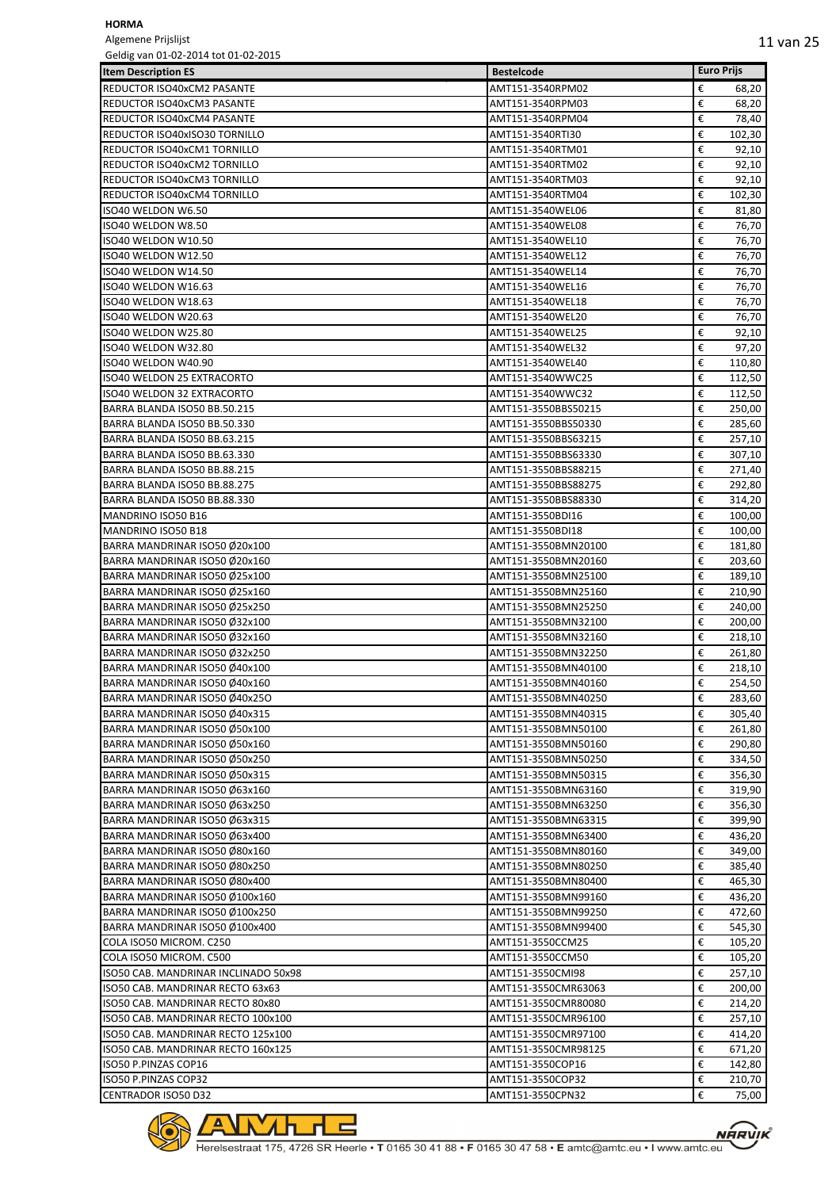**HORMA**

Algemene Prijslijst

Geldig van 01-02-2014 tot 01-02-2015

| Item Description ES | Bestelcode | Euro Prijs |
|---|---|---|
| REDUCTOR ISO40xCM2 PASANTE | AMT151-3540RPM02 | € 68,20 |
| REDUCTOR ISO40xCM3 PASANTE | AMT151-3540RPM03 | € 68,20 |
| REDUCTOR ISO40xCM4 PASANTE | AMT151-3540RPM04 | € 78,40 |
| REDUCTOR ISO40xISO30 TORNILLO | AMT151-3540RTI30 | € 102,30 |
| REDUCTOR ISO40xCM1 TORNILLO | AMT151-3540RTM01 | € 92,10 |
| REDUCTOR ISO40xCM2 TORNILLO | AMT151-3540RTM02 | € 92,10 |
| REDUCTOR ISO40xCM3 TORNILLO | AMT151-3540RTM03 | € 92,10 |
| REDUCTOR ISO40xCM4 TORNILLO | AMT151-3540RTM04 | € 102,30 |
| ISO40 WELDON W6.50 | AMT151-3540WEL06 | € 81,80 |
| ISO40 WELDON W8.50 | AMT151-3540WEL08 | € 76,70 |
| ISO40 WELDON W10.50 | AMT151-3540WEL10 | € 76,70 |
| ISO40 WELDON W12.50 | AMT151-3540WEL12 | € 76,70 |
| ISO40 WELDON W14.50 | AMT151-3540WEL14 | € 76,70 |
| ISO40 WELDON W16.63 | AMT151-3540WEL16 | € 76,70 |
| ISO40 WELDON W18.63 | AMT151-3540WEL18 | € 76,70 |
| ISO40 WELDON W20.63 | AMT151-3540WEL20 | € 76,70 |
| ISO40 WELDON W25.80 | AMT151-3540WEL25 | € 92,10 |
| ISO40 WELDON W32.80 | AMT151-3540WEL32 | € 97,20 |
| ISO40 WELDON W40.90 | AMT151-3540WEL40 | € 110,80 |
| ISO40 WELDON 25 EXTRACORTO | AMT151-3540WWC25 | € 112,50 |
| ISO40 WELDON 32 EXTRACORTO | AMT151-3540WWC32 | € 112,50 |
| BARRA BLANDA ISO50 BB.50.215 | AMT151-3550BBS50215 | € 250,00 |
| BARRA BLANDA ISO50 BB.50.330 | AMT151-3550BBS50330 | € 285,60 |
| BARRA BLANDA ISO50 BB.63.215 | AMT151-3550BBS63215 | € 257,10 |
| BARRA BLANDA ISO50 BB.63.330 | AMT151-3550BBS63330 | € 307,10 |
| BARRA BLANDA ISO50 BB.88.215 | AMT151-3550BBS88215 | € 271,40 |
| BARRA BLANDA ISO50 BB.88.275 | AMT151-3550BBS88275 | € 292,80 |
| BARRA BLANDA ISO50 BB.88.330 | AMT151-3550BBS88330 | € 314,20 |
| MANDRINO ISO50 B16 | AMT151-3550BDI16 | € 100,00 |
| MANDRINO ISO50 B18 | AMT151-3550BDI18 | € 100,00 |
| BARRA MANDRINAR ISO50 Ø20x100 | AMT151-3550BMN20100 | € 181,80 |
| BARRA MANDRINAR ISO50 Ø20x160 | AMT151-3550BMN20160 | € 203,60 |
| BARRA MANDRINAR ISO50 Ø25x100 | AMT151-3550BMN25100 | € 189,10 |
| BARRA MANDRINAR ISO50 Ø25x160 | AMT151-3550BMN25160 | € 210,90 |
| BARRA MANDRINAR ISO50 Ø25x250 | AMT151-3550BMN25250 | € 240,00 |
| BARRA MANDRINAR ISO50 Ø32x100 | AMT151-3550BMN32100 | € 200,00 |
| BARRA MANDRINAR ISO50 Ø32x160 | AMT151-3550BMN32160 | € 218,10 |
| BARRA MANDRINAR ISO50 Ø32x250 | AMT151-3550BMN32250 | € 261,80 |
| BARRA MANDRINAR ISO50 Ø40x100 | AMT151-3550BMN40100 | € 218,10 |
| BARRA MANDRINAR ISO50 Ø40x160 | AMT151-3550BMN40160 | € 254,50 |
| BARRA MANDRINAR ISO50 Ø40x25O | AMT151-3550BMN40250 | € 283,60 |
| BARRA MANDRINAR ISO50 Ø40x315 | AMT151-3550BMN40315 | € 305,40 |
| BARRA MANDRINAR ISO50 Ø50x100 | AMT151-3550BMN50100 | € 261,80 |
| BARRA MANDRINAR ISO50 Ø50x160 | AMT151-3550BMN50160 | € 290,80 |
| BARRA MANDRINAR ISO50 Ø50x250 | AMT151-3550BMN50250 | € 334,50 |
| BARRA MANDRINAR ISO50 Ø50x315 | AMT151-3550BMN50315 | € 356,30 |
| BARRA MANDRINAR ISO50 Ø63x160 | AMT151-3550BMN63160 | € 319,90 |
| BARRA MANDRINAR ISO50 Ø63x250 | AMT151-3550BMN63250 | € 356,30 |
| BARRA MANDRINAR ISO50 Ø63x315 | AMT151-3550BMN63315 | € 399,90 |
| BARRA MANDRINAR ISO50 Ø63x400 | AMT151-3550BMN63400 | € 436,20 |
| BARRA MANDRINAR ISO50 Ø80x160 | AMT151-3550BMN80160 | € 349,00 |
| BARRA MANDRINAR ISO50 Ø80x250 | AMT151-3550BMN80250 | € 385,40 |
| BARRA MANDRINAR ISO50 Ø80x400 | AMT151-3550BMN80400 | € 465,30 |
| BARRA MANDRINAR ISO50 Ø100x160 | AMT151-3550BMN99160 | € 436,20 |
| BARRA MANDRINAR ISO50 Ø100x250 | AMT151-3550BMN99250 | € 472,60 |
| BARRA MANDRINAR ISO50 Ø100x400 | AMT151-3550BMN99400 | € 545,30 |
| COLA ISO50 MICROM. C250 | AMT151-3550CCM25 | € 105,20 |
| COLA ISO50 MICROM. C500 | AMT151-3550CCM50 | € 105,20 |
| ISO50 CAB. MANDRINAR INCLINADO 50x98 | AMT151-3550CMI98 | € 257,10 |
| ISO50 CAB. MANDRINAR RECTO 63x63 | AMT151-3550CMR63063 | € 200,00 |
| ISO50 CAB. MANDRINAR RECTO 80x80 | AMT151-3550CMR80080 | € 214,20 |
| ISO50 CAB. MANDRINAR RECTO 100x100 | AMT151-3550CMR96100 | € 257,10 |
| ISO50 CAB. MANDRINAR RECTO 125x100 | AMT151-3550CMR97100 | € 414,20 |
| ISO50 CAB. MANDRINAR RECTO 160x125 | AMT151-3550CMR98125 | € 671,20 |
| ISO50 P.PINZAS COP16 | AMT151-3550COP16 | € 142,80 |
| ISO50 P.PINZAS COP32 | AMT151-3550COP32 | € 210,70 |
| CENTRADOR ISO50 D32 | AMT151-3550CPN32 | € 75,00 |

Herelsestraat 175, 4726 SR Heerle • T 0165 30 41 88 • F 0165 30 47 58 • E amtc@amtc.eu • I www.amtc.eu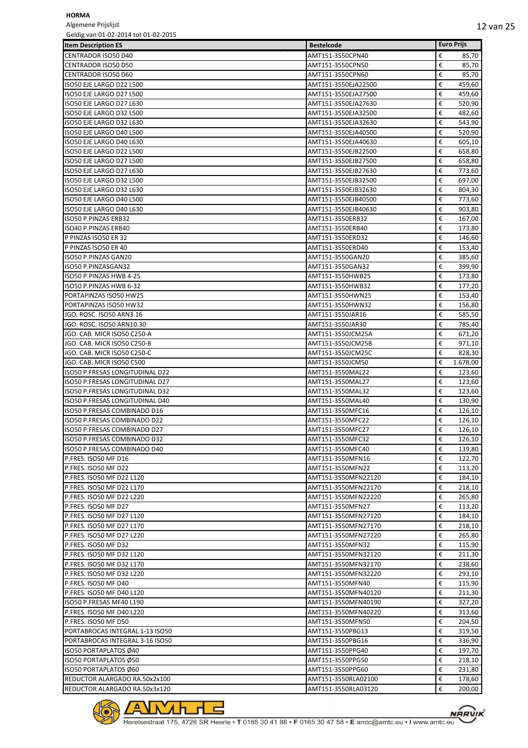**HORMA**

Algemene Prijslijst

Geldig van 01-02-2014 tot 01-02-2015

| Item Description ES | Bestelcode | Euro Prijs |
|---|---|---|
| CENTRADOR ISO50 D40 | AMT151-3550CPN40 | € 85,70 |
| CENTRADOR ISO50 D50 | AMT151-3550CPN50 | € 85,70 |
| CENTRADOR ISO50 D60 | AMT151-3550CPN60 | € 85,70 |
| ISO50 EJE LARGO D22 L500 | AMT151-3550EJA22500 | € 459,60 |
| ISO50 EJE LARGO D27 L500 | AMT151-3550EJA27500 | € 459,60 |
| ISO50 EJE LARGO D27 L630 | AMT151-3550EJA27630 | € 520,90 |
| ISO50 EJE LARGO D32 L500 | AMT151-3550EJA32500 | € 482,60 |
| ISO50 EJE LARGO D32 L630 | AMT151-3550EJA32630 | € 543,90 |
| ISO50 EJE LARGO D40 L500 | AMT151-3550EJA40500 | € 520,90 |
| ISO50 EJE LARGO D40 L630 | AMT151-3550EJA40630 | € 605,10 |
| ISO50 EJE LARGO D22 L500 | AMT151-3550EJB22500 | € 658,80 |
| ISO50 EJE LARGO D27 L500 | AMT151-3550EJB27500 | € 658,80 |
| ISO50 EJE LARGO D27 L630 | AMT151-3550EJB27630 | € 773,60 |
| ISO50 EJE LARGO D32 L500 | AMT151-3550EJB32500 | € 697,00 |
| ISO50 EJE LARGO D32 L630 | AMT151-3550EJB32630 | € 804,30 |
| ISO50 EJE LARGO D40 L500 | AMT151-3550EJB40500 | € 773,60 |
| ISO50 EJE LARGO D40 L630 | AMT151-3550EJB40630 | € 903,80 |
| ISO50 P.PINZAS ERB32 | AMT151-3550ERB32 | € 167,00 |
| ISO40 P.PINZAS ERB40 | AMT151-3550ERB40 | € 173,80 |
| P PINZAS ISO50 ER 32 | AMT151-3550ERD32 | € 146,60 |
| P PINZAS ISO50 ER 40 | AMT151-3550ERD40 | € 153,40 |
| ISO50 P.PINZAS GAN20 | AMT151-3550GAN20 | € 385,60 |
| ISO50 P.PINZASGAN32 | AMT151-3550GAN32 | € 399,90 |
| ISO50 P.PINZAS HWB 4-25 | AMT151-3550HWB25 | € 173,80 |
| ISO50 P.PINZAS HWB 6-32 | AMT151-3550HWB32 | € 177,20 |
| PORTAPINZAS ISO50 HW25 | AMT151-3550HWN25 | € 153,40 |
| PORTAPINZAS ISO50 HW32 | AMT151-3550HWN32 | € 156,80 |
| JGO. ROSC. ISO50 ARN3.16 | AMT151-3550JAR16 | € 585,50 |
| JGO. ROSC. ISO50 ARN10.30 | AMT151-3550JAR30 | € 785,40 |
| JGO. CAB. MICR ISO50 C250-A | AMT151-3550JCM25A | € 671,20 |
| JGO. CAB. MICR ISO50 C250-B | AMT151-3550JCM25B | € 971,10 |
| JGO. CAB. MICR ISO50 C250-C | AMT151-3550JCM25C | € 828,30 |
| JGO. CAB. MICR ISO50 C500 | AMT151-3550JCM50 | € 1.678,00 |
| ISO50 P.FRESAS LONGITUDINAL D22 | AMT151-3550MAL22 | € 123,60 |
| ISO50 P.FRESAS LONGITUDINAL D27 | AMT151-3550MAL27 | € 123,60 |
| ISO50 P.FRESAS LONGITUDINAL D32 | AMT151-3550MAL32 | € 123,60 |
| ISO50 P.FRESAS LONGITUDINAL D40 | AMT151-3550MAL40 | € 130,90 |
| ISO50 P.FRESAS COMBINADO D16 | AMT151-3550MFC16 | € 126,10 |
| ISO50 P.FRESAS COMBINADO D22 | AMT151-3550MFC22 | € 126,10 |
| ISO50 P.FRESAS COMBINADO D27 | AMT151-3550MFC27 | € 126,10 |
| ISO50 P.FRESAS COMBINADO D32 | AMT151-3550MFC32 | € 126,10 |
| ISO50 P.FRESAS COMBINADO D40 | AMT151-3550MFC40 | € 139,80 |
| P.FRES. ISO50 MF D16 | AMT151-3550MFN16 | € 122,70 |
| P.FRES. ISO50 MF D22 | AMT151-3550MFN22 | € 113,20 |
| P.FRES. ISO50 MF D22 L120 | AMT151-3550MFN22120 | € 184,10 |
| P.FRES. ISO50 MF D22 L170 | AMT151-3550MFN22170 | € 218,10 |
| P.FRES. ISO50 MF D22 L220 | AMT151-3550MFN22220 | € 265,80 |
| P.FRES. ISO50 MF D27 | AMT151-3550MFN27 | € 113,20 |
| P.FRES. ISO50 MF D27 L120 | AMT151-3550MFN27120 | € 184,10 |
| P.FRES. ISO50 MF D27 L170 | AMT151-3550MFN27170 | € 218,10 |
| P.FRES. ISO50 MF D27 L220 | AMT151-3550MFN27220 | € 265,80 |
| P.FRES. ISO50 MF D32 | AMT151-3550MFN32 | € 115,90 |
| P.FRES. ISO50 MF D32 L120 | AMT151-3550MFN32120 | € 211,30 |
| P.FRES. ISO50 MF D32 L170 | AMT151-3550MFN32170 | € 238,60 |
| P.FRES. ISO50 MF D32 L220 | AMT151-3550MFN32220 | € 293,10 |
| P.FRES. ISO50 MF D40 | AMT151-3550MFN40 | € 115,90 |
| P.FRES. ISO50 MF D40 L120 | AMT151-3550MFN40120 | € 211,30 |
| ISO50 P.FRESAS MF40 L190 | AMT151-3550MFN40190 | € 327,20 |
| P.FRES. ISO50 MF D40 L220 | AMT151-3550MFN40220 | € 313,60 |
| P.FRES. ISO50 MF D50 | AMT151-3550MFN50 | € 204,50 |
| PORTABROCAS INTEGRAL 1-13 ISO50 | AMT151-3550PBG13 | € 319,50 |
| PORTABROCAS INTEGRAL 3-16 ISO50 | AMT151-3550PBG16 | € 336,90 |
| ISO50 PORTAPLATOS Ø40 | AMT151-3550PPG40 | € 197,70 |
| ISO50 PORTAPLATOS Ø50 | AMT151-3550PPG50 | € 218,10 |
| ISO50 PORTAPLATOS Ø60 | AMT151-3550PPG60 | € 231,80 |
| REDUCTOR ALARGADO RA.50x2x100 | AMT151-3550RLA02100 | € 178,60 |
| REDUCTOR ALARGADO RA.50x3x120 | AMT151-3550RLA03120 | € 200,00 |

Herelsestraat 175, 4726 SR Heerle • T 0165 30 41 88 • F 0165 30 47 58 • E amtc@amtc.eu • I www.amtc.eu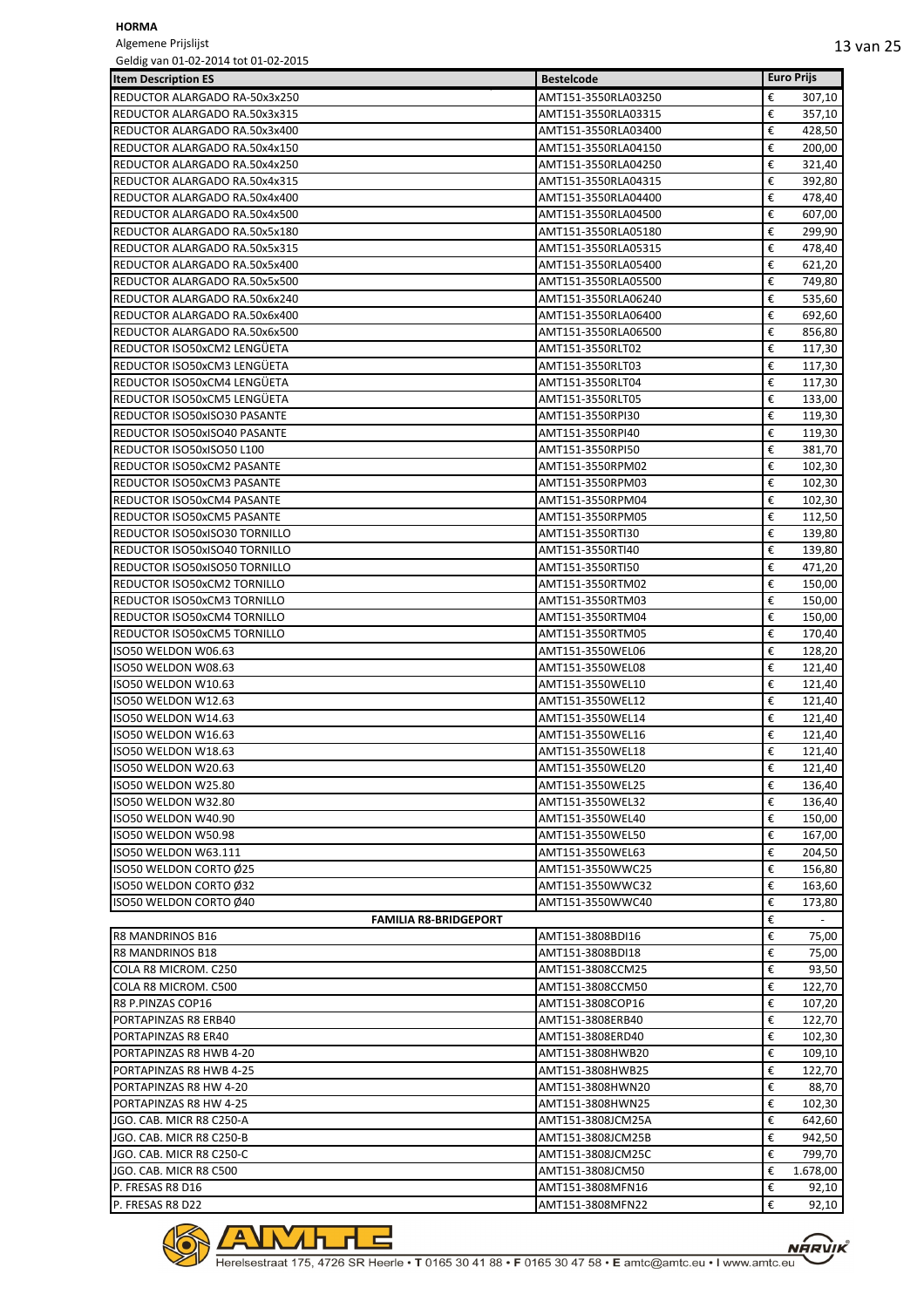**HORMA**

Algemene Prijslijst

Geldig van 01-02-2014 tot 01-02-2015

| Item Description ES | Bestelcode | Euro Prijs |
|---|---|---|
| REDUCTOR ALARGADO RA.50x3x250 | AMT151-3550RLA03250 | € 307,10 |
| REDUCTOR ALARGADO RA.50x3x315 | AMT151-3550RLA03315 | € 357,10 |
| REDUCTOR ALARGADO RA.50x3x400 | AMT151-3550RLA03400 | € 428,50 |
| REDUCTOR ALARGADO RA.50x4x150 | AMT151-3550RLA04150 | € 200,00 |
| REDUCTOR ALARGADO RA.50x4x250 | AMT151-3550RLA04250 | € 321,40 |
| REDUCTOR ALARGADO RA.50x4x315 | AMT151-3550RLA04315 | € 392,80 |
| REDUCTOR ALARGADO RA.50x4x400 | AMT151-3550RLA04400 | € 478,40 |
| REDUCTOR ALARGADO RA.50x4x500 | AMT151-3550RLA04500 | € 607,00 |
| REDUCTOR ALARGADO RA.50x5x180 | AMT151-3550RLA05180 | € 299,90 |
| REDUCTOR ALARGADO RA.50x5x315 | AMT151-3550RLA05315 | € 478,40 |
| REDUCTOR ALARGADO RA.50x5x400 | AMT151-3550RLA05400 | € 621,20 |
| REDUCTOR ALARGADO RA.50x5x500 | AMT151-3550RLA05500 | € 749,80 |
| REDUCTOR ALARGADO RA.50x6x240 | AMT151-3550RLA06240 | € 535,60 |
| REDUCTOR ALARGADO RA.50x6x400 | AMT151-3550RLA06400 | € 692,60 |
| REDUCTOR ALARGADO RA.50x6x500 | AMT151-3550RLA06500 | € 856,80 |
| REDUCTOR ISO50xCM2 LENGÜETA | AMT151-3550RLT02 | € 117,30 |
| REDUCTOR ISO50xCM3 LENGÜETA | AMT151-3550RLT03 | € 117,30 |
| REDUCTOR ISO50xCM4 LENGÜETA | AMT151-3550RLT04 | € 117,30 |
| REDUCTOR ISO50xCM5 LENGÜETA | AMT151-3550RLT05 | € 133,00 |
| REDUCTOR ISO50xISO30 PASANTE | AMT151-3550RPI30 | € 119,30 |
| REDUCTOR ISO50xISO40 PASANTE | AMT151-3550RPI40 | € 119,30 |
| REDUCTOR ISO50xISO50 L100 | AMT151-3550RPI50 | € 381,70 |
| REDUCTOR ISO50xCM2 PASANTE | AMT151-3550RPM02 | € 102,30 |
| REDUCTOR ISO50xCM3 PASANTE | AMT151-3550RPM03 | € 102,30 |
| REDUCTOR ISO50xCM4 PASANTE | AMT151-3550RPM04 | € 102,30 |
| REDUCTOR ISO50xCM5 PASANTE | AMT151-3550RPM05 | € 112,50 |
| REDUCTOR ISO50xISO30 TORNILLO | AMT151-3550RTI30 | € 139,80 |
| REDUCTOR ISO50xISO40 TORNILLO | AMT151-3550RTI40 | € 139,80 |
| REDUCTOR ISO50xISO50 TORNILLO | AMT151-3550RTI50 | € 471,20 |
| REDUCTOR ISO50xCM2 TORNILLO | AMT151-3550RTM02 | € 150,00 |
| REDUCTOR ISO50xCM3 TORNILLO | AMT151-3550RTM03 | € 150,00 |
| REDUCTOR ISO50xCM4 TORNILLO | AMT151-3550RTM04 | € 150,00 |
| REDUCTOR ISO50xCM5 TORNILLO | AMT151-3550RTM05 | € 170,40 |
| ISO50 WELDON W06.63 | AMT151-3550WEL06 | € 128,20 |
| ISO50 WELDON W08.63 | AMT151-3550WEL08 | € 121,40 |
| ISO50 WELDON W10.63 | AMT151-3550WEL10 | € 121,40 |
| ISO50 WELDON W12.63 | AMT151-3550WEL12 | € 121,40 |
| ISO50 WELDON W14.63 | AMT151-3550WEL14 | € 121,40 |
| ISO50 WELDON W16.63 | AMT151-3550WEL16 | € 121,40 |
| ISO50 WELDON W18.63 | AMT151-3550WEL18 | € 121,40 |
| ISO50 WELDON W20.63 | AMT151-3550WEL20 | € 121,40 |
| ISO50 WELDON W25.80 | AMT151-3550WEL25 | € 136,40 |
| ISO50 WELDON W32.80 | AMT151-3550WEL32 | € 136,40 |
| ISO50 WELDON W40.90 | AMT151-3550WEL40 | € 150,00 |
| ISO50 WELDON W50.98 | AMT151-3550WEL50 | € 167,00 |
| ISO50 WELDON W63.111 | AMT151-3550WEL63 | € 204,50 |
| ISO50 WELDON CORTO Ø25 | AMT151-3550WWC25 | € 156,80 |
| ISO50 WELDON CORTO Ø32 | AMT151-3550WWC32 | € 163,60 |
| ISO50 WELDON CORTO Ø40 | AMT151-3550WWC40 | € 173,80 |
| **FAMILIA R8-BRIDGEPORT** | | € - |
| R8 MANDRINOS B16 | AMT151-3808BDI16 | € 75,00 |
| R8 MANDRINOS B18 | AMT151-3808BDI18 | € 75,00 |
| COLA R8 MICROM. C250 | AMT151-3808CCM25 | € 93,50 |
| COLA R8 MICROM. C500 | AMT151-3808CCM50 | € 122,70 |
| R8 P.PINZAS COP16 | AMT151-3808COP16 | € 107,20 |
| PORTAPINZAS R8 ERB40 | AMT151-3808ERB40 | € 122,70 |
| PORTAPINZAS R8 ER40 | AMT151-3808ERD40 | € 102,30 |
| PORTAPINZAS R8 HWB 4-20 | AMT151-3808HWB20 | € 109,10 |
| PORTAPINZAS R8 HWB 4-25 | AMT151-3808HWB25 | € 122,70 |
| PORTAPINZAS R8 HW 4-20 | AMT151-3808HWN20 | € 88,70 |
| PORTAPINZAS R8 HW 4-25 | AMT151-3808HWN25 | € 102,30 |
| JGO. CAB. MICR R8 C250-A | AMT151-3808JCM25A | € 642,60 |
| JGO. CAB. MICR R8 C250-B | AMT151-3808JCM25B | € 942,50 |
| JGO. CAB. MICR R8 C250-C | AMT151-3808JCM25C | € 799,70 |
| JGO. CAB. MICR R8 C500 | AMT151-3808JCM50 | € 1.678,00 |
| P. FRESAS R8 D16 | AMT151-3808MFN16 | € 92,10 |
| P. FRESAS R8 D22 | AMT151-3808MFN22 | € 92,10 |

Herelsestraat 175, 4726 SR Heerle • T 0165 30 41 88 • F 0165 30 47 58 • E amtc@amtc.eu • I www.amtc.eu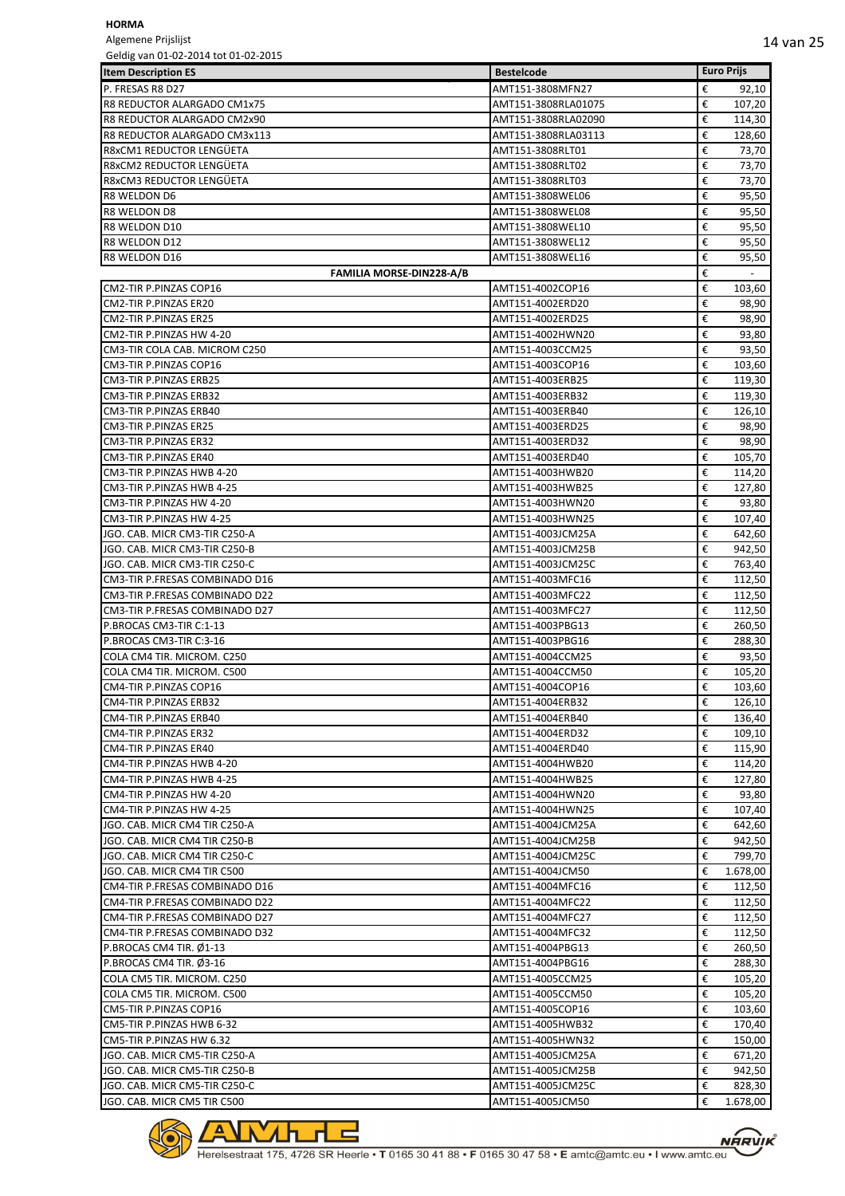**HORMA**

Algemene Prijslijst

Geldig van 01-02-2014 tot 01-02-2015

| Item Description ES | Bestelcode | Euro Prijs |
|---|---|---|
| P. FRESAS R8 D27 | AMT151-3808MFN27 | € 92,10 |
| R8 REDUCTOR ALARGADO CM1x75 | AMT151-3808RLA01075 | € 107,20 |
| R8 REDUCTOR ALARGADO CM2x90 | AMT151-3808RLA02090 | € 114,30 |
| R8 REDUCTOR ALARGADO CM3x113 | AMT151-3808RLA03113 | € 128,60 |
| R8xCM1 REDUCTOR LENGÜETA | AMT151-3808RLT01 | € 73,70 |
| R8xCM2 REDUCTOR LENGÜETA | AMT151-3808RLT02 | € 73,70 |
| R8xCM3 REDUCTOR LENGÜETA | AMT151-3808RLT03 | € 73,70 |
| R8 WELDON D6 | AMT151-3808WEL06 | € 95,50 |
| R8 WELDON D8 | AMT151-3808WEL08 | € 95,50 |
| R8 WELDON D10 | AMT151-3808WEL10 | € 95,50 |
| R8 WELDON D12 | AMT151-3808WEL12 | € 95,50 |
| R8 WELDON D16 | AMT151-3808WEL16 | € 95,50 |
| **FAMILIA MORSE-DIN228-A/B** | | € - |
| CM2-TIR P.PINZAS COP16 | AMT151-4002COP16 | € 103,60 |
| CM2-TIR P.PINZAS ER20 | AMT151-4002ERD20 | € 98,90 |
| CM2-TIR P.PINZAS ER25 | AMT151-4002ERD25 | € 98,90 |
| CM2-TIR P.PINZAS HW 4-20 | AMT151-4002HWN20 | € 93,80 |
| CM3-TIR COLA CAB. MICROM C250 | AMT151-4003CCM25 | € 93,50 |
| CM3-TIR P.PINZAS COP16 | AMT151-4003COP16 | € 103,60 |
| CM3-TIR P.PINZAS ERB25 | AMT151-4003ERB25 | € 119,30 |
| CM3-TIR P.PINZAS ERB32 | AMT151-4003ERB32 | € 119,30 |
| CM3-TIR P.PINZAS ERB40 | AMT151-4003ERB40 | € 126,10 |
| CM3-TIR P.PINZAS ER25 | AMT151-4003ERD25 | € 98,90 |
| CM3-TIR P.PINZAS ER32 | AMT151-4003ERD32 | € 98,90 |
| CM3-TIR P.PINZAS ER40 | AMT151-4003ERD40 | € 105,70 |
| CM3-TIR P.PINZAS HWB 4-20 | AMT151-4003HWB20 | € 114,20 |
| CM3-TIR P.PINZAS HWB 4-25 | AMT151-4003HWB25 | € 127,80 |
| CM3-TIR P.PINZAS HW 4-20 | AMT151-4003HWN20 | € 93,80 |
| CM3-TIR P.PINZAS HW 4-25 | AMT151-4003HWN25 | € 107,40 |
| JGO. CAB. MICR CM3-TIR C250-A | AMT151-4003JCM25A | € 642,60 |
| JGO. CAB. MICR CM3-TIR C250-B | AMT151-4003JCM25B | € 942,50 |
| JGO. CAB. MICR CM3-TIR C250-C | AMT151-4003JCM25C | € 763,40 |
| CM3-TIR P.FRESAS COMBINADO D16 | AMT151-4003MFC16 | € 112,50 |
| CM3-TIR P.FRESAS COMBINADO D22 | AMT151-4003MFC22 | € 112,50 |
| CM3-TIR P.FRESAS COMBINADO D27 | AMT151-4003MFC27 | € 112,50 |
| P.BROCAS CM3-TIR C:1-13 | AMT151-4003PBG13 | € 260,50 |
| P.BROCAS CM3-TIR C:3-16 | AMT151-4003PBG16 | € 288,30 |
| COLA CM4 TIR. MICROM. C250 | AMT151-4004CCM25 | € 93,50 |
| COLA CM4 TIR. MICROM. C500 | AMT151-4004CCM50 | € 105,20 |
| CM4-TIR P.PINZAS COP16 | AMT151-4004COP16 | € 103,60 |
| CM4-TIR P.PINZAS ERB32 | AMT151-4004ERB32 | € 126,10 |
| CM4-TIR P.PINZAS ERB40 | AMT151-4004ERB40 | € 136,40 |
| CM4-TIR P.PINZAS ER32 | AMT151-4004ERD32 | € 109,10 |
| CM4-TIR P.PINZAS ER40 | AMT151-4004ERD40 | € 115,90 |
| CM4-TIR P.PINZAS HWB 4-20 | AMT151-4004HWB20 | € 114,20 |
| CM4-TIR P.PINZAS HWB 4-25 | AMT151-4004HWB25 | € 127,80 |
| CM4-TIR P.PINZAS HW 4-20 | AMT151-4004HWN20 | € 93,80 |
| CM4-TIR P.PINZAS HW 4-25 | AMT151-4004HWN25 | € 107,40 |
| JGO. CAB. MICR CM4 TIR C250-A | AMT151-4004JCM25A | € 642,60 |
| JGO. CAB. MICR CM4 TIR C250-B | AMT151-4004JCM25B | € 942,50 |
| JGO. CAB. MICR CM4 TIR C250-C | AMT151-4004JCM25C | € 799,70 |
| JGO. CAB. MICR CM4 TIR C500 | AMT151-4004JCM50 | € 1.678,00 |
| CM4-TIR P.FRESAS COMBINADO D16 | AMT151-4004MFC16 | € 112,50 |
| CM4-TIR P.FRESAS COMBINADO D22 | AMT151-4004MFC22 | € 112,50 |
| CM4-TIR P.FRESAS COMBINADO D27 | AMT151-4004MFC27 | € 112,50 |
| CM4-TIR P.FRESAS COMBINADO D32 | AMT151-4004MFC32 | € 112,50 |
| P.BROCAS CM4 TIR. Ø1-13 | AMT151-4004PBG13 | € 260,50 |
| P.BROCAS CM4 TIR. Ø3-16 | AMT151-4004PBG16 | € 288,30 |
| COLA CM5 TIR. MICROM. C250 | AMT151-4005CCM25 | € 105,20 |
| COLA CM5 TIR. MICROM. C500 | AMT151-4005CCM50 | € 105,20 |
| CM5-TIR P.PINZAS COP16 | AMT151-4005COP16 | € 103,60 |
| CM5-TIR P.PINZAS HWB 6-32 | AMT151-4005HWB32 | € 170,40 |
| CM5-TIR P.PINZAS HW 6.32 | AMT151-4005HWN32 | € 150,00 |
| JGO. CAB. MICR CM5-TIR C250-A | AMT151-4005JCM25A | € 671,20 |
| JGO. CAB. MICR CM5-TIR C250-B | AMT151-4005JCM25B | € 942,50 |
| JGO. CAB. MICR CM5-TIR C250-C | AMT151-4005JCM25C | € 828,30 |
| JGO. CAB. MICR CM5 TIR C500 | AMT151-4005JCM50 | € 1.678,00 |

Herelsestraat 175, 4726 SR Heerle • T 0165 30 41 88 • F 0165 30 47 58 • E amtc@amtc.eu • I www.amtc.eu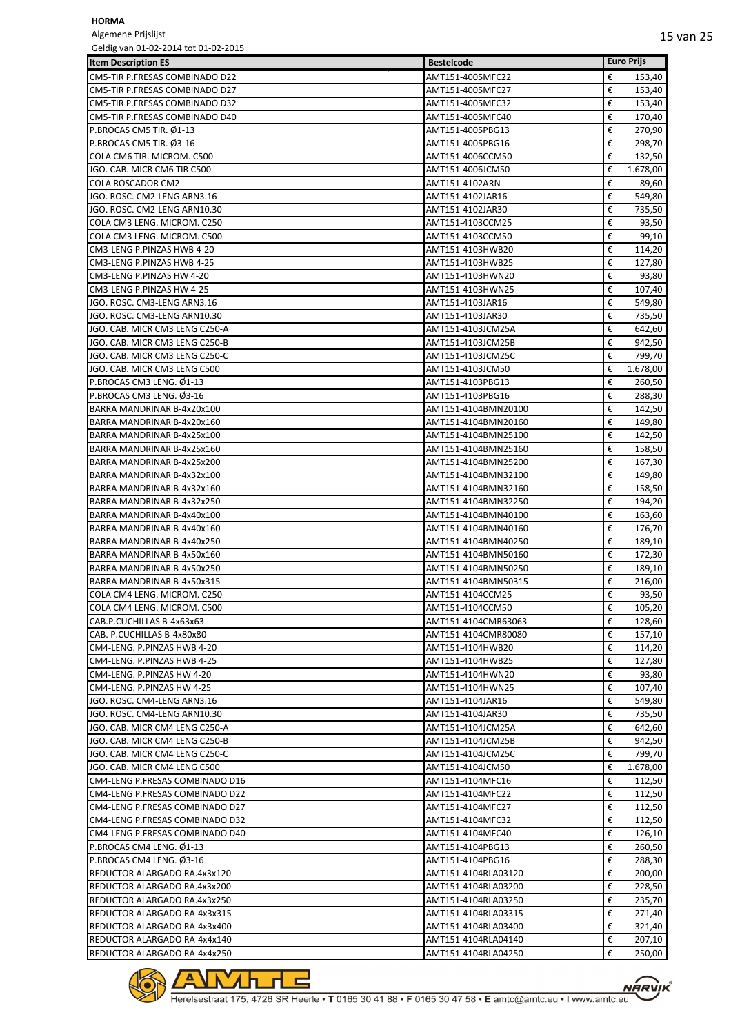**HORMA**

Algemene Prijslijst

Geldig van 01-02-2014 tot 01-02-2015

| Item Description ES | Bestelcode | Euro Prijs |
|---|---|---|
| CM5-TIR P.FRESAS COMBINADO D22 | AMT151-4005MFC22 | € 153,40 |
| CM5-TIR P.FRESAS COMBINADO D27 | AMT151-4005MFC27 | € 153,40 |
| CM5-TIR P.FRESAS COMBINADO D32 | AMT151-4005MFC32 | € 153,40 |
| CM5-TIR P.FRESAS COMBINADO D40 | AMT151-4005MFC40 | € 170,40 |
| P.BROCAS CM5 TIR. Ø1-13 | AMT151-4005PBG13 | € 270,90 |
| P.BROCAS CM5 TIR. Ø3-16 | AMT151-4005PBG16 | € 298,70 |
| COLA CM6 TIR. MICROM. C500 | AMT151-4006CCM50 | € 132,50 |
| JGO. CAB. MICR CM6 TIR C500 | AMT151-4006JCM50 | € 1.678,00 |
| COLA ROSCADOR CM2 | AMT151-4102ARN | € 89,60 |
| JGO. ROSC. CM2-LENG ARN3.16 | AMT151-4102JAR16 | € 549,80 |
| JGO. ROSC. CM2-LENG ARN10.30 | AMT151-4102JAR30 | € 735,50 |
| COLA CM3 LENG. MICROM. C250 | AMT151-4103CCM25 | € 93,50 |
| COLA CM3 LENG. MICROM. C500 | AMT151-4103CCM50 | € 99,10 |
| CM3-LENG P.PINZAS HWB 4-20 | AMT151-4103HWB20 | € 114,20 |
| CM3-LENG P.PINZAS HWB 4-25 | AMT151-4103HWB25 | € 127,80 |
| CM3-LENG P.PINZAS HW 4-20 | AMT151-4103HWN20 | € 93,80 |
| CM3-LENG P.PINZAS HW 4-25 | AMT151-4103HWN25 | € 107,40 |
| JGO. ROSC. CM3-LENG ARN3.16 | AMT151-4103JAR16 | € 549,80 |
| JGO. ROSC. CM3-LENG ARN10.30 | AMT151-4103JAR30 | € 735,50 |
| JGO. CAB. MICR CM3 LENG C250-A | AMT151-4103JCM25A | € 642,60 |
| JGO. CAB. MICR CM3 LENG C250-B | AMT151-4103JCM25B | € 942,50 |
| JGO. CAB. MICR CM3 LENG C250-C | AMT151-4103JCM25C | € 799,70 |
| JGO. CAB. MICR CM3 LENG C500 | AMT151-4103JCM50 | € 1.678,00 |
| P.BROCAS CM3 LENG. Ø1-13 | AMT151-4103PBG13 | € 260,50 |
| P.BROCAS CM3 LENG. Ø3-16 | AMT151-4103PBG16 | € 288,30 |
| BARRA MANDRINAR B-4x20x100 | AMT151-4104BMN20100 | € 142,50 |
| BARRA MANDRINAR B-4x20x160 | AMT151-4104BMN20160 | € 149,80 |
| BARRA MANDRINAR B-4x25x100 | AMT151-4104BMN25100 | € 142,50 |
| BARRA MANDRINAR B-4x25x160 | AMT151-4104BMN25160 | € 158,50 |
| BARRA MANDRINAR B-4x25x200 | AMT151-4104BMN25200 | € 167,30 |
| BARRA MANDRINAR B-4x32x100 | AMT151-4104BMN32100 | € 149,80 |
| BARRA MANDRINAR B-4x32x160 | AMT151-4104BMN32160 | € 158,50 |
| BARRA MANDRINAR B-4x32x250 | AMT151-4104BMN32250 | € 194,20 |
| BARRA MANDRINAR B-4x40x100 | AMT151-4104BMN40100 | € 163,60 |
| BARRA MANDRINAR B-4x40x160 | AMT151-4104BMN40160 | € 176,70 |
| BARRA MANDRINAR B-4x40x250 | AMT151-4104BMN40250 | € 189,10 |
| BARRA MANDRINAR B-4x50x160 | AMT151-4104BMN50160 | € 172,30 |
| BARRA MANDRINAR B-4x50x250 | AMT151-4104BMN50250 | € 189,10 |
| BARRA MANDRINAR B-4x50x315 | AMT151-4104BMN50315 | € 216,00 |
| COLA CM4 LENG. MICROM. C250 | AMT151-4104CCM25 | € 93,50 |
| COLA CM4 LENG. MICROM. C500 | AMT151-4104CCM50 | € 105,20 |
| CAB.P.CUCHILLAS B-4x63x63 | AMT151-4104CMR63063 | € 128,60 |
| CAB. P.CUCHILLAS B-4x80x80 | AMT151-4104CMR80080 | € 157,10 |
| CM4-LENG. P.PINZAS HWB 4-20 | AMT151-4104HWB20 | € 114,20 |
| CM4-LENG. P.PINZAS HWB 4-25 | AMT151-4104HWB25 | € 127,80 |
| CM4-LENG. P.PINZAS HW 4-20 | AMT151-4104HWN20 | € 93,80 |
| CM4-LENG. P.PINZAS HW 4-25 | AMT151-4104HWN25 | € 107,40 |
| JGO. ROSC. CM4-LENG ARN3.16 | AMT151-4104JAR16 | € 549,80 |
| JGO. ROSC. CM4-LENG ARN10.30 | AMT151-4104JAR30 | € 735,50 |
| JGO. CAB. MICR CM4 LENG C250-A | AMT151-4104JCM25A | € 642,60 |
| JGO. CAB. MICR CM4 LENG C250-B | AMT151-4104JCM25B | € 942,50 |
| JGO. CAB. MICR CM4 LENG C250-C | AMT151-4104JCM25C | € 799,70 |
| JGO. CAB. MICR CM4 LENG C500 | AMT151-4104JCM50 | € 1.678,00 |
| CM4-LENG P.FRESAS COMBINADO D16 | AMT151-4104MFC16 | € 112,50 |
| CM4-LENG P.FRESAS COMBINADO D22 | AMT151-4104MFC22 | € 112,50 |
| CM4-LENG P.FRESAS COMBINADO D27 | AMT151-4104MFC27 | € 112,50 |
| CM4-LENG P.FRESAS COMBINADO D32 | AMT151-4104MFC32 | € 112,50 |
| CM4-LENG P.FRESAS COMBINADO D40 | AMT151-4104MFC40 | € 126,10 |
| P.BROCAS CM4 LENG. Ø1-13 | AMT151-4104PBG13 | € 260,50 |
| P.BROCAS CM4 LENG. Ø3-16 | AMT151-4104PBG16 | € 288,30 |
| REDUCTOR ALARGADO RA.4x3x120 | AMT151-4104RLA03120 | € 200,00 |
| REDUCTOR ALARGADO RA.4x3x200 | AMT151-4104RLA03200 | € 228,50 |
| REDUCTOR ALARGADO RA.4x3x250 | AMT151-4104RLA03250 | € 235,70 |
| REDUCTOR ALARGADO RA-4x3x315 | AMT151-4104RLA03315 | € 271,40 |
| REDUCTOR ALARGADO RA-4x3x400 | AMT151-4104RLA03400 | € 321,40 |
| REDUCTOR ALARGADO RA-4x4x140 | AMT151-4104RLA04140 | € 207,10 |
| REDUCTOR ALARGADO RA-4x4x250 | AMT151-4104RLA04250 | € 250,00 |

Herelsestraat 175, 4726 SR Heerle • T 0165 30 41 88 • F 0165 30 47 58 • E amtc@amtc.eu • I www.amtc.eu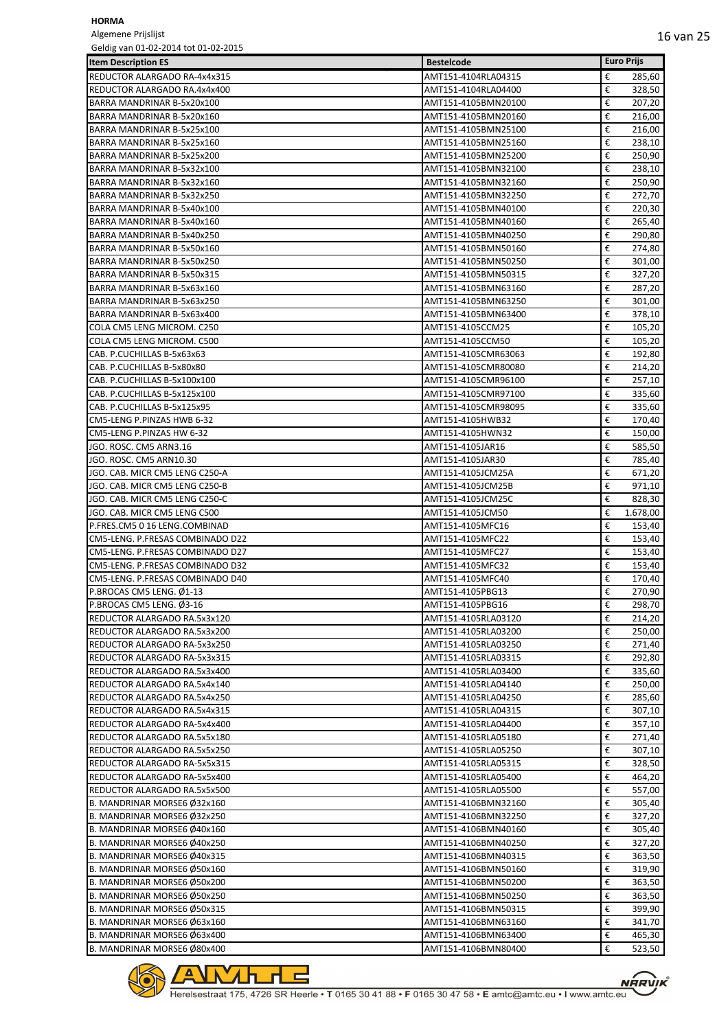**HORMA**

Algemene Prijslijst

Geldig van 01-02-2014 tot 01-02-2015

| Item Description ES | Bestelcode | Euro Prijs |
|---|---|---|
| REDUCTOR ALARGADO RA-4x4x315 | AMT151-4104RLA04315 | € 285,60 |
| REDUCTOR ALARGADO RA.4x4x400 | AMT151-4104RLA04400 | € 328,50 |
| BARRA MANDRINAR B-5x20x100 | AMT151-4105BMN20100 | € 207,20 |
| BARRA MANDRINAR B-5x20x160 | AMT151-4105BMN20160 | € 216,00 |
| BARRA MANDRINAR B-5x25x100 | AMT151-4105BMN25100 | € 216,00 |
| BARRA MANDRINAR B-5x25x160 | AMT151-4105BMN25160 | € 238,10 |
| BARRA MANDRINAR B-5x25x200 | AMT151-4105BMN25200 | € 250,90 |
| BARRA MANDRINAR B-5x32x100 | AMT151-4105BMN32100 | € 238,10 |
| BARRA MANDRINAR B-5x32x160 | AMT151-4105BMN32160 | € 250,90 |
| BARRA MANDRINAR B-5x32x250 | AMT151-4105BMN32250 | € 272,70 |
| BARRA MANDRINAR B-5x40x100 | AMT151-4105BMN40100 | € 220,30 |
| BARRA MANDRINAR B-5x40x160 | AMT151-4105BMN40160 | € 265,40 |
| BARRA MANDRINAR B-5x40x250 | AMT151-4105BMN40250 | € 290,80 |
| BARRA MANDRINAR B-5x50x160 | AMT151-4105BMN50160 | € 274,80 |
| BARRA MANDRINAR B-5x50x250 | AMT151-4105BMN50250 | € 301,00 |
| BARRA MANDRINAR B-5x50x315 | AMT151-4105BMN50315 | € 327,20 |
| BARRA MANDRINAR B-5x63x160 | AMT151-4105BMN63160 | € 287,20 |
| BARRA MANDRINAR B-5x63x250 | AMT151-4105BMN63250 | € 301,00 |
| BARRA MANDRINAR B-5x63x400 | AMT151-4105BMN63400 | € 378,10 |
| COLA CM5 LENG MICROM. C250 | AMT151-4105CCM25 | € 105,20 |
| COLA CM5 LENG MICROM. C500 | AMT151-4105CCM50 | € 105,20 |
| CAB. P.CUCHILLAS B-5x63x63 | AMT151-4105CMR63063 | € 192,80 |
| CAB. P.CUCHILLAS B-5x80x80 | AMT151-4105CMR80080 | € 214,20 |
| CAB. P.CUCHILLAS B-5x100x100 | AMT151-4105CMR96100 | € 257,10 |
| CAB. P.CUCHILLAS B-5x125x100 | AMT151-4105CMR97100 | € 335,60 |
| CAB. P.CUCHILLAS B-5x125x95 | AMT151-4105CMR98095 | € 335,60 |
| CM5-LENG P.PINZAS HWB 6-32 | AMT151-4105HWB32 | € 170,40 |
| CM5-LENG P.PINZAS HW 6-32 | AMT151-4105HWN32 | € 150,00 |
| JGO. ROSC. CM5 ARN3.16 | AMT151-4105JAR16 | € 585,50 |
| JGO. ROSC. CM5 ARN10.30 | AMT151-4105JAR30 | € 785,40 |
| JGO. CAB. MICR CM5 LENG C250-A | AMT151-4105JCM25A | € 671,20 |
| JGO. CAB. MICR CM5 LENG C250-B | AMT151-4105JCM25B | € 971,10 |
| JGO. CAB. MICR CM5 LENG C250-C | AMT151-4105JCM25C | € 828,30 |
| JGO. CAB. MICR CM5 LENG C500 | AMT151-4105JCM50 | € 1.678,00 |
| P.FRES.CM5 0 16 LENG.COMBINAD | AMT151-4105MFC16 | € 153,40 |
| CM5-LENG. P.FRESAS COMBINADO D22 | AMT151-4105MFC22 | € 153,40 |
| CM5-LENG. P.FRESAS COMBINADO D27 | AMT151-4105MFC27 | € 153,40 |
| CM5-LENG. P.FRESAS COMBINADO D32 | AMT151-4105MFC32 | € 153,40 |
| CM5-LENG. P.FRESAS COMBINADO D40 | AMT151-4105MFC40 | € 170,40 |
| P.BROCAS CM5 LENG. Ø1-13 | AMT151-4105PBG13 | € 270,90 |
| P.BROCAS CM5 LENG. Ø3-16 | AMT151-4105PBG16 | € 298,70 |
| REDUCTOR ALARGADO RA.5x3x120 | AMT151-4105RLA03120 | € 214,20 |
| REDUCTOR ALARGADO RA.5x3x200 | AMT151-4105RLA03200 | € 250,00 |
| REDUCTOR ALARGADO RA-5x3x250 | AMT151-4105RLA03250 | € 271,40 |
| REDUCTOR ALARGADO RA-5x3x315 | AMT151-4105RLA03315 | € 292,80 |
| REDUCTOR ALARGADO RA.5x3x400 | AMT151-4105RLA03400 | € 335,60 |
| REDUCTOR ALARGADO RA.5x4x140 | AMT151-4105RLA04140 | € 250,00 |
| REDUCTOR ALARGADO RA.5x4x250 | AMT151-4105RLA04250 | € 285,60 |
| REDUCTOR ALARGADO RA.5x4x315 | AMT151-4105RLA04315 | € 307,10 |
| REDUCTOR ALARGADO RA-5x4x400 | AMT151-4105RLA04400 | € 357,10 |
| REDUCTOR ALARGADO RA.5x5x180 | AMT151-4105RLA05180 | € 271,40 |
| REDUCTOR ALARGADO RA.5x5x250 | AMT151-4105RLA05250 | € 307,10 |
| REDUCTOR ALARGADO RA-5x5x315 | AMT151-4105RLA05315 | € 328,50 |
| REDUCTOR ALARGADO RA-5x5x400 | AMT151-4105RLA05400 | € 464,20 |
| REDUCTOR ALARGADO RA.5x5x500 | AMT151-4105RLA05500 | € 557,00 |
| B. MANDRINAR MORSE6 Ø32x160 | AMT151-4106BMN32160 | € 305,40 |
| B. MANDRINAR MORSE6 Ø32x250 | AMT151-4106BMN32250 | € 327,20 |
| B. MANDRINAR MORSE6 Ø40x160 | AMT151-4106BMN40160 | € 305,40 |
| B. MANDRINAR MORSE6 Ø40x250 | AMT151-4106BMN40250 | € 327,20 |
| B. MANDRINAR MORSE6 Ø40x315 | AMT151-4106BMN40315 | € 363,50 |
| B. MANDRINAR MORSE6 Ø50x160 | AMT151-4106BMN50160 | € 319,90 |
| B. MANDRINAR MORSE6 Ø50x200 | AMT151-4106BMN50200 | € 363,50 |
| B. MANDRINAR MORSE6 Ø50x250 | AMT151-4106BMN50250 | € 363,50 |
| B. MANDRINAR MORSE6 Ø50x315 | AMT151-4106BMN50315 | € 399,90 |
| B. MANDRINAR MORSE6 Ø63x160 | AMT151-4106BMN63160 | € 341,70 |
| B. MANDRINAR MORSE6 Ø63x400 | AMT151-4106BMN63400 | € 465,30 |
| B. MANDRINAR MORSE6 Ø80x400 | AMT151-4106BMN80400 | € 523,50 |

Herelsestraat 175, 4726 SR Heerle • **T** 0165 30 41 88 • **F** 0165 30 47 58 • **E** amtc@amtc.eu • **I** www.amtc.eu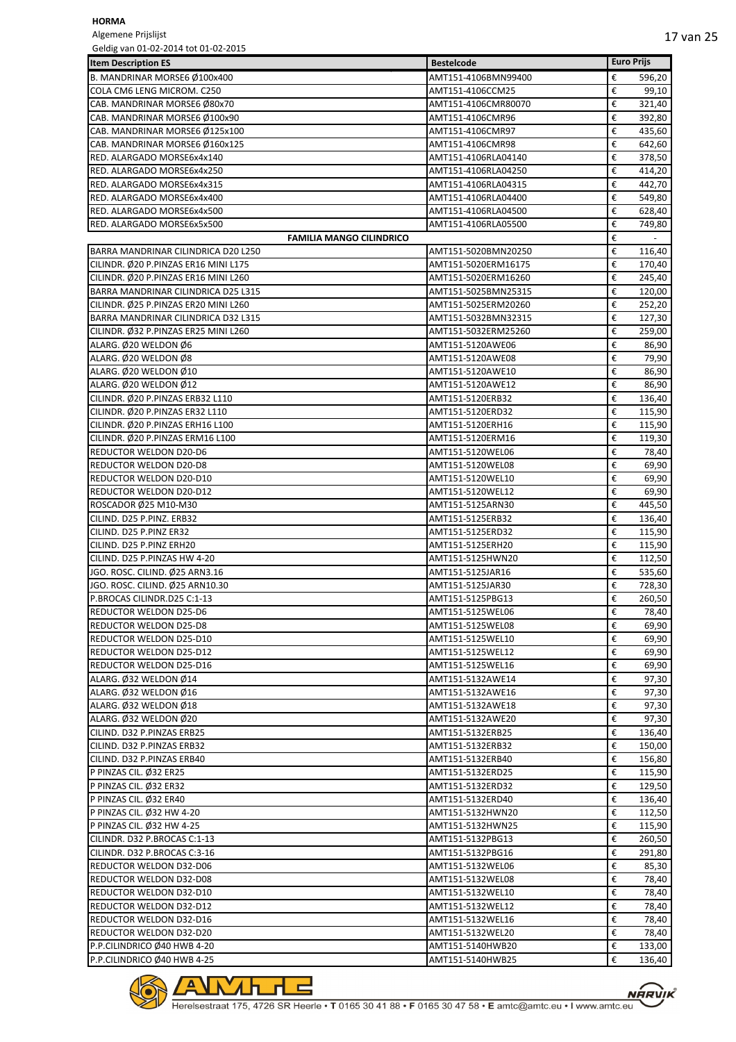**HORMA**

Algemene Prijslijst

Geldig van 01-02-2014 tot 01-02-2015

| Item Description ES | Bestelcode | Euro Prijs |
|---|---|---|
| B. MANDRINAR MORSE6 Ø100x400 | AMT151-4106BMN99400 | € 596,20 |
| COLA CM6 LENG MICROM. C250 | AMT151-4106CCM25 | € 99,10 |
| CAB. MANDRINAR MORSE6 Ø80x70 | AMT151-4106CMR80070 | € 321,40 |
| CAB. MANDRINAR MORSE6 Ø100x90 | AMT151-4106CMR96 | € 392,80 |
| CAB. MANDRINAR MORSE6 Ø125x100 | AMT151-4106CMR97 | € 435,60 |
| CAB. MANDRINAR MORSE6 Ø160x125 | AMT151-4106CMR98 | € 642,60 |
| RED. ALARGADO MORSE6x4x140 | AMT151-4106RLA04140 | € 378,50 |
| RED. ALARGADO MORSE6x4x250 | AMT151-4106RLA04250 | € 414,20 |
| RED. ALARGADO MORSE6x4x315 | AMT151-4106RLA04315 | € 442,70 |
| RED. ALARGADO MORSE6x4x400 | AMT151-4106RLA04400 | € 549,80 |
| RED. ALARGADO MORSE6x4x500 | AMT151-4106RLA04500 | € 628,40 |
| RED. ALARGADO MORSE6x5x500 | AMT151-4106RLA05500 | € 749,80 |
| **FAMILIA MANGO CILINDRICO** | | € - |
| BARRA MANDRINAR CILINDRICA D20 L250 | AMT151-5020BMN20250 | € 116,40 |
| CILINDR. Ø20 P.PINZAS ER16 MINI L175 | AMT151-5020ERM16175 | € 170,40 |
| CILINDR. Ø20 P.PINZAS ER16 MINI L260 | AMT151-5020ERM16260 | € 245,40 |
| BARRA MANDRINAR CILINDRICA D25 L315 | AMT151-5025BMN25315 | € 120,00 |
| CILINDR. Ø25 P.PINZAS ER20 MINI L260 | AMT151-5025ERM20260 | € 252,20 |
| BARRA MANDRINAR CILINDRICA D32 L315 | AMT151-5032BMN32315 | € 127,30 |
| CILINDR. Ø32 P.PINZAS ER25 MINI L260 | AMT151-5032ERM25260 | € 259,00 |
| ALARG. Ø20 WELDON Ø6 | AMT151-5120AWE06 | € 86,90 |
| ALARG. Ø20 WELDON Ø8 | AMT151-5120AWE08 | € 79,90 |
| ALARG. Ø20 WELDON Ø10 | AMT151-5120AWE10 | € 86,90 |
| ALARG. Ø20 WELDON Ø12 | AMT151-5120AWE12 | € 86,90 |
| CILINDR. Ø20 P.PINZAS ERB32 L110 | AMT151-5120ERB32 | € 136,40 |
| CILINDR. Ø20 P.PINZAS ER32 L110 | AMT151-5120ERD32 | € 115,90 |
| CILINDR. Ø20 P.PINZAS ERH16 L100 | AMT151-5120ERH16 | € 115,90 |
| CILINDR. Ø20 P.PINZAS ERM16 L100 | AMT151-5120ERM16 | € 119,30 |
| REDUCTOR WELDON D20-D6 | AMT151-5120WEL06 | € 78,40 |
| REDUCTOR WELDON D20-D8 | AMT151-5120WEL08 | € 69,90 |
| REDUCTOR WELDON D20-D10 | AMT151-5120WEL10 | € 69,90 |
| REDUCTOR WELDON D20-D12 | AMT151-5120WEL12 | € 69,90 |
| ROSCADOR Ø25 M10-M30 | AMT151-5125ARN30 | € 445,50 |
| CILIND. D25 P.PINZ. ERB32 | AMT151-5125ERB32 | € 136,40 |
| CILIND. D25 P.PINZ ER32 | AMT151-5125ERD32 | € 115,90 |
| CILIND. D25 P.PINZ ERH20 | AMT151-5125ERH20 | € 115,90 |
| CILIND. D25 P.PINZAS HW 4-20 | AMT151-5125HWN20 | € 112,50 |
| JGO. ROSC. CILIND. Ø25 ARN3.16 | AMT151-5125JAR16 | € 535,60 |
| JGO. ROSC. CILIND. Ø25 ARN10.30 | AMT151-5125JAR30 | € 728,30 |
| P.BROCAS CILINDR.D25 C:1-13 | AMT151-5125PBG13 | € 260,50 |
| REDUCTOR WELDON D25-D6 | AMT151-5125WEL06 | € 78,40 |
| REDUCTOR WELDON D25-D8 | AMT151-5125WEL08 | € 69,90 |
| REDUCTOR WELDON D25-D10 | AMT151-5125WEL10 | € 69,90 |
| REDUCTOR WELDON D25-D12 | AMT151-5125WEL12 | € 69,90 |
| REDUCTOR WELDON D25-D16 | AMT151-5125WEL16 | € 69,90 |
| ALARG. Ø32 WELDON Ø14 | AMT151-5132AWE14 | € 97,30 |
| ALARG. Ø32 WELDON Ø16 | AMT151-5132AWE16 | € 97,30 |
| ALARG. Ø32 WELDON Ø18 | AMT151-5132AWE18 | € 97,30 |
| ALARG. Ø32 WELDON Ø20 | AMT151-5132AWE20 | € 97,30 |
| CILIND. D32 P.PINZAS ERB25 | AMT151-5132ERB25 | € 136,40 |
| CILIND. D32 P.PINZAS ERB32 | AMT151-5132ERB32 | € 150,00 |
| CILIND. D32 P.PINZAS ERB40 | AMT151-5132ERB40 | € 156,80 |
| P PINZAS CIL. Ø32 ER25 | AMT151-5132ERD25 | € 115,90 |
| P PINZAS CIL. Ø32 ER32 | AMT151-5132ERD32 | € 129,50 |
| P PINZAS CIL. Ø32 ER40 | AMT151-5132ERD40 | € 136,40 |
| P PINZAS CIL. Ø32 HW 4-20 | AMT151-5132HWN20 | € 112,50 |
| P PINZAS CIL. Ø32 HW 4-25 | AMT151-5132HWN25 | € 115,90 |
| CILINDR. D32 P.BROCAS C:1-13 | AMT151-5132PBG13 | € 260,50 |
| CILINDR. D32 P.BROCAS C:3-16 | AMT151-5132PBG16 | € 291,80 |
| REDUCTOR WELDON D32-D06 | AMT151-5132WEL06 | € 85,30 |
| REDUCTOR WELDON D32-D08 | AMT151-5132WEL08 | € 78,40 |
| REDUCTOR WELDON D32-D10 | AMT151-5132WEL10 | € 78,40 |
| REDUCTOR WELDON D32-D12 | AMT151-5132WEL12 | € 78,40 |
| REDUCTOR WELDON D32-D16 | AMT151-5132WEL16 | € 78,40 |
| REDUCTOR WELDON D32-D20 | AMT151-5132WEL20 | € 78,40 |
| P.P.CILINDRICO Ø40 HWB 4-20 | AMT151-5140HWB20 | € 133,00 |
| P.P.CILINDRICO Ø40 HWB 4-25 | AMT151-5140HWB25 | € 136,40 |

Herelsestraat 175, 4726 SR Heerle • T 0165 30 41 88 • F 0165 30 47 58 • E amtc@amtc.eu • I www.amtc.eu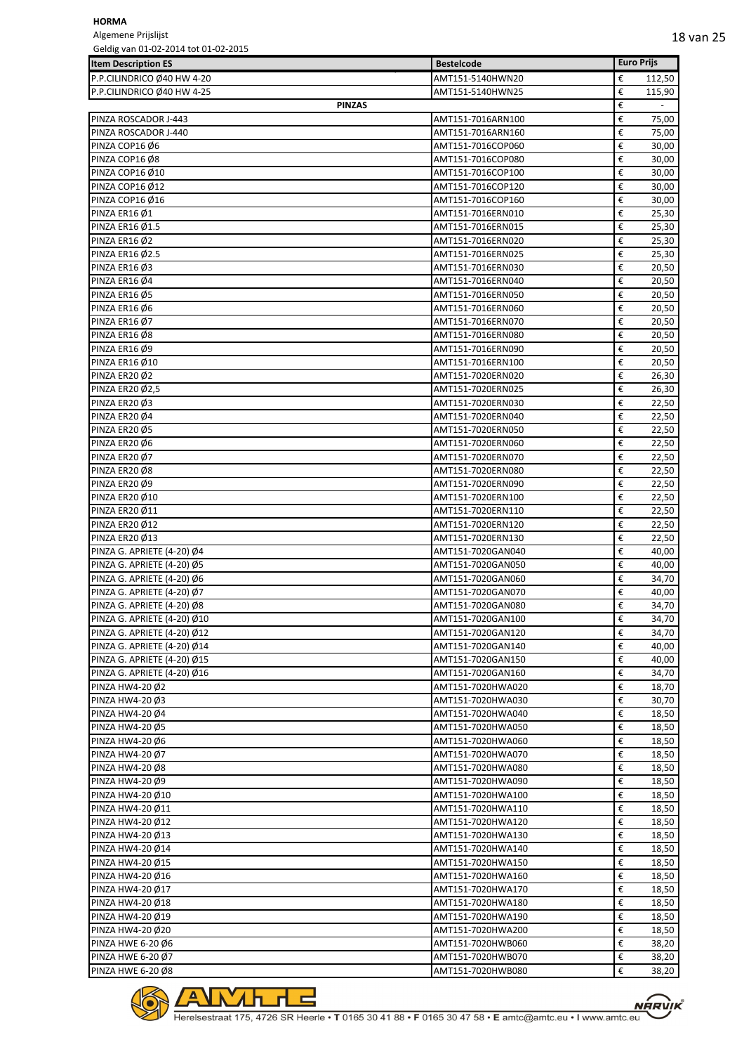**HORMA**

Algemene Prijslijst

Geldig van 01-02-2014 tot 01-02-2015

| Item Description ES | Bestelcode | Euro Prijs |
|---|---|---|
| P.P.CILINDRICO Ø40 HW 4-20 | AMT151-5140HWN20 | € 112,50 |
| P.P.CILINDRICO Ø40 HW 4-25 | AMT151-5140HWN25 | € 115,90 |
| PINZAS | | € - |
| PINZA ROSCADOR J-443 | AMT151-7016ARN100 | € 75,00 |
| PINZA ROSCADOR J-440 | AMT151-7016ARN160 | € 75,00 |
| PINZA COP16 Ø6 | AMT151-7016COP060 | € 30,00 |
| PINZA COP16 Ø8 | AMT151-7016COP080 | € 30,00 |
| PINZA COP16 Ø10 | AMT151-7016COP100 | € 30,00 |
| PINZA COP16 Ø12 | AMT151-7016COP120 | € 30,00 |
| PINZA COP16 Ø16 | AMT151-7016COP160 | € 30,00 |
| PINZA ER16 Ø1 | AMT151-7016ERN010 | € 25,30 |
| PINZA ER16 Ø1.5 | AMT151-7016ERN015 | € 25,30 |
| PINZA ER16 Ø2 | AMT151-7016ERN020 | € 25,30 |
| PINZA ER16 Ø2.5 | AMT151-7016ERN025 | € 25,30 |
| PINZA ER16 Ø3 | AMT151-7016ERN030 | € 20,50 |
| PINZA ER16 Ø4 | AMT151-7016ERN040 | € 20,50 |
| PINZA ER16 Ø5 | AMT151-7016ERN050 | € 20,50 |
| PINZA ER16 Ø6 | AMT151-7016ERN060 | € 20,50 |
| PINZA ER16 Ø7 | AMT151-7016ERN070 | € 20,50 |
| PINZA ER16 Ø8 | AMT151-7016ERN080 | € 20,50 |
| PINZA ER16 Ø9 | AMT151-7016ERN090 | € 20,50 |
| PINZA ER16 Ø10 | AMT151-7016ERN100 | € 20,50 |
| PINZA ER20 Ø2 | AMT151-7020ERN020 | € 26,30 |
| PINZA ER20 Ø2,5 | AMT151-7020ERN025 | € 26,30 |
| PINZA ER20 Ø3 | AMT151-7020ERN030 | € 22,50 |
| PINZA ER20 Ø4 | AMT151-7020ERN040 | € 22,50 |
| PINZA ER20 Ø5 | AMT151-7020ERN050 | € 22,50 |
| PINZA ER20 Ø6 | AMT151-7020ERN060 | € 22,50 |
| PINZA ER20 Ø7 | AMT151-7020ERN070 | € 22,50 |
| PINZA ER20 Ø8 | AMT151-7020ERN080 | € 22,50 |
| PINZA ER20 Ø9 | AMT151-7020ERN090 | € 22,50 |
| PINZA ER20 Ø10 | AMT151-7020ERN100 | € 22,50 |
| PINZA ER20 Ø11 | AMT151-7020ERN110 | € 22,50 |
| PINZA ER20 Ø12 | AMT151-7020ERN120 | € 22,50 |
| PINZA ER20 Ø13 | AMT151-7020ERN130 | € 22,50 |
| PINZA G. APRIETE (4-20) Ø4 | AMT151-7020GAN040 | € 40,00 |
| PINZA G. APRIETE (4-20) Ø5 | AMT151-7020GAN050 | € 40,00 |
| PINZA G. APRIETE (4-20) Ø6 | AMT151-7020GAN060 | € 34,70 |
| PINZA G. APRIETE (4-20) Ø7 | AMT151-7020GAN070 | € 40,00 |
| PINZA G. APRIETE (4-20) Ø8 | AMT151-7020GAN080 | € 34,70 |
| PINZA G. APRIETE (4-20) Ø10 | AMT151-7020GAN100 | € 34,70 |
| PINZA G. APRIETE (4-20) Ø12 | AMT151-7020GAN120 | € 34,70 |
| PINZA G. APRIETE (4-20) Ø14 | AMT151-7020GAN140 | € 40,00 |
| PINZA G. APRIETE (4-20) Ø15 | AMT151-7020GAN150 | € 40,00 |
| PINZA G. APRIETE (4-20) Ø16 | AMT151-7020GAN160 | € 34,70 |
| PINZA HW4-20 Ø2 | AMT151-7020HWA020 | € 18,70 |
| PINZA HW4-20 Ø3 | AMT151-7020HWA030 | € 30,70 |
| PINZA HW4-20 Ø4 | AMT151-7020HWA040 | € 18,50 |
| PINZA HW4-20 Ø5 | AMT151-7020HWA050 | € 18,50 |
| PINZA HW4-20 Ø6 | AMT151-7020HWA060 | € 18,50 |
| PINZA HW4-20 Ø7 | AMT151-7020HWA070 | € 18,50 |
| PINZA HW4-20 Ø8 | AMT151-7020HWA080 | € 18,50 |
| PINZA HW4-20 Ø9 | AMT151-7020HWA090 | € 18,50 |
| PINZA HW4-20 Ø10 | AMT151-7020HWA100 | € 18,50 |
| PINZA HW4-20 Ø11 | AMT151-7020HWA110 | € 18,50 |
| PINZA HW4-20 Ø12 | AMT151-7020HWA120 | € 18,50 |
| PINZA HW4-20 Ø13 | AMT151-7020HWA130 | € 18,50 |
| PINZA HW4-20 Ø14 | AMT151-7020HWA140 | € 18,50 |
| PINZA HW4-20 Ø15 | AMT151-7020HWA150 | € 18,50 |
| PINZA HW4-20 Ø16 | AMT151-7020HWA160 | € 18,50 |
| PINZA HW4-20 Ø17 | AMT151-7020HWA170 | € 18,50 |
| PINZA HW4-20 Ø18 | AMT151-7020HWA180 | € 18,50 |
| PINZA HW4-20 Ø19 | AMT151-7020HWA190 | € 18,50 |
| PINZA HW4-20 Ø20 | AMT151-7020HWA200 | € 18,50 |
| PINZA HWE 6-20 Ø6 | AMT151-7020HWB060 | € 38,20 |
| PINZA HWE 6-20 Ø7 | AMT151-7020HWB070 | € 38,20 |
| PINZA HWE 6-20 Ø8 | AMT151-7020HWB080 | € 38,20 |

Herelsestraat 175, 4726 SR Heerle • T 0165 30 41 88 • F 0165 30 47 58 • E amtc@amtc.eu • I www.amtc.eu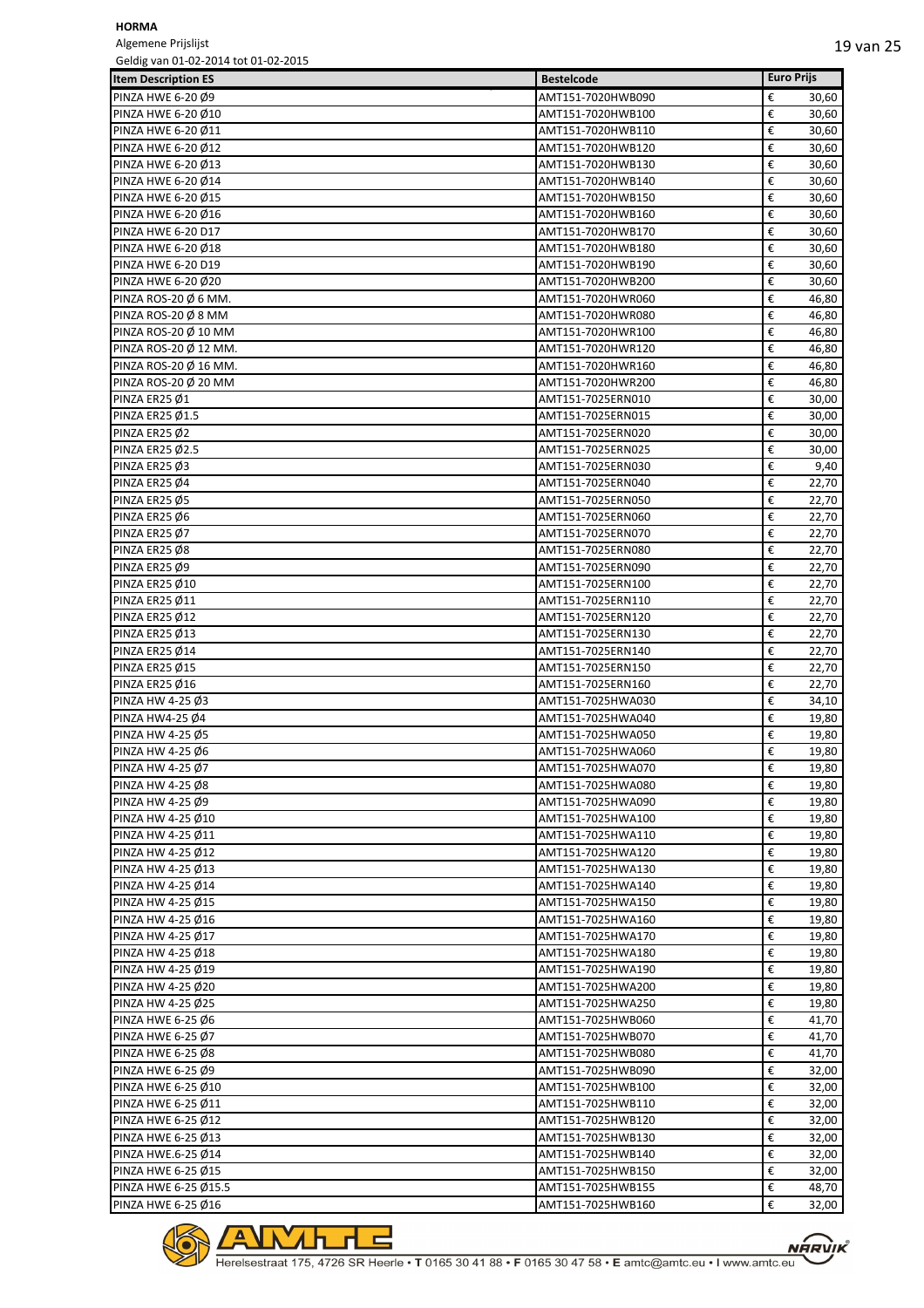**HORMA**

Algemene Prijslijst

Geldig van 01-02-2014 tot 01-02-2015

| Item Description ES | Bestelcode | Euro Prijs | |
|---|---|---|---|
| PINZA HWE 6-20 Ø9 | AMT151-7020HWB090 | € | 30,60 |
| PINZA HWE 6-20 Ø10 | AMT151-7020HWB100 | € | 30,60 |
| PINZA HWE 6-20 Ø11 | AMT151-7020HWB110 | € | 30,60 |
| PINZA HWE 6-20 Ø12 | AMT151-7020HWB120 | € | 30,60 |
| PINZA HWE 6-20 Ø13 | AMT151-7020HWB130 | € | 30,60 |
| PINZA HWE 6-20 Ø14 | AMT151-7020HWB140 | € | 30,60 |
| PINZA HWE 6-20 Ø15 | AMT151-7020HWB150 | € | 30,60 |
| PINZA HWE 6-20 Ø16 | AMT151-7020HWB160 | € | 30,60 |
| PINZA HWE 6-20 D17 | AMT151-7020HWB170 | € | 30,60 |
| PINZA HWE 6-20 Ø18 | AMT151-7020HWB180 | € | 30,60 |
| PINZA HWE 6-20 D19 | AMT151-7020HWB190 | € | 30,60 |
| PINZA HWE 6-20 Ø20 | AMT151-7020HWB200 | € | 30,60 |
| PINZA ROS-20 Ø 6 MM. | AMT151-7020HWR060 | € | 46,80 |
| PINZA ROS-20 Ø 8 MM | AMT151-7020HWR080 | € | 46,80 |
| PINZA ROS-20 Ø 10 MM | AMT151-7020HWR100 | € | 46,80 |
| PINZA ROS-20 Ø 12 MM. | AMT151-7020HWR120 | € | 46,80 |
| PINZA ROS-20 Ø 16 MM. | AMT151-7020HWR160 | € | 46,80 |
| PINZA ROS-20 Ø 20 MM | AMT151-7020HWR200 | € | 46,80 |
| PINZA ER25 Ø1 | AMT151-7025ERN010 | € | 30,00 |
| PINZA ER25 Ø1.5 | AMT151-7025ERN015 | € | 30,00 |
| PINZA ER25 Ø2 | AMT151-7025ERN020 | € | 30,00 |
| PINZA ER25 Ø2.5 | AMT151-7025ERN025 | € | 30,00 |
| PINZA ER25 Ø3 | AMT151-7025ERN030 | € | 9,40 |
| PINZA ER25 Ø4 | AMT151-7025ERN040 | € | 22,70 |
| PINZA ER25 Ø5 | AMT151-7025ERN050 | € | 22,70 |
| PINZA ER25 Ø6 | AMT151-7025ERN060 | € | 22,70 |
| PINZA ER25 Ø7 | AMT151-7025ERN070 | € | 22,70 |
| PINZA ER25 Ø8 | AMT151-7025ERN080 | € | 22,70 |
| PINZA ER25 Ø9 | AMT151-7025ERN090 | € | 22,70 |
| PINZA ER25 Ø10 | AMT151-7025ERN100 | € | 22,70 |
| PINZA ER25 Ø11 | AMT151-7025ERN110 | € | 22,70 |
| PINZA ER25 Ø12 | AMT151-7025ERN120 | € | 22,70 |
| PINZA ER25 Ø13 | AMT151-7025ERN130 | € | 22,70 |
| PINZA ER25 Ø14 | AMT151-7025ERN140 | € | 22,70 |
| PINZA ER25 Ø15 | AMT151-7025ERN150 | € | 22,70 |
| PINZA ER25 Ø16 | AMT151-7025ERN160 | € | 22,70 |
| PINZA HW 4-25 Ø3 | AMT151-7025HWA030 | € | 34,10 |
| PINZA HW4-25 Ø4 | AMT151-7025HWA040 | € | 19,80 |
| PINZA HW 4-25 Ø5 | AMT151-7025HWA050 | € | 19,80 |
| PINZA HW 4-25 Ø6 | AMT151-7025HWA060 | € | 19,80 |
| PINZA HW 4-25 Ø7 | AMT151-7025HWA070 | € | 19,80 |
| PINZA HW 4-25 Ø8 | AMT151-7025HWA080 | € | 19,80 |
| PINZA HW 4-25 Ø9 | AMT151-7025HWA090 | € | 19,80 |
| PINZA HW 4-25 Ø10 | AMT151-7025HWA100 | € | 19,80 |
| PINZA HW 4-25 Ø11 | AMT151-7025HWA110 | € | 19,80 |
| PINZA HW 4-25 Ø12 | AMT151-7025HWA120 | € | 19,80 |
| PINZA HW 4-25 Ø13 | AMT151-7025HWA130 | € | 19,80 |
| PINZA HW 4-25 Ø14 | AMT151-7025HWA140 | € | 19,80 |
| PINZA HW 4-25 Ø15 | AMT151-7025HWA150 | € | 19,80 |
| PINZA HW 4-25 Ø16 | AMT151-7025HWA160 | € | 19,80 |
| PINZA HW 4-25 Ø17 | AMT151-7025HWA170 | € | 19,80 |
| PINZA HW 4-25 Ø18 | AMT151-7025HWA180 | € | 19,80 |
| PINZA HW 4-25 Ø19 | AMT151-7025HWA190 | € | 19,80 |
| PINZA HW 4-25 Ø20 | AMT151-7025HWA200 | € | 19,80 |
| PINZA HW 4-25 Ø25 | AMT151-7025HWA250 | € | 19,80 |
| PINZA HWE 6-25 Ø6 | AMT151-7025HWB060 | € | 41,70 |
| PINZA HWE 6-25 Ø7 | AMT151-7025HWB070 | € | 41,70 |
| PINZA HWE 6-25 Ø8 | AMT151-7025HWB080 | € | 41,70 |
| PINZA HWE 6-25 Ø9 | AMT151-7025HWB090 | € | 32,00 |
| PINZA HWE 6-25 Ø10 | AMT151-7025HWB100 | € | 32,00 |
| PINZA HWE 6-25 Ø11 | AMT151-7025HWB110 | € | 32,00 |
| PINZA HWE 6-25 Ø12 | AMT151-7025HWB120 | € | 32,00 |
| PINZA HWE 6-25 Ø13 | AMT151-7025HWB130 | € | 32,00 |
| PINZA HWE.6-25 Ø14 | AMT151-7025HWB140 | € | 32,00 |
| PINZA HWE 6-25 Ø15 | AMT151-7025HWB150 | € | 32,00 |
| PINZA HWE 6-25 Ø15.5 | AMT151-7025HWB155 | € | 48,70 |
| PINZA HWE 6-25 Ø16 | AMT151-7025HWB160 | € | 32,00 |

Herelsestraat 175, 4726 SR Heerle • **T** 0165 30 41 88 • **F** 0165 30 47 58 • **E** amtc@amtc.eu • **I** www.amtc.eu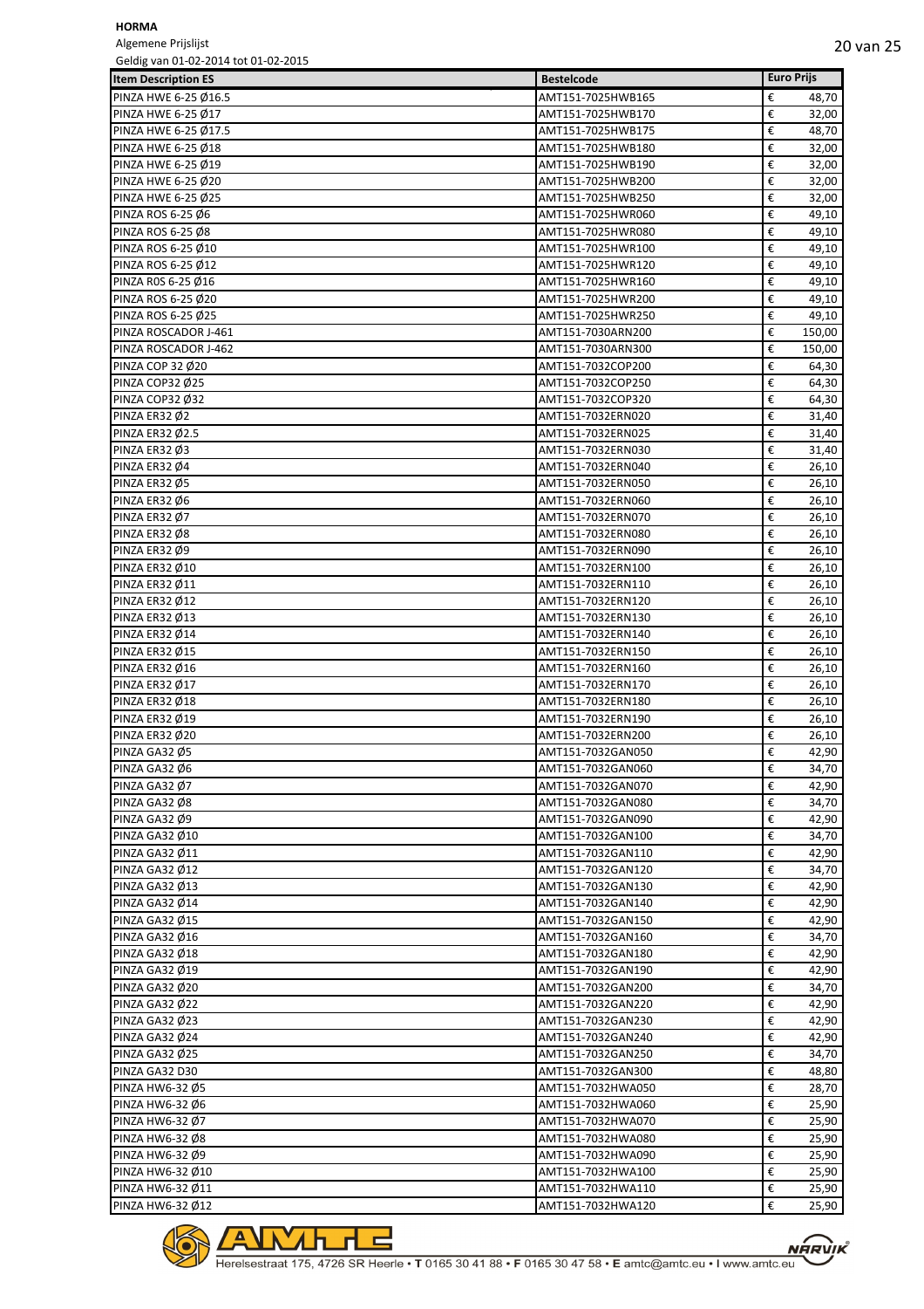**HORMA**

Algemene Prijslijst

Geldig van 01-02-2014 tot 01-02-2015

| Item Description ES | Bestelcode | Euro Prijs |
|---|---|---|
| PINZA HWE 6-25 Ø16.5 | AMT151-7025HWB165 | € 48,70 |
| PINZA HWE 6-25 Ø17 | AMT151-7025HWB170 | € 32,00 |
| PINZA HWE 6-25 Ø17.5 | AMT151-7025HWB175 | € 48,70 |
| PINZA HWE 6-25 Ø18 | AMT151-7025HWB180 | € 32,00 |
| PINZA HWE 6-25 Ø19 | AMT151-7025HWB190 | € 32,00 |
| PINZA HWE 6-25 Ø20 | AMT151-7025HWB200 | € 32,00 |
| PINZA HWE 6-25 Ø25 | AMT151-7025HWB250 | € 32,00 |
| PINZA ROS 6-25 Ø6 | AMT151-7025HWR060 | € 49,10 |
| PINZA ROS 6-25 Ø8 | AMT151-7025HWR080 | € 49,10 |
| PINZA ROS 6-25 Ø10 | AMT151-7025HWR100 | € 49,10 |
| PINZA ROS 6-25 Ø12 | AMT151-7025HWR120 | € 49,10 |
| PINZA R0S 6-25 Ø16 | AMT151-7025HWR160 | € 49,10 |
| PINZA ROS 6-25 Ø20 | AMT151-7025HWR200 | € 49,10 |
| PINZA ROS 6-25 Ø25 | AMT151-7025HWR250 | € 49,10 |
| PINZA ROSCADOR J-461 | AMT151-7030ARN200 | € 150,00 |
| PINZA ROSCADOR J-462 | AMT151-7030ARN300 | € 150,00 |
| PINZA COP 32 Ø20 | AMT151-7032COP200 | € 64,30 |
| PINZA COP32 Ø25 | AMT151-7032COP250 | € 64,30 |
| PINZA COP32 Ø32 | AMT151-7032COP320 | € 64,30 |
| PINZA ER32 Ø2 | AMT151-7032ERN020 | € 31,40 |
| PINZA ER32 Ø2.5 | AMT151-7032ERN025 | € 31,40 |
| PINZA ER32 Ø3 | AMT151-7032ERN030 | € 31,40 |
| PINZA ER32 Ø4 | AMT151-7032ERN040 | € 26,10 |
| PINZA ER32 Ø5 | AMT151-7032ERN050 | € 26,10 |
| PINZA ER32 Ø6 | AMT151-7032ERN060 | € 26,10 |
| PINZA ER32 Ø7 | AMT151-7032ERN070 | € 26,10 |
| PINZA ER32 Ø8 | AMT151-7032ERN080 | € 26,10 |
| PINZA ER32 Ø9 | AMT151-7032ERN090 | € 26,10 |
| PINZA ER32 Ø10 | AMT151-7032ERN100 | € 26,10 |
| PINZA ER32 Ø11 | AMT151-7032ERN110 | € 26,10 |
| PINZA ER32 Ø12 | AMT151-7032ERN120 | € 26,10 |
| PINZA ER32 Ø13 | AMT151-7032ERN130 | € 26,10 |
| PINZA ER32 Ø14 | AMT151-7032ERN140 | € 26,10 |
| PINZA ER32 Ø15 | AMT151-7032ERN150 | € 26,10 |
| PINZA ER32 Ø16 | AMT151-7032ERN160 | € 26,10 |
| PINZA ER32 Ø17 | AMT151-7032ERN170 | € 26,10 |
| PINZA ER32 Ø18 | AMT151-7032ERN180 | € 26,10 |
| PINZA ER32 Ø19 | AMT151-7032ERN190 | € 26,10 |
| PINZA ER32 Ø20 | AMT151-7032ERN200 | € 26,10 |
| PINZA GA32 Ø5 | AMT151-7032GAN050 | € 42,90 |
| PINZA GA32 Ø6 | AMT151-7032GAN060 | € 34,70 |
| PINZA GA32 Ø7 | AMT151-7032GAN070 | € 42,90 |
| PINZA GA32 Ø8 | AMT151-7032GAN080 | € 34,70 |
| PINZA GA32 Ø9 | AMT151-7032GAN090 | € 42,90 |
| PINZA GA32 Ø10 | AMT151-7032GAN100 | € 34,70 |
| PINZA GA32 Ø11 | AMT151-7032GAN110 | € 42,90 |
| PINZA GA32 Ø12 | AMT151-7032GAN120 | € 34,70 |
| PINZA GA32 Ø13 | AMT151-7032GAN130 | € 42,90 |
| PINZA GA32 Ø14 | AMT151-7032GAN140 | € 42,90 |
| PINZA GA32 Ø15 | AMT151-7032GAN150 | € 42,90 |
| PINZA GA32 Ø16 | AMT151-7032GAN160 | € 34,70 |
| PINZA GA32 Ø18 | AMT151-7032GAN180 | € 42,90 |
| PINZA GA32 Ø19 | AMT151-7032GAN190 | € 42,90 |
| PINZA GA32 Ø20 | AMT151-7032GAN200 | € 34,70 |
| PINZA GA32 Ø22 | AMT151-7032GAN220 | € 42,90 |
| PINZA GA32 Ø23 | AMT151-7032GAN230 | € 42,90 |
| PINZA GA32 Ø24 | AMT151-7032GAN240 | € 42,90 |
| PINZA GA32 Ø25 | AMT151-7032GAN250 | € 34,70 |
| PINZA GA32 D30 | AMT151-7032GAN300 | € 48,80 |
| PINZA HW6-32 Ø5 | AMT151-7032HWA050 | € 28,70 |
| PINZA HW6-32 Ø6 | AMT151-7032HWA060 | € 25,90 |
| PINZA HW6-32 Ø7 | AMT151-7032HWA070 | € 25,90 |
| PINZA HW6-32 Ø8 | AMT151-7032HWA080 | € 25,90 |
| PINZA HW6-32 Ø9 | AMT151-7032HWA090 | € 25,90 |
| PINZA HW6-32 Ø10 | AMT151-7032HWA100 | € 25,90 |
| PINZA HW6-32 Ø11 | AMT151-7032HWA110 | € 25,90 |
| PINZA HW6-32 Ø12 | AMT151-7032HWA120 | € 25,90 |

Herelsestraat 175, 4726 SR Heerle • T 0165 30 41 88 • F 0165 30 47 58 • E amtc@amtc.eu • I www.amtc.eu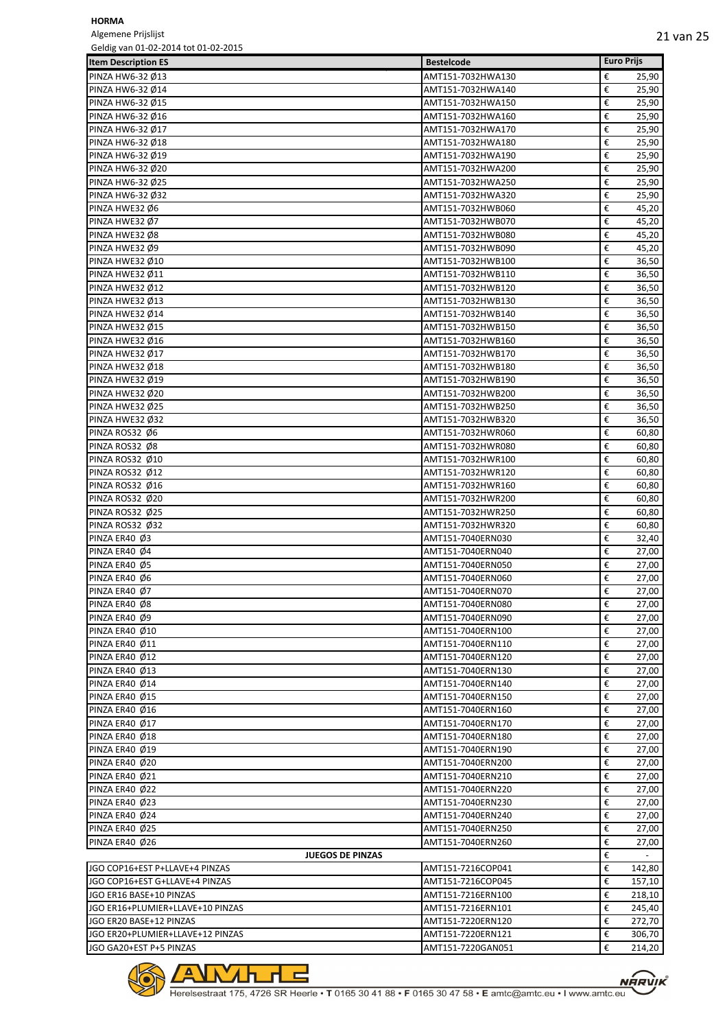**HORMA**

Algemene Prijslijst

Geldig van 01-02-2014 tot 01-02-2015

| Item Description ES | Bestelcode | Euro Prijs | |
|---|---|---|---|
| PINZA HW6-32 Ø13 | AMT151-7032HWA130 | € | 25,90 |
| PINZA HW6-32 Ø14 | AMT151-7032HWA140 | € | 25,90 |
| PINZA HW6-32 Ø15 | AMT151-7032HWA150 | € | 25,90 |
| PINZA HW6-32 Ø16 | AMT151-7032HWA160 | € | 25,90 |
| PINZA HW6-32 Ø17 | AMT151-7032HWA170 | € | 25,90 |
| PINZA HW6-32 Ø18 | AMT151-7032HWA180 | € | 25,90 |
| PINZA HW6-32 Ø19 | AMT151-7032HWA190 | € | 25,90 |
| PINZA HW6-32 Ø20 | AMT151-7032HWA200 | € | 25,90 |
| PINZA HW6-32 Ø25 | AMT151-7032HWA250 | € | 25,90 |
| PINZA HW6-32 Ø32 | AMT151-7032HWA320 | € | 25,90 |
| PINZA HWE32 Ø6 | AMT151-7032HWB060 | € | 45,20 |
| PINZA HWE32 Ø7 | AMT151-7032HWB070 | € | 45,20 |
| PINZA HWE32 Ø8 | AMT151-7032HWB080 | € | 45,20 |
| PINZA HWE32 Ø9 | AMT151-7032HWB090 | € | 45,20 |
| PINZA HWE32 Ø10 | AMT151-7032HWB100 | € | 36,50 |
| PINZA HWE32 Ø11 | AMT151-7032HWB110 | € | 36,50 |
| PINZA HWE32 Ø12 | AMT151-7032HWB120 | € | 36,50 |
| PINZA HWE32 Ø13 | AMT151-7032HWB130 | € | 36,50 |
| PINZA HWE32 Ø14 | AMT151-7032HWB140 | € | 36,50 |
| PINZA HWE32 Ø15 | AMT151-7032HWB150 | € | 36,50 |
| PINZA HWE32 Ø16 | AMT151-7032HWB160 | € | 36,50 |
| PINZA HWE32 Ø17 | AMT151-7032HWB170 | € | 36,50 |
| PINZA HWE32 Ø18 | AMT151-7032HWB180 | € | 36,50 |
| PINZA HWE32 Ø19 | AMT151-7032HWB190 | € | 36,50 |
| PINZA HWE32 Ø20 | AMT151-7032HWB200 | € | 36,50 |
| PINZA HWE32 Ø25 | AMT151-7032HWB250 | € | 36,50 |
| PINZA HWE32 Ø32 | AMT151-7032HWB320 | € | 36,50 |
| PINZA ROS32 Ø6 | AMT151-7032HWR060 | € | 60,80 |
| PINZA ROS32 Ø8 | AMT151-7032HWR080 | € | 60,80 |
| PINZA ROS32 Ø10 | AMT151-7032HWR100 | € | 60,80 |
| PINZA ROS32 Ø12 | AMT151-7032HWR120 | € | 60,80 |
| PINZA ROS32 Ø16 | AMT151-7032HWR160 | € | 60,80 |
| PINZA ROS32 Ø20 | AMT151-7032HWR200 | € | 60,80 |
| PINZA ROS32 Ø25 | AMT151-7032HWR250 | € | 60,80 |
| PINZA ROS32 Ø32 | AMT151-7032HWR320 | € | 60,80 |
| PINZA ER40 Ø3 | AMT151-7040ERN030 | € | 32,40 |
| PINZA ER40 Ø4 | AMT151-7040ERN040 | € | 27,00 |
| PINZA ER40 Ø5 | AMT151-7040ERN050 | € | 27,00 |
| PINZA ER40 Ø6 | AMT151-7040ERN060 | € | 27,00 |
| PINZA ER40 Ø7 | AMT151-7040ERN070 | € | 27,00 |
| PINZA ER40 Ø8 | AMT151-7040ERN080 | € | 27,00 |
| PINZA ER40 Ø9 | AMT151-7040ERN090 | € | 27,00 |
| PINZA ER40 Ø10 | AMT151-7040ERN100 | € | 27,00 |
| PINZA ER40 Ø11 | AMT151-7040ERN110 | € | 27,00 |
| PINZA ER40 Ø12 | AMT151-7040ERN120 | € | 27,00 |
| PINZA ER40 Ø13 | AMT151-7040ERN130 | € | 27,00 |
| PINZA ER40 Ø14 | AMT151-7040ERN140 | € | 27,00 |
| PINZA ER40 Ø15 | AMT151-7040ERN150 | € | 27,00 |
| PINZA ER40 Ø16 | AMT151-7040ERN160 | € | 27,00 |
| PINZA ER40 Ø17 | AMT151-7040ERN170 | € | 27,00 |
| PINZA ER40 Ø18 | AMT151-7040ERN180 | € | 27,00 |
| PINZA ER40 Ø19 | AMT151-7040ERN190 | € | 27,00 |
| PINZA ER40 Ø20 | AMT151-7040ERN200 | € | 27,00 |
| PINZA ER40 Ø21 | AMT151-7040ERN210 | € | 27,00 |
| PINZA ER40 Ø22 | AMT151-7040ERN220 | € | 27,00 |
| PINZA ER40 Ø23 | AMT151-7040ERN230 | € | 27,00 |
| PINZA ER40 Ø24 | AMT151-7040ERN240 | € | 27,00 |
| PINZA ER40 Ø25 | AMT151-7040ERN250 | € | 27,00 |
| PINZA ER40 Ø26 | AMT151-7040ERN260 | € | 27,00 |
| **JUEGOS DE PINZAS** | | € | - |
| JGO COP16+EST P+LLAVE+4 PINZAS | AMT151-7216COP041 | € | 142,80 |
| JGO COP16+EST G+LLAVE+4 PINZAS | AMT151-7216COP045 | € | 157,10 |
| JGO ER16 BASE+10 PINZAS | AMT151-7216ERN100 | € | 218,10 |
| JGO ER16+PLUMIER+LLAVE+10 PINZAS | AMT151-7216ERN101 | € | 245,40 |
| JGO ER20 BASE+12 PINZAS | AMT151-7220ERN120 | € | 272,70 |
| JGO ER20+PLUMIER+LLAVE+12 PINZAS | AMT151-7220ERN121 | € | 306,70 |
| JGO GA20+EST P+5 PINZAS | AMT151-7220GAN051 | € | 214,20 |

Herelsestraat 175, 4726 SR Heerle • T 0165 30 41 88 • F 0165 30 47 58 • E amtc@amtc.eu • I www.amtc.eu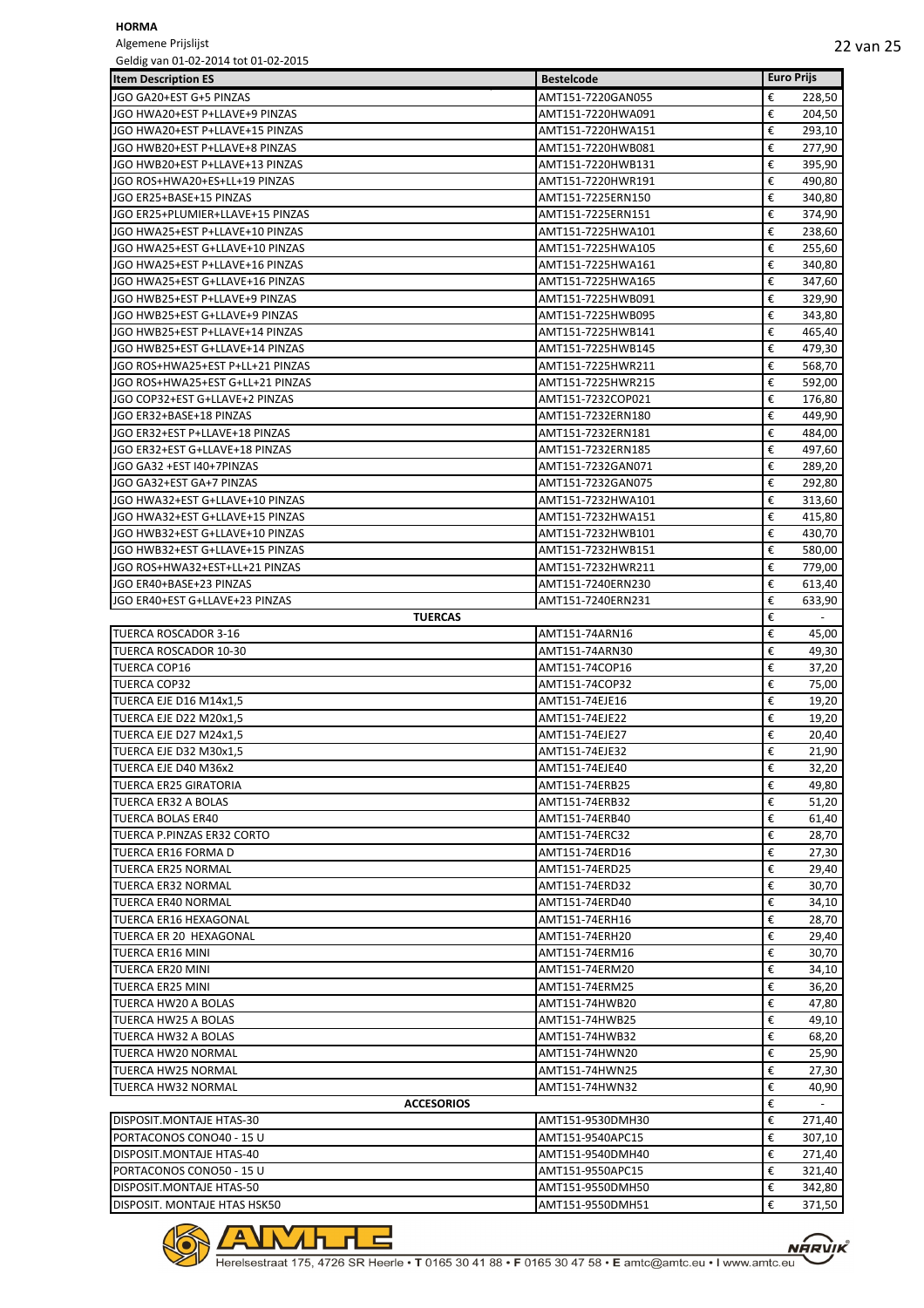**HORMA**

Algemene Prijslijst

Geldig van 01-02-2014 tot 01-02-2015

| Item Description ES | Bestelcode | Euro Prijs |
|---|---|---|
| JGO GA20+EST G+5 PINZAS | AMT151-7220GAN055 | € 228,50 |
| JGO HWA20+EST P+LLAVE+9 PINZAS | AMT151-7220HWA091 | € 204,50 |
| JGO HWA20+EST P+LLAVE+15 PINZAS | AMT151-7220HWA151 | € 293,10 |
| JGO HWB20+EST P+LLAVE+8 PINZAS | AMT151-7220HWB081 | € 277,90 |
| JGO HWB20+EST P+LLAVE+13 PINZAS | AMT151-7220HWB131 | € 395,90 |
| JGO ROS+HWA20+ES+LL+19 PINZAS | AMT151-7220HWR191 | € 490,80 |
| JGO ER25+BASE+15 PINZAS | AMT151-7225ERN150 | € 340,80 |
| JGO ER25+PLUMIER+LLAVE+15 PINZAS | AMT151-7225ERN151 | € 374,90 |
| JGO HWA25+EST P+LLAVE+10 PINZAS | AMT151-7225HWA101 | € 238,60 |
| JGO HWA25+EST G+LLAVE+10 PINZAS | AMT151-7225HWA105 | € 255,60 |
| JGO HWA25+EST P+LLAVE+16 PINZAS | AMT151-7225HWA161 | € 340,80 |
| JGO HWA25+EST G+LLAVE+16 PINZAS | AMT151-7225HWA165 | € 347,60 |
| JGO HWB25+EST P+LLAVE+9 PINZAS | AMT151-7225HWB091 | € 329,90 |
| JGO HWB25+EST G+LLAVE+9 PINZAS | AMT151-7225HWB095 | € 343,80 |
| JGO HWB25+EST P+LLAVE+14 PINZAS | AMT151-7225HWB141 | € 465,40 |
| JGO HWB25+EST G+LLAVE+14 PINZAS | AMT151-7225HWB145 | € 479,30 |
| JGO ROS+HWA25+EST P+LL+21 PINZAS | AMT151-7225HWR211 | € 568,70 |
| JGO ROS+HWA25+EST G+LL+21 PINZAS | AMT151-7225HWR215 | € 592,00 |
| JGO COP32+EST G+LLAVE+2 PINZAS | AMT151-7232COP021 | € 176,80 |
| JGO ER32+BASE+18 PINZAS | AMT151-7232ERN180 | € 449,90 |
| JGO ER32+EST P+LLAVE+18 PINZAS | AMT151-7232ERN181 | € 484,00 |
| JGO ER32+EST G+LLAVE+18 PINZAS | AMT151-7232ERN185 | € 497,60 |
| JGO GA32 +EST I40+7PINZAS | AMT151-7232GAN071 | € 289,20 |
| JGO GA32+EST GA+7 PINZAS | AMT151-7232GAN075 | € 292,80 |
| JGO HWA32+EST G+LLAVE+10 PINZAS | AMT151-7232HWA101 | € 313,60 |
| JGO HWA32+EST G+LLAVE+15 PINZAS | AMT151-7232HWA151 | € 415,80 |
| JGO HWB32+EST G+LLAVE+10 PINZAS | AMT151-7232HWB101 | € 430,70 |
| JGO HWB32+EST G+LLAVE+15 PINZAS | AMT151-7232HWB151 | € 580,00 |
| JGO ROS+HWA32+EST+LL+21 PINZAS | AMT151-7232HWR211 | € 779,00 |
| JGO ER40+BASE+23 PINZAS | AMT151-7240ERN230 | € 613,40 |
| JGO ER40+EST G+LLAVE+23 PINZAS | AMT151-7240ERN231 | € 633,90 |
| **TUERCAS** | | € - |
| TUERCA ROSCADOR 3-16 | AMT151-74ARN16 | € 45,00 |
| TUERCA ROSCADOR 10-30 | AMT151-74ARN30 | € 49,30 |
| TUERCA COP16 | AMT151-74COP16 | € 37,20 |
| TUERCA COP32 | AMT151-74COP32 | € 75,00 |
| TUERCA EJE D16 M14x1,5 | AMT151-74EJE16 | € 19,20 |
| TUERCA EJE D22 M20x1,5 | AMT151-74EJE22 | € 19,20 |
| TUERCA EJE D27 M24x1,5 | AMT151-74EJE27 | € 20,40 |
| TUERCA EJE D32 M30x1,5 | AMT151-74EJE32 | € 21,90 |
| TUERCA EJE D40 M36x2 | AMT151-74EJE40 | € 32,20 |
| TUERCA ER25 GIRATORIA | AMT151-74ERB25 | € 49,80 |
| TUERCA ER32 A BOLAS | AMT151-74ERB32 | € 51,20 |
| TUERCA BOLAS ER40 | AMT151-74ERB40 | € 61,40 |
| TUERCA P.PINZAS ER32 CORTO | AMT151-74ERC32 | € 28,70 |
| TUERCA ER16 FORMA D | AMT151-74ERD16 | € 27,30 |
| TUERCA ER25 NORMAL | AMT151-74ERD25 | € 29,40 |
| TUERCA ER32 NORMAL | AMT151-74ERD32 | € 30,70 |
| TUERCA ER40 NORMAL | AMT151-74ERD40 | € 34,10 |
| TUERCA ER16 HEXAGONAL | AMT151-74ERH16 | € 28,70 |
| TUERCA ER 20 HEXAGONAL | AMT151-74ERH20 | € 29,40 |
| TUERCA ER16 MINI | AMT151-74ERM16 | € 30,70 |
| TUERCA ER20 MINI | AMT151-74ERM20 | € 34,10 |
| TUERCA ER25 MINI | AMT151-74ERM25 | € 36,20 |
| TUERCA HW20 A BOLAS | AMT151-74HWB20 | € 47,80 |
| TUERCA HW25 A BOLAS | AMT151-74HWB25 | € 49,10 |
| TUERCA HW32 A BOLAS | AMT151-74HWB32 | € 68,20 |
| TUERCA HW20 NORMAL | AMT151-74HWN20 | € 25,90 |
| TUERCA HW25 NORMAL | AMT151-74HWN25 | € 27,30 |
| TUERCA HW32 NORMAL | AMT151-74HWN32 | € 40,90 |
| **ACCESORIOS** | | € - |
| DISPOSIT.MONTAJE HTAS-30 | AMT151-9530DMH30 | € 271,40 |
| PORTACONOS CONO40 - 15 U | AMT151-9540APC15 | € 307,10 |
| DISPOSIT.MONTAJE HTAS-40 | AMT151-9540DMH40 | € 271,40 |
| PORTACONOS CONO50 - 15 U | AMT151-9550APC15 | € 321,40 |
| DISPOSIT.MONTAJE HTAS-50 | AMT151-9550DMH50 | € 342,80 |
| DISPOSIT. MONTAJE HTAS HSK50 | AMT151-9550DMH51 | € 371,50 |

Herelsestraat 175, 4726 SR Heerle • T 0165 30 41 88 • F 0165 30 47 58 • E amtc@amtc.eu • I www.amtc.eu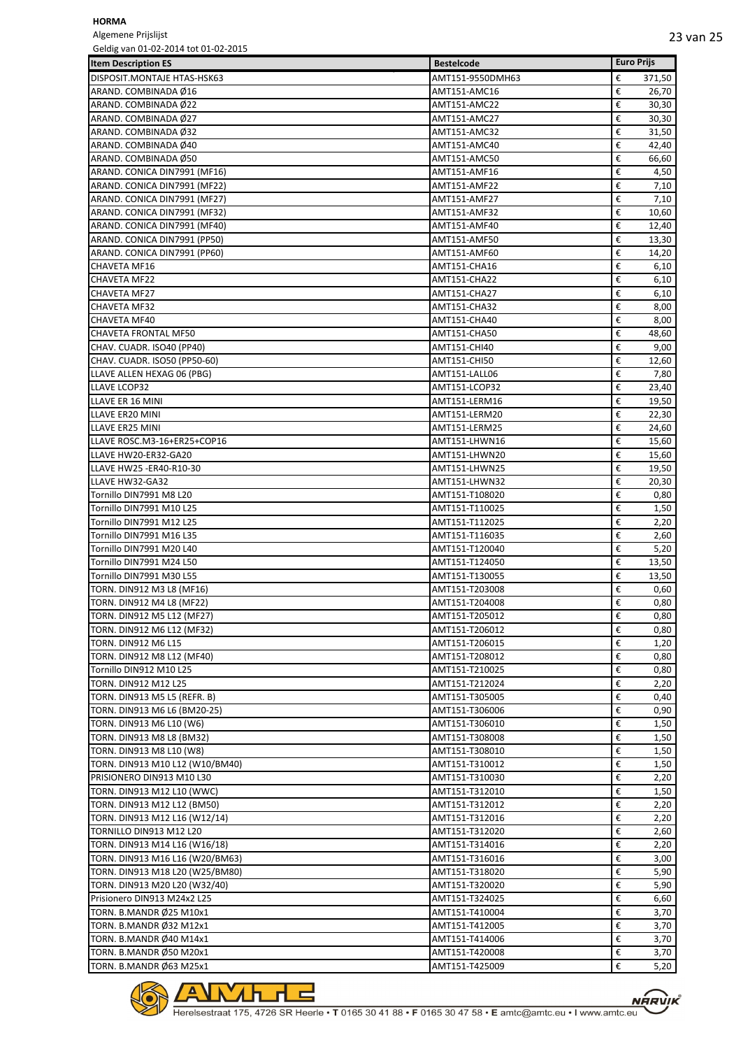**HORMA**

Algemene Prijslijst

Geldig van 01-02-2014 tot 01-02-2015

| Item Description ES | Bestelcode | Euro Prijs |
|---|---|---|
| DISPOSIT.MONTAJE HTAS-HSK63 | AMT151-9550DMH63 | € 371,50 |
| ARAND. COMBINADA Ø16 | AMT151-AMC16 | € 26,70 |
| ARAND. COMBINADA Ø22 | AMT151-AMC22 | € 30,30 |
| ARAND. COMBINADA Ø27 | AMT151-AMC27 | € 30,30 |
| ARAND. COMBINADA Ø32 | AMT151-AMC32 | € 31,50 |
| ARAND. COMBINADA Ø40 | AMT151-AMC40 | € 42,40 |
| ARAND. COMBINADA Ø50 | AMT151-AMC50 | € 66,60 |
| ARAND. CONICA DIN7991 (MF16) | AMT151-AMF16 | € 4,50 |
| ARAND. CONICA DIN7991 (MF22) | AMT151-AMF22 | € 7,10 |
| ARAND. CONICA DIN7991 (MF27) | AMT151-AMF27 | € 7,10 |
| ARAND. CONICA DIN7991 (MF32) | AMT151-AMF32 | € 10,60 |
| ARAND. CONICA DIN7991 (MF40) | AMT151-AMF40 | € 12,40 |
| ARAND. CONICA DIN7991 (PP50) | AMT151-AMF50 | € 13,30 |
| ARAND. CONICA DIN7991 (PP60) | AMT151-AMF60 | € 14,20 |
| CHAVETA MF16 | AMT151-CHA16 | € 6,10 |
| CHAVETA MF22 | AMT151-CHA22 | € 6,10 |
| CHAVETA MF27 | AMT151-CHA27 | € 6,10 |
| CHAVETA MF32 | AMT151-CHA32 | € 8,00 |
| CHAVETA MF40 | AMT151-CHA40 | € 8,00 |
| CHAVETA FRONTAL MF50 | AMT151-CHA50 | € 48,60 |
| CHAV. CUADR. ISO40 (PP40) | AMT151-CHI40 | € 9,00 |
| CHAV. CUADR. ISO50 (PP50-60) | AMT151-CHI50 | € 12,60 |
| LLAVE ALLEN HEXAG 06 (PBG) | AMT151-LALL06 | € 7,80 |
| LLAVE LCOP32 | AMT151-LCOP32 | € 23,40 |
| LLAVE ER 16 MINI | AMT151-LERM16 | € 19,50 |
| LLAVE ER20 MINI | AMT151-LERM20 | € 22,30 |
| LLAVE ER25 MINI | AMT151-LERM25 | € 24,60 |
| LLAVE ROSC.M3-16+ER25+COP16 | AMT151-LHWN16 | € 15,60 |
| LLAVE HW20-ER32-GA20 | AMT151-LHWN20 | € 15,60 |
| LLAVE HW25 -ER40-R10-30 | AMT151-LHWN25 | € 19,50 |
| LLAVE HW32-GA32 | AMT151-LHWN32 | € 20,30 |
| Tornillo DIN7991 M8 L20 | AMT151-T108020 | € 0,80 |
| Tornillo DIN7991 M10 L25 | AMT151-T110025 | € 1,50 |
| Tornillo DIN7991 M12 L25 | AMT151-T112025 | € 2,20 |
| Tornillo DIN7991 M16 L35 | AMT151-T116035 | € 2,60 |
| Tornillo DIN7991 M20 L40 | AMT151-T120040 | € 5,20 |
| Tornillo DIN7991 M24 L50 | AMT151-T124050 | € 13,50 |
| Tornillo DIN7991 M30 L55 | AMT151-T130055 | € 13,50 |
| TORN. DIN912 M3 L8 (MF16) | AMT151-T203008 | € 0,60 |
| TORN. DIN912 M4 L8 (MF22) | AMT151-T204008 | € 0,80 |
| TORN. DIN912 M5 L12 (MF27) | AMT151-T205012 | € 0,80 |
| TORN. DIN912 M6 L12 (MF32) | AMT151-T206012 | € 0,80 |
| TORN. DIN912 M6 L15 | AMT151-T206015 | € 1,20 |
| TORN. DIN912 M8 L12 (MF40) | AMT151-T208012 | € 0,80 |
| Tornillo DIN912 M10 L25 | AMT151-T210025 | € 0,80 |
| TORN. DIN912 M12 L25 | AMT151-T212024 | € 2,20 |
| TORN. DIN913 M5 L5 (REFR. B) | AMT151-T305005 | € 0,40 |
| TORN. DIN913 M6 L6 (BM20-25) | AMT151-T306006 | € 0,90 |
| TORN. DIN913 M6 L10 (W6) | AMT151-T306010 | € 1,50 |
| TORN. DIN913 M8 L8 (BM32) | AMT151-T308008 | € 1,50 |
| TORN. DIN913 M8 L10 (W8) | AMT151-T308010 | € 1,50 |
| TORN. DIN913 M10 L12 (W10/BM40) | AMT151-T310012 | € 1,50 |
| PRISIONERO DIN913 M10 L30 | AMT151-T310030 | € 2,20 |
| TORN. DIN913 M12 L10 (WWC) | AMT151-T312010 | € 1,50 |
| TORN. DIN913 M12 L12 (BM50) | AMT151-T312012 | € 2,20 |
| TORN. DIN913 M12 L16 (W12/14) | AMT151-T312016 | € 2,20 |
| TORNILLO DIN913 M12 L20 | AMT151-T312020 | € 2,60 |
| TORN. DIN913 M14 L16 (W16/18) | AMT151-T314016 | € 2,20 |
| TORN. DIN913 M16 L16 (W20/BM63) | AMT151-T316016 | € 3,00 |
| TORN. DIN913 M18 L20 (W25/BM80) | AMT151-T318020 | € 5,90 |
| TORN. DIN913 M20 L20 (W32/40) | AMT151-T320020 | € 5,90 |
| Prisionero DIN913 M24x2 L25 | AMT151-T324025 | € 6,60 |
| TORN. B.MANDR Ø25 M10x1 | AMT151-T410004 | € 3,70 |
| TORN. B.MANDR Ø32 M12x1 | AMT151-T412005 | € 3,70 |
| TORN. B.MANDR Ø40 M14x1 | AMT151-T414006 | € 3,70 |
| TORN. B.MANDR Ø50 M20x1 | AMT151-T420008 | € 3,70 |
| TORN. B.MANDR Ø63 M25x1 | AMT151-T425009 | € 5,20 |

Herelsestraat 175, 4726 SR Heerle • T 0165 30 41 88 • F 0165 30 47 58 • E amtc@amtc.eu • I www.amtc.eu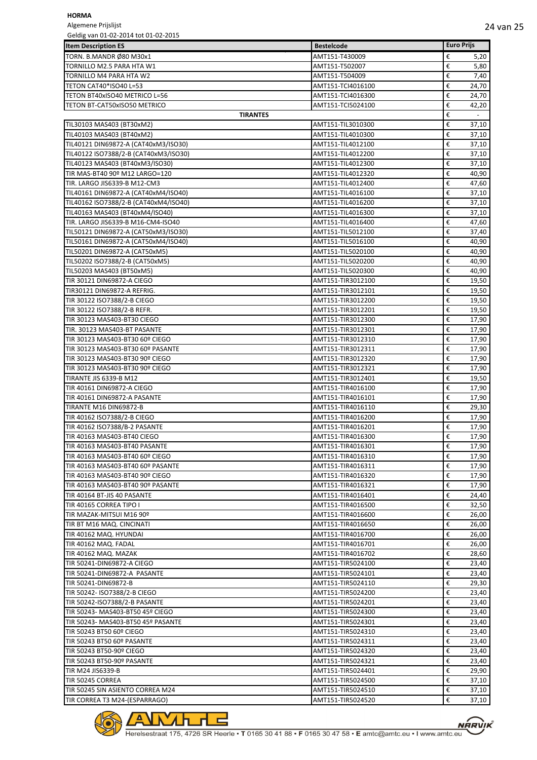**HORMA**

Algemene Prijslijst

Geldig van 01-02-2014 tot 01-02-2015

| Item Description ES | Bestelcode | Euro Prijs |
|---|---|---|
| TORN. B.MANDR Ø80 M30x1 | AMT151-T430009 | € 5,20 |
| TORNILLO M2.5 PARA HTA W1 | AMT151-T502007 | € 5,80 |
| TORNILLO M4 PARA HTA W2 | AMT151-T504009 | € 7,40 |
| TETON CAT40*ISO40 L=53 | AMT151-TCI4016100 | € 24,70 |
| TETON BT40xISO40 METRICO L=56 | AMT151-TCI4016300 | € 24,70 |
| TETON BT-CAT50xISO50 METRICO | AMT151-TCI5024100 | € 42,20 |
| **TIRANTES** | | € - |
| TIL30103 MAS403 (BT30xM2) | AMT151-TIL3010300 | € 37,10 |
| TIL40103 MAS403 (BT40xM2) | AMT151-TIL4010300 | € 37,10 |
| TIL40121 DIN69872-A (CAT40xM3/ISO30) | AMT151-TIL4012100 | € 37,10 |
| TIL40122 ISO7388/2-B (CAT40xM3/ISO30) | AMT151-TIL4012200 | € 37,10 |
| TIL40123 MAS403 (BT40xM3/ISO30) | AMT151-TIL4012300 | € 37,10 |
| TIR MAS-BT40 90º M12 LARGO=120 | AMT151-TIL4012320 | € 40,90 |
| TIR. LARGO JIS6339-B M12-CM3 | AMT151-TIL4012400 | € 47,60 |
| TIL40161 DIN69872-A (CAT40xM4/ISO40) | AMT151-TIL4016100 | € 37,10 |
| TIL40162 ISO7388/2-B (CAT40xM4/ISO40) | AMT151-TIL4016200 | € 37,10 |
| TIL40163 MAS403 (BT40xM4/ISO40) | AMT151-TIL4016300 | € 37,10 |
| TIR. LARGO JIS6339-B M16-CM4-ISO40 | AMT151-TIL4016400 | € 47,60 |
| TIL50121 DIN69872-A (CAT50xM3/ISO30) | AMT151-TIL5012100 | € 37,40 |
| TIL50161 DIN69872-A (CAT50xM4/ISO40) | AMT151-TIL5016100 | € 40,90 |
| TIL50201 DIN69872-A (CAT50xM5) | AMT151-TIL5020100 | € 40,90 |
| TIL50202 ISO7388/2-B (CAT50xM5) | AMT151-TIL5020200 | € 40,90 |
| TIL50203 MAS403 (BT50xM5) | AMT151-TIL5020300 | € 40,90 |
| TIR 30121 DIN69872-A CIEGO | AMT151-TIR3012100 | € 19,50 |
| TIR30121 DIN69872-A REFRIG. | AMT151-TIR3012101 | € 19,50 |
| TIR 30122 ISO7388/2-B CIEGO | AMT151-TIR3012200 | € 19,50 |
| TIR 30122 ISO7388/2-B REFR. | AMT151-TIR3012201 | € 19,50 |
| TIR 30123 MAS403-BT30 CIEGO | AMT151-TIR3012300 | € 17,90 |
| TIR. 30123 MAS403-BT PASANTE | AMT151-TIR3012301 | € 17,90 |
| TIR 30123 MAS403-BT30 60º CIEGO | AMT151-TIR3012310 | € 17,90 |
| TIR 30123 MAS403-BT30 60º PASANTE | AMT151-TIR3012311 | € 17,90 |
| TIR 30123 MAS403-BT30 90º CIEGO | AMT151-TIR3012320 | € 17,90 |
| TIR 30123 MAS403-BT30 90º CIEGO | AMT151-TIR3012321 | € 17,90 |
| TIRANTE JIS 6339-B M12 | AMT151-TIR3012401 | € 19,50 |
| TIR 40161 DIN69872-A CIEGO | AMT151-TIR4016100 | € 17,90 |
| TIR 40161 DIN69872-A PASANTE | AMT151-TIR4016101 | € 17,90 |
| TIRANTE M16 DIN69872-B | AMT151-TIR4016110 | € 29,30 |
| TIR 40162 ISO7388/2-B CIEGO | AMT151-TIR4016200 | € 17,90 |
| TIR 40162 ISO7388/B-2 PASANTE | AMT151-TIR4016201 | € 17,90 |
| TIR 40163 MAS403-BT40 CIEGO | AMT151-TIR4016300 | € 17,90 |
| TIR 40163 MAS403-BT40 PASANTE | AMT151-TIR4016301 | € 17,90 |
| TIR 40163 MAS403-BT40 60º CIEGO | AMT151-TIR4016310 | € 17,90 |
| TIR 40163 MAS403-BT40 60º PASANTE | AMT151-TIR4016311 | € 17,90 |
| TIR 40163 MAS403-BT40 90º CIEGO | AMT151-TIR4016320 | € 17,90 |
| TIR 40163 MAS403-BT40 90º PASANTE | AMT151-TIR4016321 | € 17,90 |
| TIR 40164 BT-JIS 40 PASANTE | AMT151-TIR4016401 | € 24,40 |
| TIR 40165 CORREA TIPO I | AMT151-TIR4016500 | € 32,50 |
| TIR MAZAK-MITSUI M16 90º | AMT151-TIR4016600 | € 26,00 |
| TIR BT M16 MAQ. CINCINATI | AMT151-TIR4016650 | € 26,00 |
| TIR 40162 MAQ. HYUNDAI | AMT151-TIR4016700 | € 26,00 |
| TIR 40162 MAQ. FADAL | AMT151-TIR4016701 | € 26,00 |
| TIR 40162 MAQ. MAZAK | AMT151-TIR4016702 | € 28,60 |
| TIR 50241-DIN69872-A CIEGO | AMT151-TIR5024100 | € 23,40 |
| TIR 50241-DIN69872-A PASANTE | AMT151-TIR5024101 | € 23,40 |
| TIR 50241-DIN69872-B | AMT151-TIR5024110 | € 29,30 |
| TIR 50242- ISO7388/2-B CIEGO | AMT151-TIR5024200 | € 23,40 |
| TIR 50242-ISO7388/2-B PASANTE | AMT151-TIR5024201 | € 23,40 |
| TIR 50243- MAS403-BT50 45º CIEGO | AMT151-TIR5024300 | € 23,40 |
| TIR 50243- MAS403-BT50 45º PASANTE | AMT151-TIR5024301 | € 23,40 |
| TIR 50243 BT50 60º CIEGO | AMT151-TIR5024310 | € 23,40 |
| TIR 50243 BT50 60º PASANTE | AMT151-TIR5024311 | € 23,40 |
| TIR 50243 BT50-90º CIEGO | AMT151-TIR5024320 | € 23,40 |
| TIR 50243 BT50-90º PASANTE | AMT151-TIR5024321 | € 23,40 |
| TIR M24 JIS6339-B | AMT151-TIR5024401 | € 29,90 |
| TIR 50245 CORREA | AMT151-TIR5024500 | € 37,10 |
| TIR 50245 SIN ASIENTO CORREA M24 | AMT151-TIR5024510 | € 37,10 |
| TIR CORREA T3 M24-(ESPARRAGO) | AMT151-TIR5024520 | € 37,10 |

Herelsestraat 175, 4726 SR Heerle • T 0165 30 41 88 • F 0165 30 47 58 • E amtc@amtc.eu • I www.amtc.eu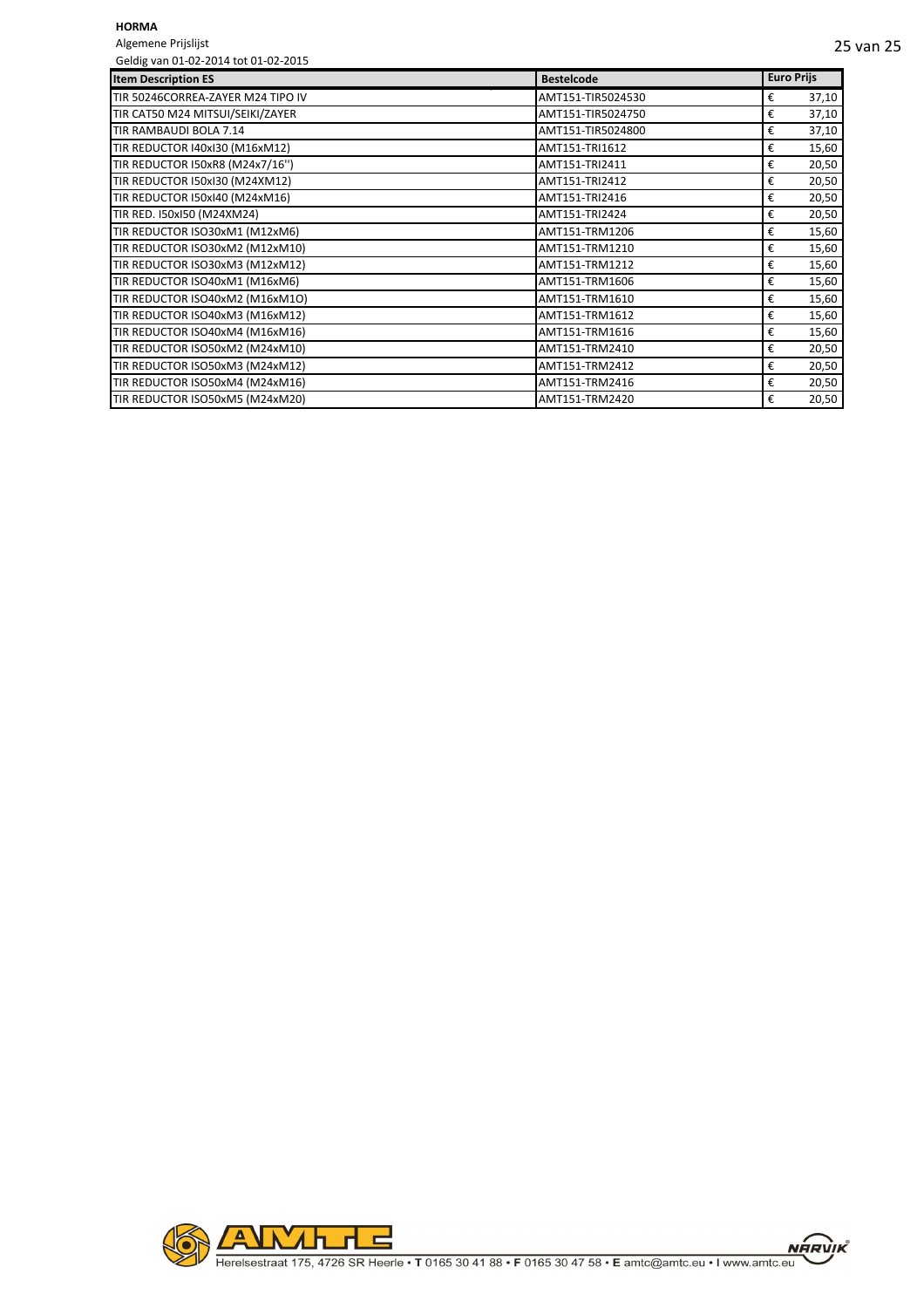**HORMA**

Algemene Prijslijst

Geldig van 01-02-2014 tot 01-02-2015

| Item Description ES | Bestelcode | Euro Prijs |
| --- | --- | --- |
| TIR 50246CORREA-ZAYER M24 TIPO IV | AMT151-TIR5024530 | € 37,10 |
| TIR CAT50 M24 MITSUI/SEIKI/ZAYER | AMT151-TIR5024750 | € 37,10 |
| TIR RAMBAUDI BOLA 7.14 | AMT151-TIR5024800 | € 37,10 |
| TIR REDUCTOR I40xI30 (M16xM12) | AMT151-TRI1612 | € 15,60 |
| TIR REDUCTOR I50xR8 (M24x7/16'') | AMT151-TRI2411 | € 20,50 |
| TIR REDUCTOR I50xI30 (M24XM12) | AMT151-TRI2412 | € 20,50 |
| TIR REDUCTOR I50xI40 (M24xM16) | AMT151-TRI2416 | € 20,50 |
| TIR RED. I50xI50 (M24XM24) | AMT151-TRI2424 | € 20,50 |
| TIR REDUCTOR ISO30xM1 (M12xM6) | AMT151-TRM1206 | € 15,60 |
| TIR REDUCTOR ISO30xM2 (M12xM10) | AMT151-TRM1210 | € 15,60 |
| TIR REDUCTOR ISO30xM3 (M12xM12) | AMT151-TRM1212 | € 15,60 |
| TIR REDUCTOR ISO40xM1 (M16xM6) | AMT151-TRM1606 | € 15,60 |
| TIR REDUCTOR ISO40xM2 (M16xM1O) | AMT151-TRM1610 | € 15,60 |
| TIR REDUCTOR ISO40xM3 (M16xM12) | AMT151-TRM1612 | € 15,60 |
| TIR REDUCTOR ISO40xM4 (M16xM16) | AMT151-TRM1616 | € 15,60 |
| TIR REDUCTOR ISO50xM2 (M24xM10) | AMT151-TRM2410 | € 20,50 |
| TIR REDUCTOR ISO50xM3 (M24xM12) | AMT151-TRM2412 | € 20,50 |
| TIR REDUCTOR ISO50xM4 (M24xM16) | AMT151-TRM2416 | € 20,50 |
| TIR REDUCTOR ISO50xM5 (M24xM20) | AMT151-TRM2420 | € 20,50 |

Herelsestraat 175, 4726 SR Heerle • **T** 0165 30 41 88 • **F** 0165 30 47 58 • **E** amtc@amtc.eu • **I** www.amtc.eu